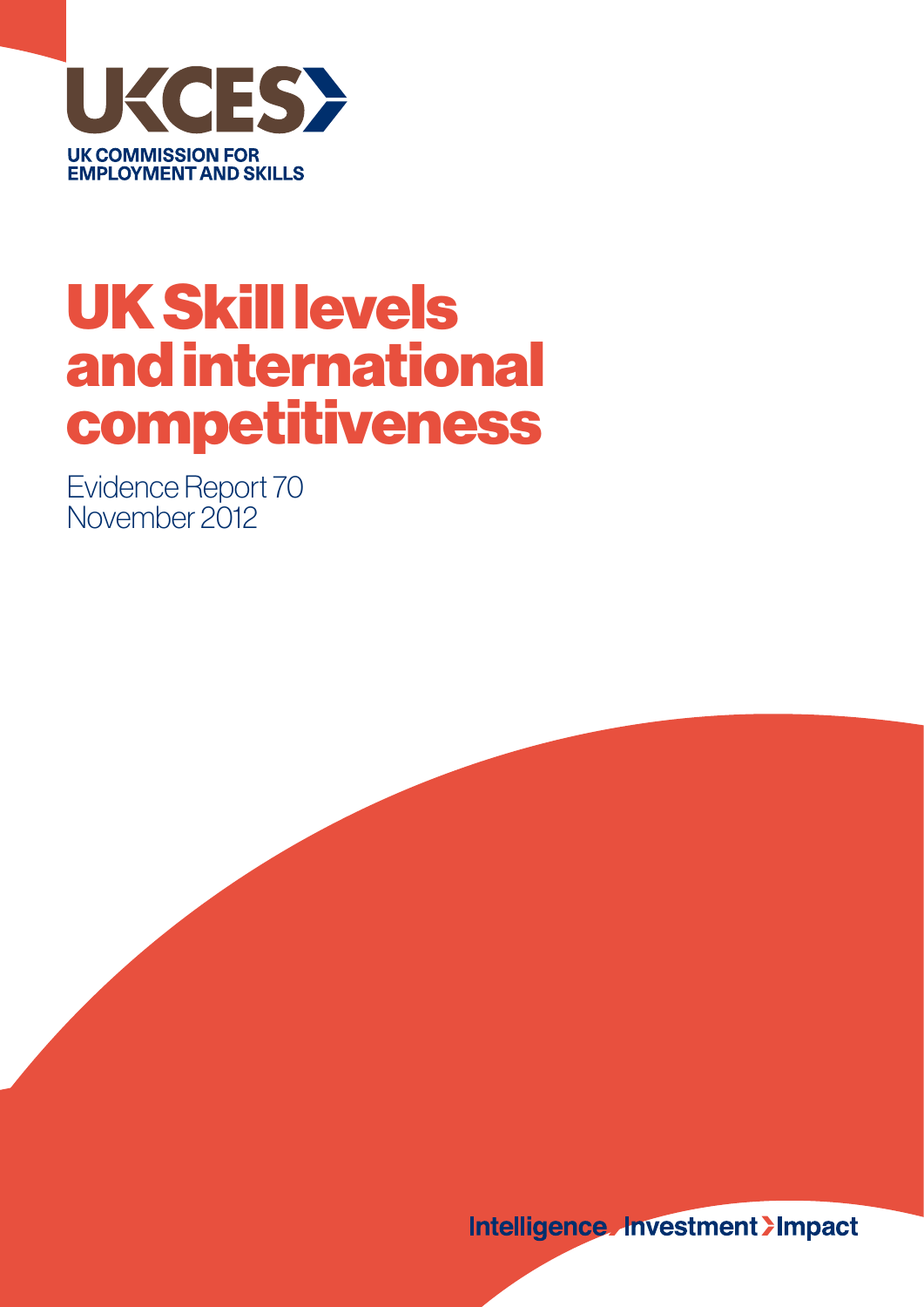UKCES

UK COMMISSION FOR EMPLOYMENT AND SKILLS

# UK Skill levels and international competitiveness

Evidence Report 70
November 2012

Intelligence Investment Impact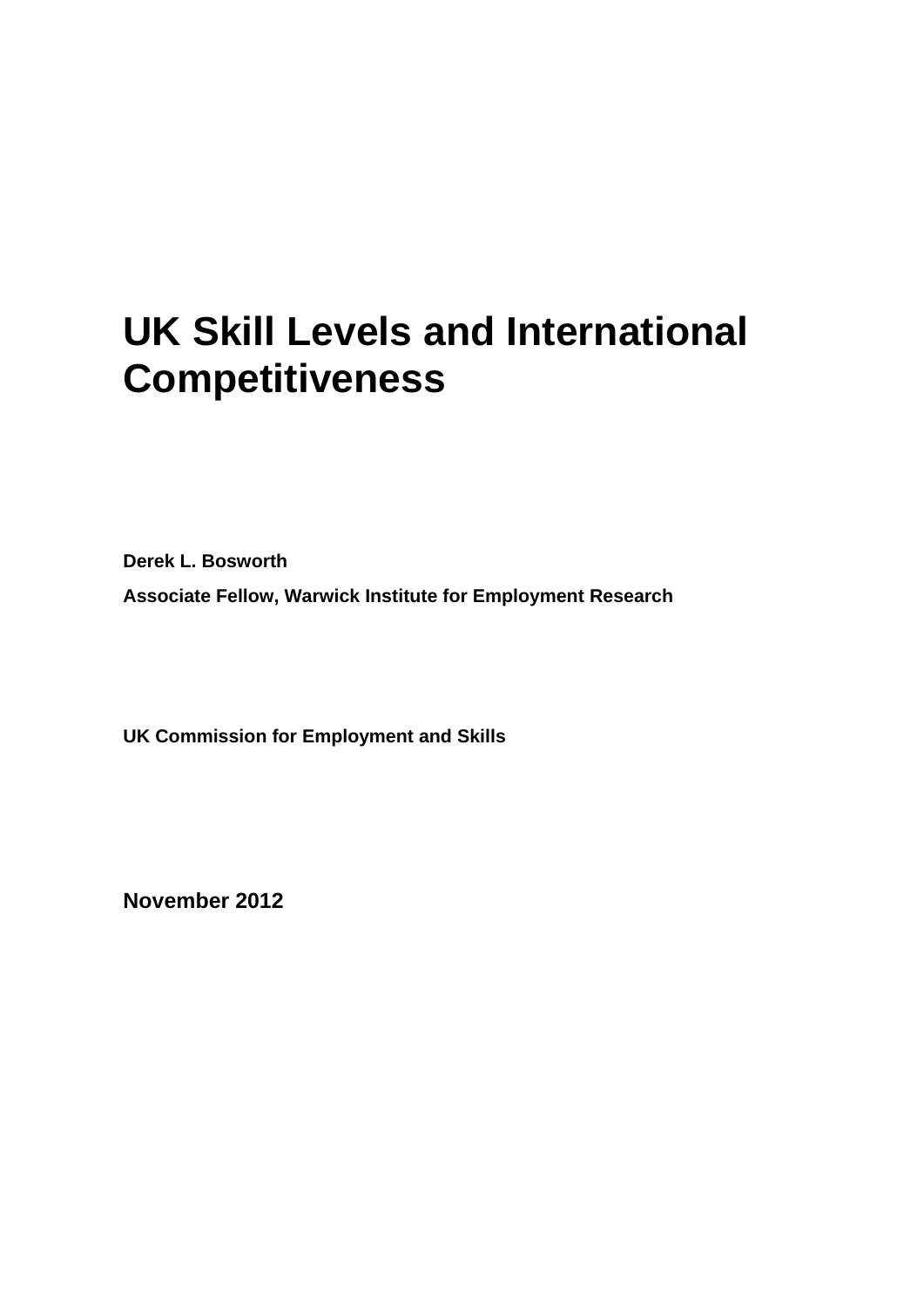# UK Skill Levels and International Competitiveness

**Derek L. Bosworth**

**Associate Fellow, Warwick Institute for Employment Research**

**UK Commission for Employment and Skills**

**November 2012**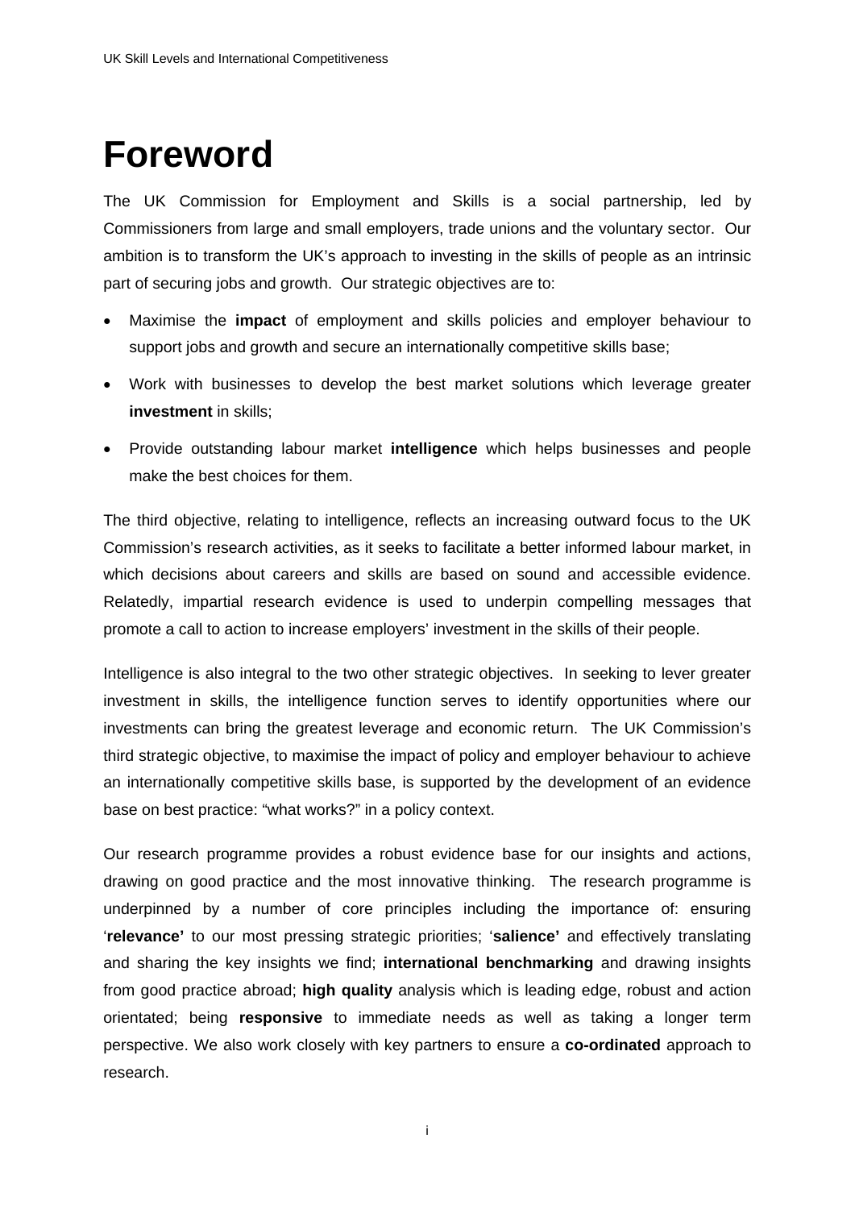# Foreword

The UK Commission for Employment and Skills is a social partnership, led by Commissioners from large and small employers, trade unions and the voluntary sector. Our ambition is to transform the UK's approach to investing in the skills of people as an intrinsic part of securing jobs and growth. Our strategic objectives are to:

- Maximise the **impact** of employment and skills policies and employer behaviour to support jobs and growth and secure an internationally competitive skills base;
- Work with businesses to develop the best market solutions which leverage greater **investment** in skills;
- Provide outstanding labour market **intelligence** which helps businesses and people make the best choices for them.

The third objective, relating to intelligence, reflects an increasing outward focus to the UK Commission's research activities, as it seeks to facilitate a better informed labour market, in which decisions about careers and skills are based on sound and accessible evidence. Relatedly, impartial research evidence is used to underpin compelling messages that promote a call to action to increase employers' investment in the skills of their people.

Intelligence is also integral to the two other strategic objectives. In seeking to lever greater investment in skills, the intelligence function serves to identify opportunities where our investments can bring the greatest leverage and economic return. The UK Commission's third strategic objective, to maximise the impact of policy and employer behaviour to achieve an internationally competitive skills base, is supported by the development of an evidence base on best practice: "what works?" in a policy context.

Our research programme provides a robust evidence base for our insights and actions, drawing on good practice and the most innovative thinking. The research programme is underpinned by a number of core principles including the importance of: ensuring '**relevance'** to our most pressing strategic priorities; '**salience'** and effectively translating and sharing the key insights we find; **international benchmarking** and drawing insights from good practice abroad; **high quality** analysis which is leading edge, robust and action orientated; being **responsive** to immediate needs as well as taking a longer term perspective. We also work closely with key partners to ensure a **co-ordinated** approach to research.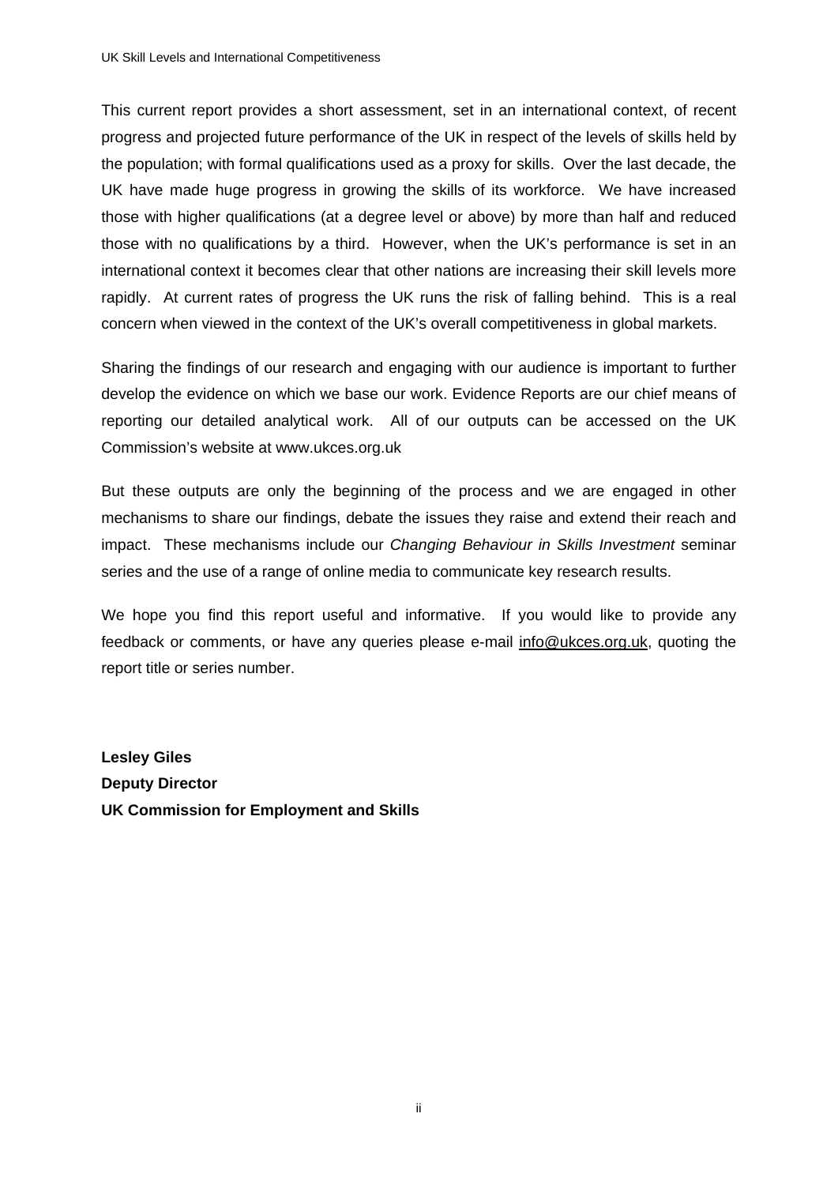This current report provides a short assessment, set in an international context, of recent progress and projected future performance of the UK in respect of the levels of skills held by the population; with formal qualifications used as a proxy for skills. Over the last decade, the UK have made huge progress in growing the skills of its workforce. We have increased those with higher qualifications (at a degree level or above) by more than half and reduced those with no qualifications by a third. However, when the UK's performance is set in an international context it becomes clear that other nations are increasing their skill levels more rapidly. At current rates of progress the UK runs the risk of falling behind. This is a real concern when viewed in the context of the UK's overall competitiveness in global markets.

Sharing the findings of our research and engaging with our audience is important to further develop the evidence on which we base our work. Evidence Reports are our chief means of reporting our detailed analytical work. All of our outputs can be accessed on the UK Commission's website at www.ukces.org.uk

But these outputs are only the beginning of the process and we are engaged in other mechanisms to share our findings, debate the issues they raise and extend their reach and impact. These mechanisms include our *Changing Behaviour in Skills Investment* seminar series and the use of a range of online media to communicate key research results.

We hope you find this report useful and informative. If you would like to provide any feedback or comments, or have any queries please e-mail info@ukces.org.uk, quoting the report title or series number.

**Lesley Giles**
**Deputy Director**
**UK Commission for Employment and Skills**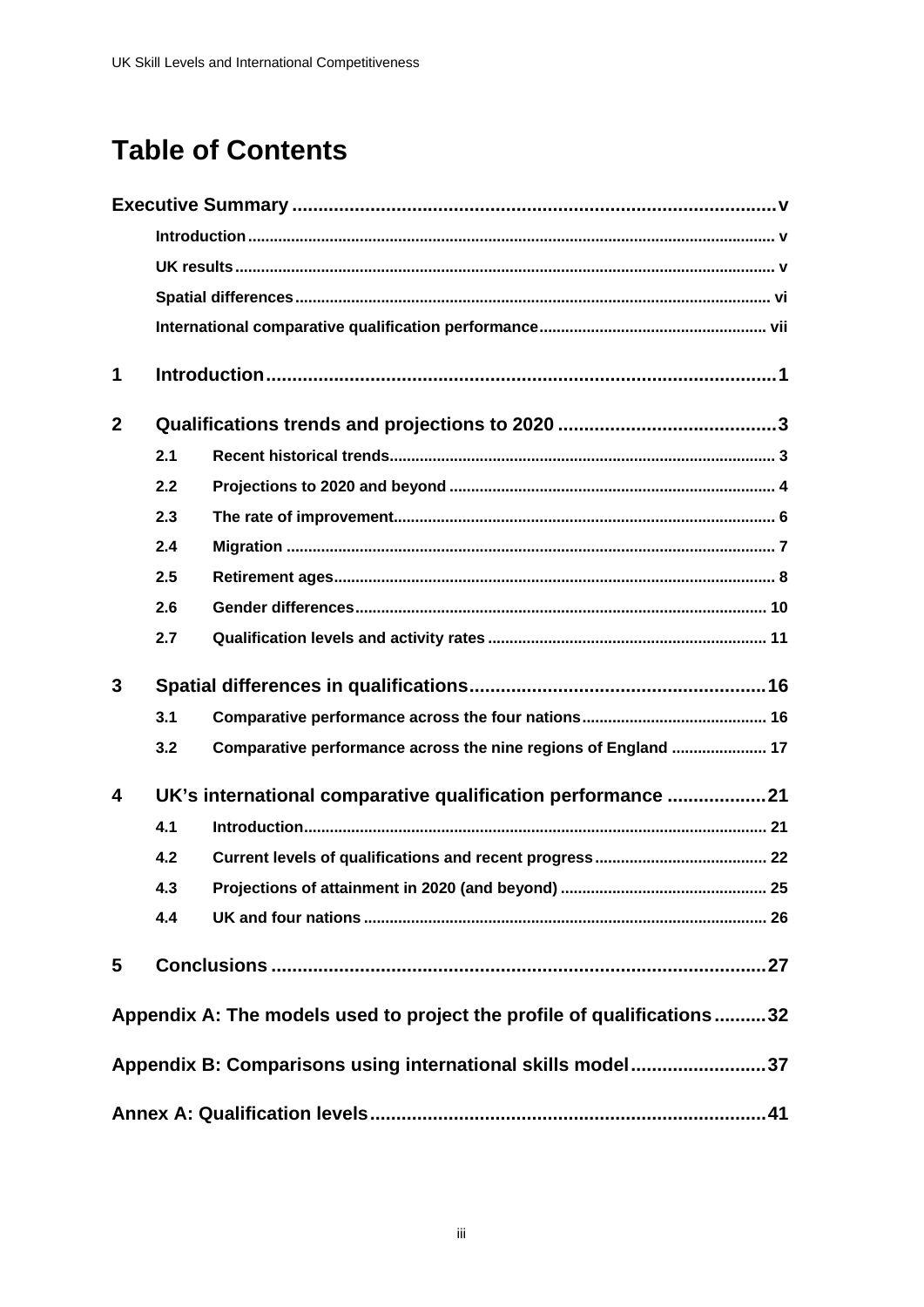# Table of Contents

**Executive Summary** ..... v

- Introduction ..... v
- UK results ..... v
- Spatial differences ..... vi
- International comparative qualification performance ..... vii

**1 Introduction** ..... 1

**2 Qualifications trends and projections to 2020** ..... 3

- 2.1 Recent historical trends ..... 3
- 2.2 Projections to 2020 and beyond ..... 4
- 2.3 The rate of improvement ..... 6
- 2.4 Migration ..... 7
- 2.5 Retirement ages ..... 8
- 2.6 Gender differences ..... 10
- 2.7 Qualification levels and activity rates ..... 11

**3 Spatial differences in qualifications** ..... 16

- 3.1 Comparative performance across the four nations ..... 16
- 3.2 Comparative performance across the nine regions of England ..... 17

**4 UK's international comparative qualification performance** ..... 21

- 4.1 Introduction ..... 21
- 4.2 Current levels of qualifications and recent progress ..... 22
- 4.3 Projections of attainment in 2020 (and beyond) ..... 25
- 4.4 UK and four nations ..... 26

**5 Conclusions** ..... 27

**Appendix A: The models used to project the profile of qualifications** ..... 32

**Appendix B: Comparisons using international skills model** ..... 37

**Annex A: Qualification levels** ..... 41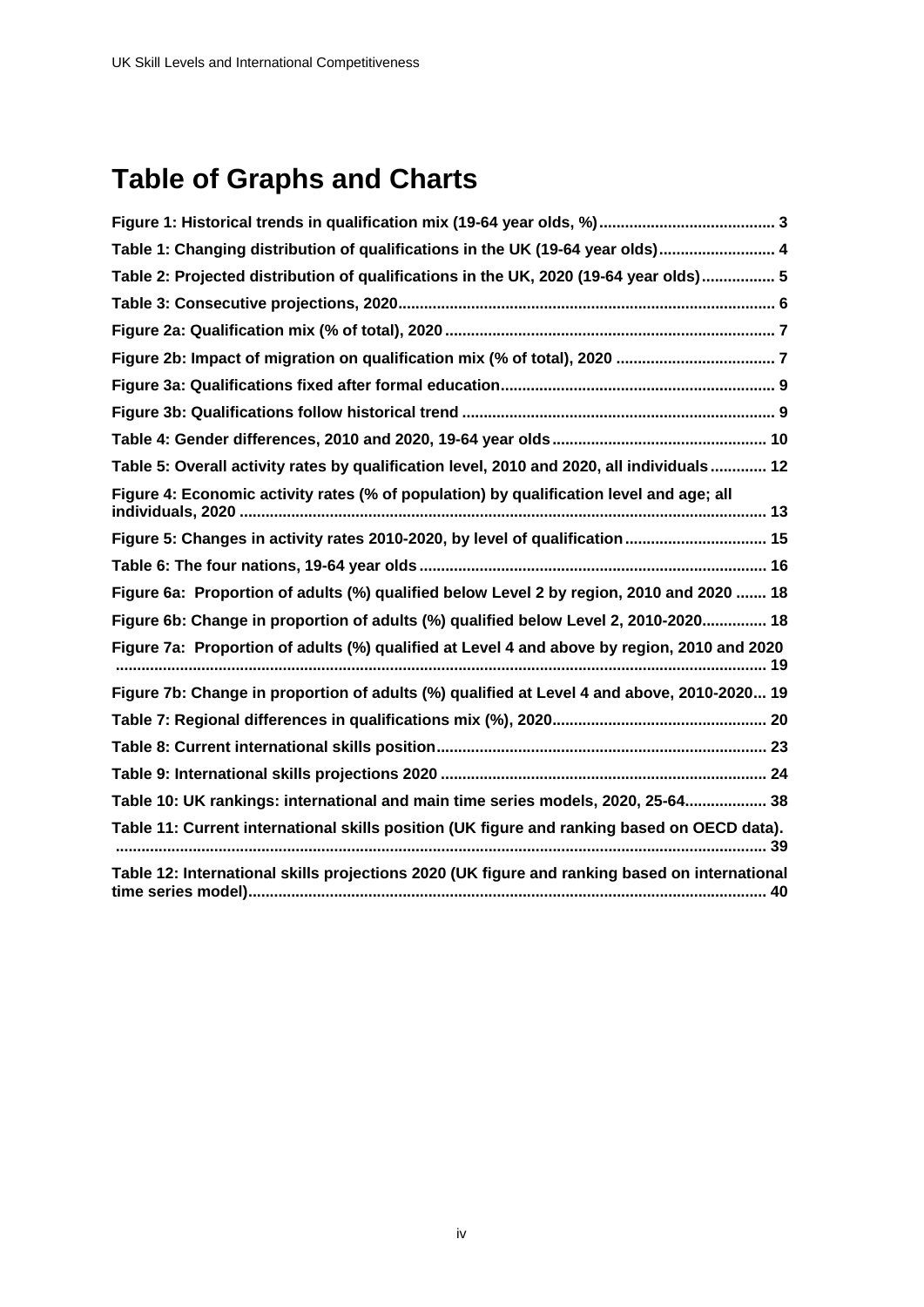# Table of Graphs and Charts

Figure 1: Historical trends in qualification mix (19-64 year olds, %) ........................................ 3

Table 1: Changing distribution of qualifications in the UK (19-64 year olds) .......................... 4

Table 2: Projected distribution of qualifications in the UK, 2020 (19-64 year olds) ................ 5

Table 3: Consecutive projections, 2020 ..................................................................................... 6

Figure 2a: Qualification mix (% of total), 2020 .......................................................................... 7

Figure 2b: Impact of migration on qualification mix (% of total), 2020 .................................... 7

Figure 3a: Qualifications fixed after formal education .............................................................. 9

Figure 3b: Qualifications follow historical trend ....................................................................... 9

Table 4: Gender differences, 2010 and 2020, 19-64 year olds ................................................ 10

Table 5: Overall activity rates by qualification level, 2010 and 2020, all individuals ............. 12

Figure 4: Economic activity rates (% of population) by qualification level and age; all individuals, 2020 ........................................................................................................................ 13

Figure 5: Changes in activity rates 2010-2020, by level of qualification ................................ 15

Table 6: The four nations, 19-64 year olds ............................................................................... 16

Figure 6a: Proportion of adults (%) qualified below Level 2 by region, 2010 and 2020 ....... 18

Figure 6b: Change in proportion of adults (%) qualified below Level 2, 2010-2020 .............. 18

Figure 7a: Proportion of adults (%) qualified at Level 4 and above by region, 2010 and 2020 ..................................................................................................................................................... 19

Figure 7b: Change in proportion of adults (%) qualified at Level 4 and above, 2010-2020 ... 19

Table 7: Regional differences in qualifications mix (%), 2020 ................................................ 20

Table 8: Current international skills position ........................................................................... 23

Table 9: International skills projections 2020 .......................................................................... 24

Table 10: UK rankings: international and main time series models, 2020, 25-64 .................. 38

Table 11: Current international skills position (UK figure and ranking based on OECD data). ..................................................................................................................................................... 39

Table 12: International skills projections 2020 (UK figure and ranking based on international time series model) ...................................................................................................................... 40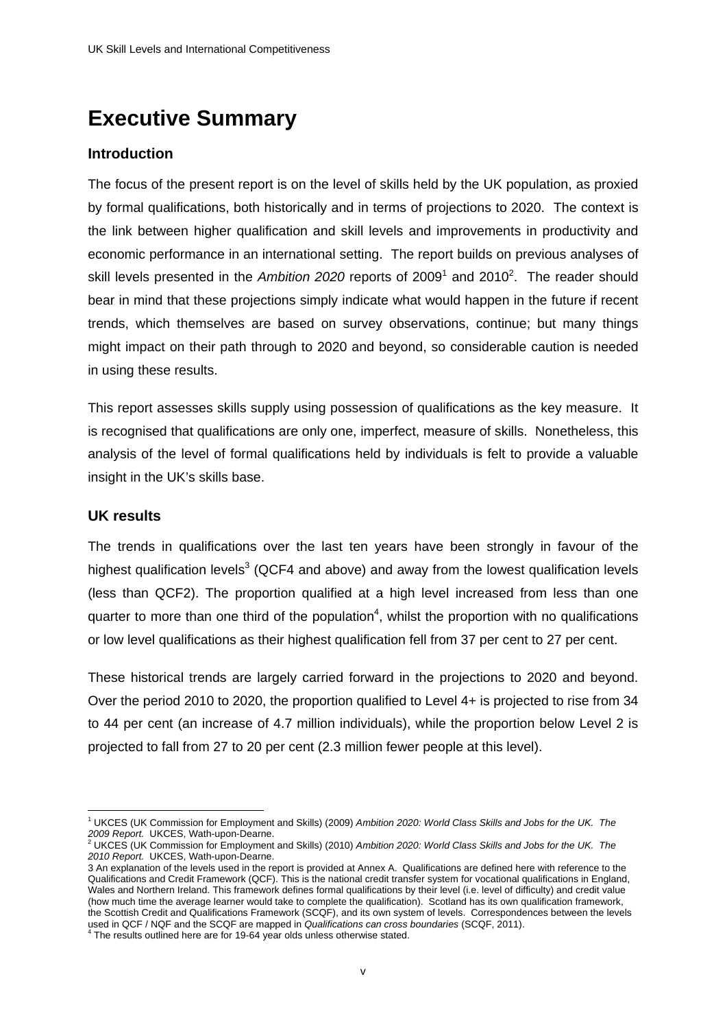# Executive Summary

## Introduction

The focus of the present report is on the level of skills held by the UK population, as proxied by formal qualifications, both historically and in terms of projections to 2020. The context is the link between higher qualification and skill levels and improvements in productivity and economic performance in an international setting. The report builds on previous analyses of skill levels presented in the *Ambition 2020* reports of 2009[1] and 2010[2]. The reader should bear in mind that these projections simply indicate what would happen in the future if recent trends, which themselves are based on survey observations, continue; but many things might impact on their path through to 2020 and beyond, so considerable caution is needed in using these results.

This report assesses skills supply using possession of qualifications as the key measure. It is recognised that qualifications are only one, imperfect, measure of skills. Nonetheless, this analysis of the level of formal qualifications held by individuals is felt to provide a valuable insight in the UK's skills base.

## UK results

The trends in qualifications over the last ten years have been strongly in favour of the highest qualification levels[3] (QCF4 and above) and away from the lowest qualification levels (less than QCF2). The proportion qualified at a high level increased from less than one quarter to more than one third of the population[4], whilst the proportion with no qualifications or low level qualifications as their highest qualification fell from 37 per cent to 27 per cent.

These historical trends are largely carried forward in the projections to 2020 and beyond. Over the period 2010 to 2020, the proportion qualified to Level 4+ is projected to rise from 34 to 44 per cent (an increase of 4.7 million individuals), while the proportion below Level 2 is projected to fall from 27 to 20 per cent (2.3 million fewer people at this level).

---

[1] UKCES (UK Commission for Employment and Skills) (2009) *Ambition 2020: World Class Skills and Jobs for the UK. The 2009 Report.* UKCES, Wath-upon-Dearne.

[2] UKCES (UK Commission for Employment and Skills) (2010) *Ambition 2020: World Class Skills and Jobs for the UK. The 2010 Report.* UKCES, Wath-upon-Dearne.

3 An explanation of the levels used in the report is provided at Annex A. Qualifications are defined here with reference to the Qualifications and Credit Framework (QCF). This is the national credit transfer system for vocational qualifications in England, Wales and Northern Ireland. This framework defines formal qualifications by their level (i.e. level of difficulty) and credit value (how much time the average learner would take to complete the qualification). Scotland has its own qualification framework, the Scottish Credit and Qualifications Framework (SCQF), and its own system of levels. Correspondences between the levels used in QCF / NQF and the SCQF are mapped in *Qualifications can cross boundaries* (SCQF, 2011).

[4] The results outlined here are for 19-64 year olds unless otherwise stated.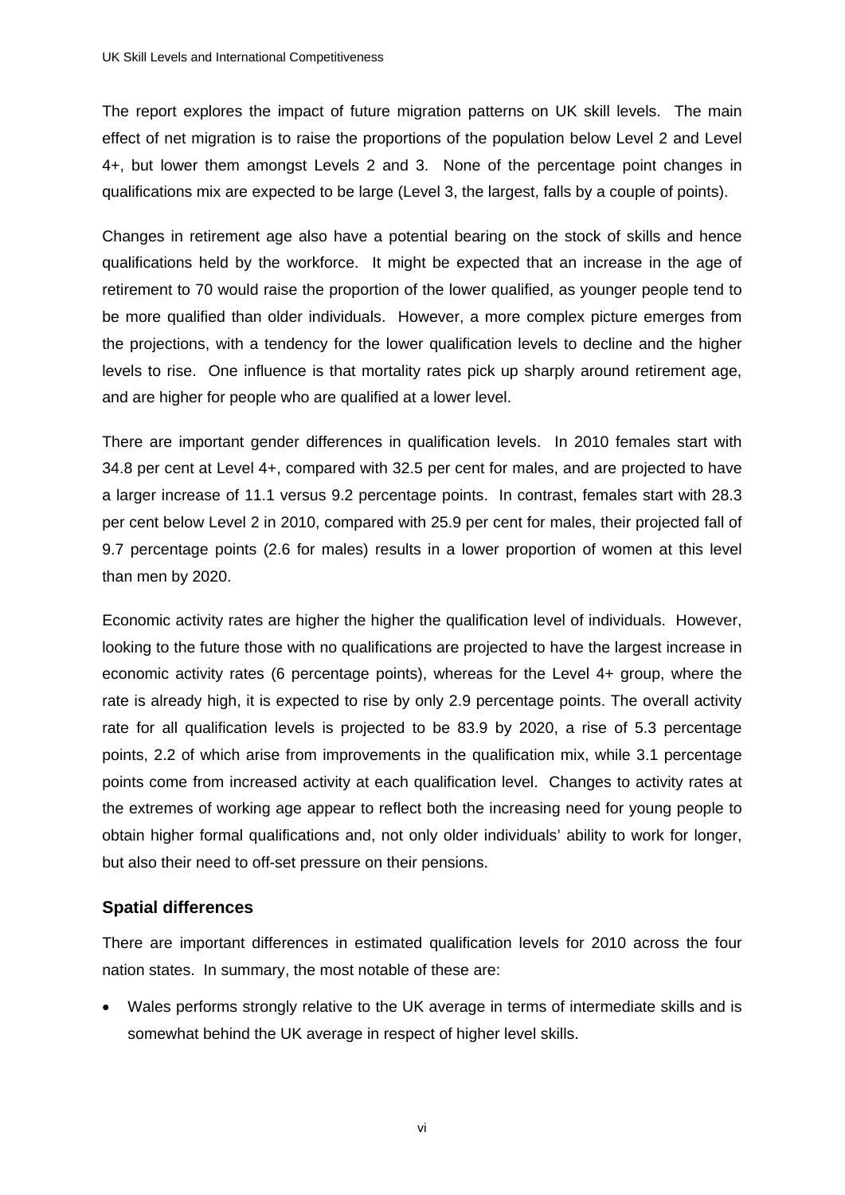The report explores the impact of future migration patterns on UK skill levels. The main effect of net migration is to raise the proportions of the population below Level 2 and Level 4+, but lower them amongst Levels 2 and 3. None of the percentage point changes in qualifications mix are expected to be large (Level 3, the largest, falls by a couple of points).

Changes in retirement age also have a potential bearing on the stock of skills and hence qualifications held by the workforce. It might be expected that an increase in the age of retirement to 70 would raise the proportion of the lower qualified, as younger people tend to be more qualified than older individuals. However, a more complex picture emerges from the projections, with a tendency for the lower qualification levels to decline and the higher levels to rise. One influence is that mortality rates pick up sharply around retirement age, and are higher for people who are qualified at a lower level.

There are important gender differences in qualification levels. In 2010 females start with 34.8 per cent at Level 4+, compared with 32.5 per cent for males, and are projected to have a larger increase of 11.1 versus 9.2 percentage points. In contrast, females start with 28.3 per cent below Level 2 in 2010, compared with 25.9 per cent for males, their projected fall of 9.7 percentage points (2.6 for males) results in a lower proportion of women at this level than men by 2020.

Economic activity rates are higher the higher the qualification level of individuals. However, looking to the future those with no qualifications are projected to have the largest increase in economic activity rates (6 percentage points), whereas for the Level 4+ group, where the rate is already high, it is expected to rise by only 2.9 percentage points. The overall activity rate for all qualification levels is projected to be 83.9 by 2020, a rise of 5.3 percentage points, 2.2 of which arise from improvements in the qualification mix, while 3.1 percentage points come from increased activity at each qualification level. Changes to activity rates at the extremes of working age appear to reflect both the increasing need for young people to obtain higher formal qualifications and, not only older individuals' ability to work for longer, but also their need to off-set pressure on their pensions.

### Spatial differences

There are important differences in estimated qualification levels for 2010 across the four nation states. In summary, the most notable of these are:

- Wales performs strongly relative to the UK average in terms of intermediate skills and is somewhat behind the UK average in respect of higher level skills.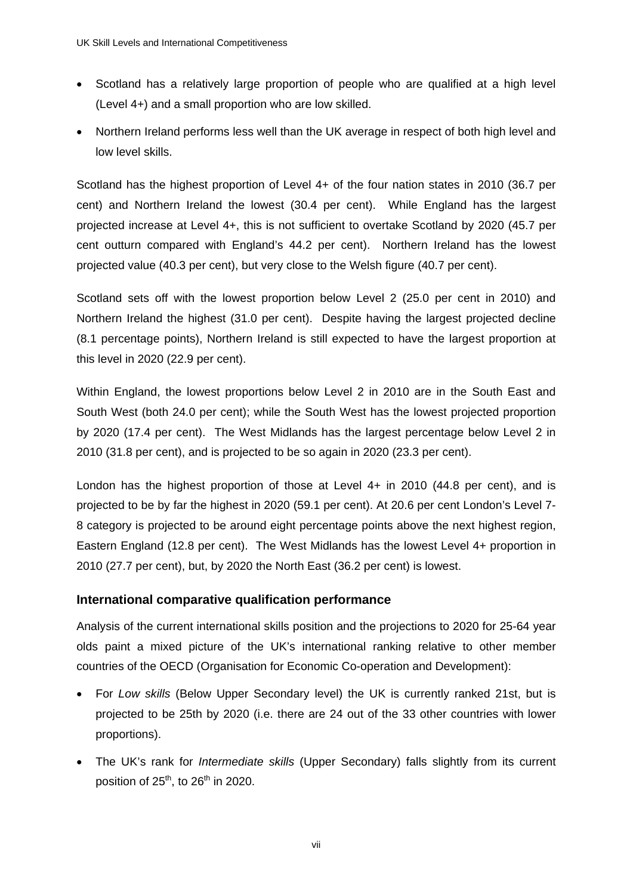- Scotland has a relatively large proportion of people who are qualified at a high level (Level 4+) and a small proportion who are low skilled.
- Northern Ireland performs less well than the UK average in respect of both high level and low level skills.

Scotland has the highest proportion of Level 4+ of the four nation states in 2010 (36.7 per cent) and Northern Ireland the lowest (30.4 per cent). While England has the largest projected increase at Level 4+, this is not sufficient to overtake Scotland by 2020 (45.7 per cent outturn compared with England's 44.2 per cent). Northern Ireland has the lowest projected value (40.3 per cent), but very close to the Welsh figure (40.7 per cent).

Scotland sets off with the lowest proportion below Level 2 (25.0 per cent in 2010) and Northern Ireland the highest (31.0 per cent). Despite having the largest projected decline (8.1 percentage points), Northern Ireland is still expected to have the largest proportion at this level in 2020 (22.9 per cent).

Within England, the lowest proportions below Level 2 in 2010 are in the South East and South West (both 24.0 per cent); while the South West has the lowest projected proportion by 2020 (17.4 per cent). The West Midlands has the largest percentage below Level 2 in 2010 (31.8 per cent), and is projected to be so again in 2020 (23.3 per cent).

London has the highest proportion of those at Level 4+ in 2010 (44.8 per cent), and is projected to be by far the highest in 2020 (59.1 per cent). At 20.6 per cent London's Level 7-8 category is projected to be around eight percentage points above the next highest region, Eastern England (12.8 per cent). The West Midlands has the lowest Level 4+ proportion in 2010 (27.7 per cent), but, by 2020 the North East (36.2 per cent) is lowest.

### International comparative qualification performance

Analysis of the current international skills position and the projections to 2020 for 25-64 year olds paint a mixed picture of the UK's international ranking relative to other member countries of the OECD (Organisation for Economic Co-operation and Development):

- For *Low skills* (Below Upper Secondary level) the UK is currently ranked 21st, but is projected to be 25th by 2020 (i.e. there are 24 out of the 33 other countries with lower proportions).
- The UK's rank for *Intermediate skills* (Upper Secondary) falls slightly from its current position of 25th, to 26th in 2020.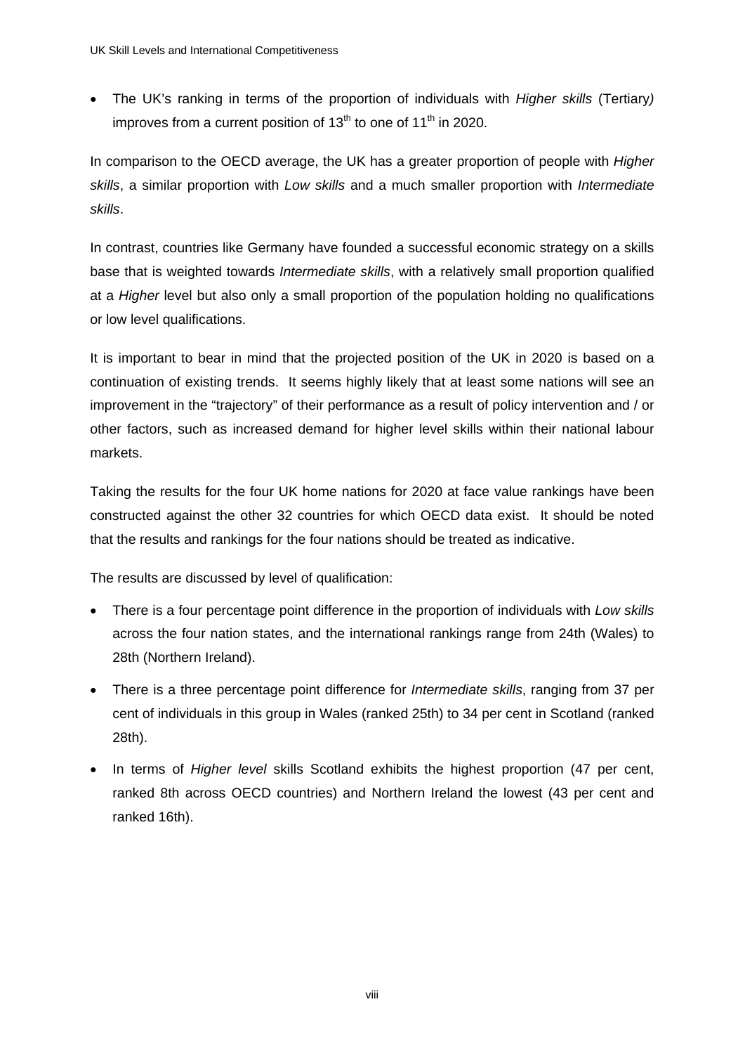- The UK's ranking in terms of the proportion of individuals with *Higher skills* (Tertiary*)* improves from a current position of 13th to one of 11th in 2020.

In comparison to the OECD average, the UK has a greater proportion of people with *Higher skills*, a similar proportion with *Low skills* and a much smaller proportion with *Intermediate skills*.

In contrast, countries like Germany have founded a successful economic strategy on a skills base that is weighted towards *Intermediate skills*, with a relatively small proportion qualified at a *Higher* level but also only a small proportion of the population holding no qualifications or low level qualifications.

It is important to bear in mind that the projected position of the UK in 2020 is based on a continuation of existing trends. It seems highly likely that at least some nations will see an improvement in the "trajectory" of their performance as a result of policy intervention and / or other factors, such as increased demand for higher level skills within their national labour markets.

Taking the results for the four UK home nations for 2020 at face value rankings have been constructed against the other 32 countries for which OECD data exist. It should be noted that the results and rankings for the four nations should be treated as indicative.

The results are discussed by level of qualification:

- There is a four percentage point difference in the proportion of individuals with *Low skills* across the four nation states, and the international rankings range from 24th (Wales) to 28th (Northern Ireland).
- There is a three percentage point difference for *Intermediate skills*, ranging from 37 per cent of individuals in this group in Wales (ranked 25th) to 34 per cent in Scotland (ranked 28th).
- In terms of *Higher level* skills Scotland exhibits the highest proportion (47 per cent, ranked 8th across OECD countries) and Northern Ireland the lowest (43 per cent and ranked 16th).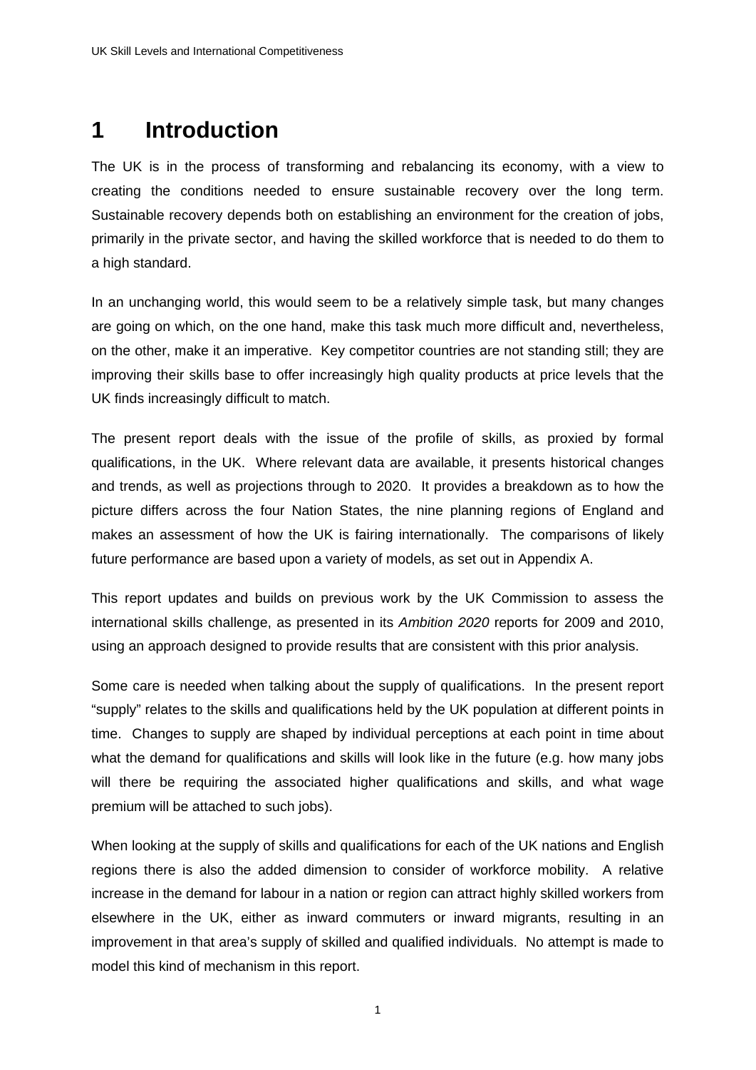# 1 Introduction

The UK is in the process of transforming and rebalancing its economy, with a view to creating the conditions needed to ensure sustainable recovery over the long term. Sustainable recovery depends both on establishing an environment for the creation of jobs, primarily in the private sector, and having the skilled workforce that is needed to do them to a high standard.

In an unchanging world, this would seem to be a relatively simple task, but many changes are going on which, on the one hand, make this task much more difficult and, nevertheless, on the other, make it an imperative. Key competitor countries are not standing still; they are improving their skills base to offer increasingly high quality products at price levels that the UK finds increasingly difficult to match.

The present report deals with the issue of the profile of skills, as proxied by formal qualifications, in the UK. Where relevant data are available, it presents historical changes and trends, as well as projections through to 2020. It provides a breakdown as to how the picture differs across the four Nation States, the nine planning regions of England and makes an assessment of how the UK is fairing internationally. The comparisons of likely future performance are based upon a variety of models, as set out in Appendix A.

This report updates and builds on previous work by the UK Commission to assess the international skills challenge, as presented in its *Ambition 2020* reports for 2009 and 2010, using an approach designed to provide results that are consistent with this prior analysis.

Some care is needed when talking about the supply of qualifications. In the present report "supply" relates to the skills and qualifications held by the UK population at different points in time. Changes to supply are shaped by individual perceptions at each point in time about what the demand for qualifications and skills will look like in the future (e.g. how many jobs will there be requiring the associated higher qualifications and skills, and what wage premium will be attached to such jobs).

When looking at the supply of skills and qualifications for each of the UK nations and English regions there is also the added dimension to consider of workforce mobility. A relative increase in the demand for labour in a nation or region can attract highly skilled workers from elsewhere in the UK, either as inward commuters or inward migrants, resulting in an improvement in that area's supply of skilled and qualified individuals. No attempt is made to model this kind of mechanism in this report.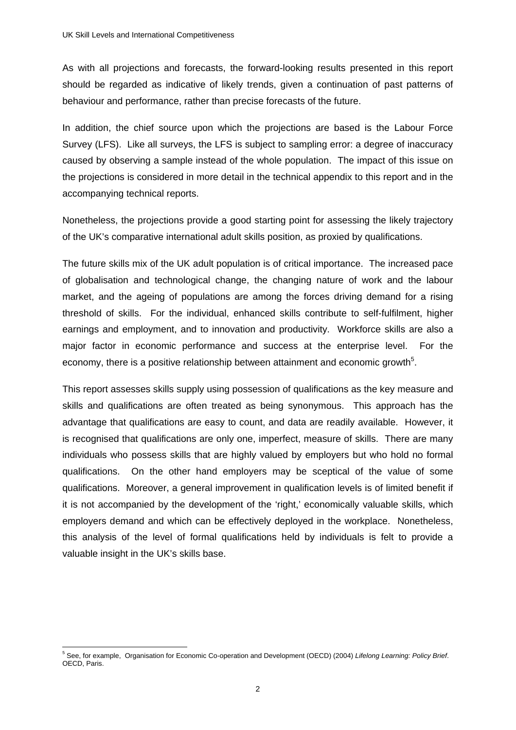As with all projections and forecasts, the forward-looking results presented in this report should be regarded as indicative of likely trends, given a continuation of past patterns of behaviour and performance, rather than precise forecasts of the future.

In addition, the chief source upon which the projections are based is the Labour Force Survey (LFS). Like all surveys, the LFS is subject to sampling error: a degree of inaccuracy caused by observing a sample instead of the whole population. The impact of this issue on the projections is considered in more detail in the technical appendix to this report and in the accompanying technical reports.

Nonetheless, the projections provide a good starting point for assessing the likely trajectory of the UK's comparative international adult skills position, as proxied by qualifications.

The future skills mix of the UK adult population is of critical importance. The increased pace of globalisation and technological change, the changing nature of work and the labour market, and the ageing of populations are among the forces driving demand for a rising threshold of skills. For the individual, enhanced skills contribute to self-fulfilment, higher earnings and employment, and to innovation and productivity. Workforce skills are also a major factor in economic performance and success at the enterprise level. For the economy, there is a positive relationship between attainment and economic growth[5].

This report assesses skills supply using possession of qualifications as the key measure and skills and qualifications are often treated as being synonymous. This approach has the advantage that qualifications are easy to count, and data are readily available. However, it is recognised that qualifications are only one, imperfect, measure of skills. There are many individuals who possess skills that are highly valued by employers but who hold no formal qualifications. On the other hand employers may be sceptical of the value of some qualifications. Moreover, a general improvement in qualification levels is of limited benefit if it is not accompanied by the development of the 'right,' economically valuable skills, which employers demand and which can be effectively deployed in the workplace. Nonetheless, this analysis of the level of formal qualifications held by individuals is felt to provide a valuable insight in the UK's skills base.

[5] See, for example, Organisation for Economic Co-operation and Development (OECD) (2004) *Lifelong Learning: Policy Brief*. OECD, Paris.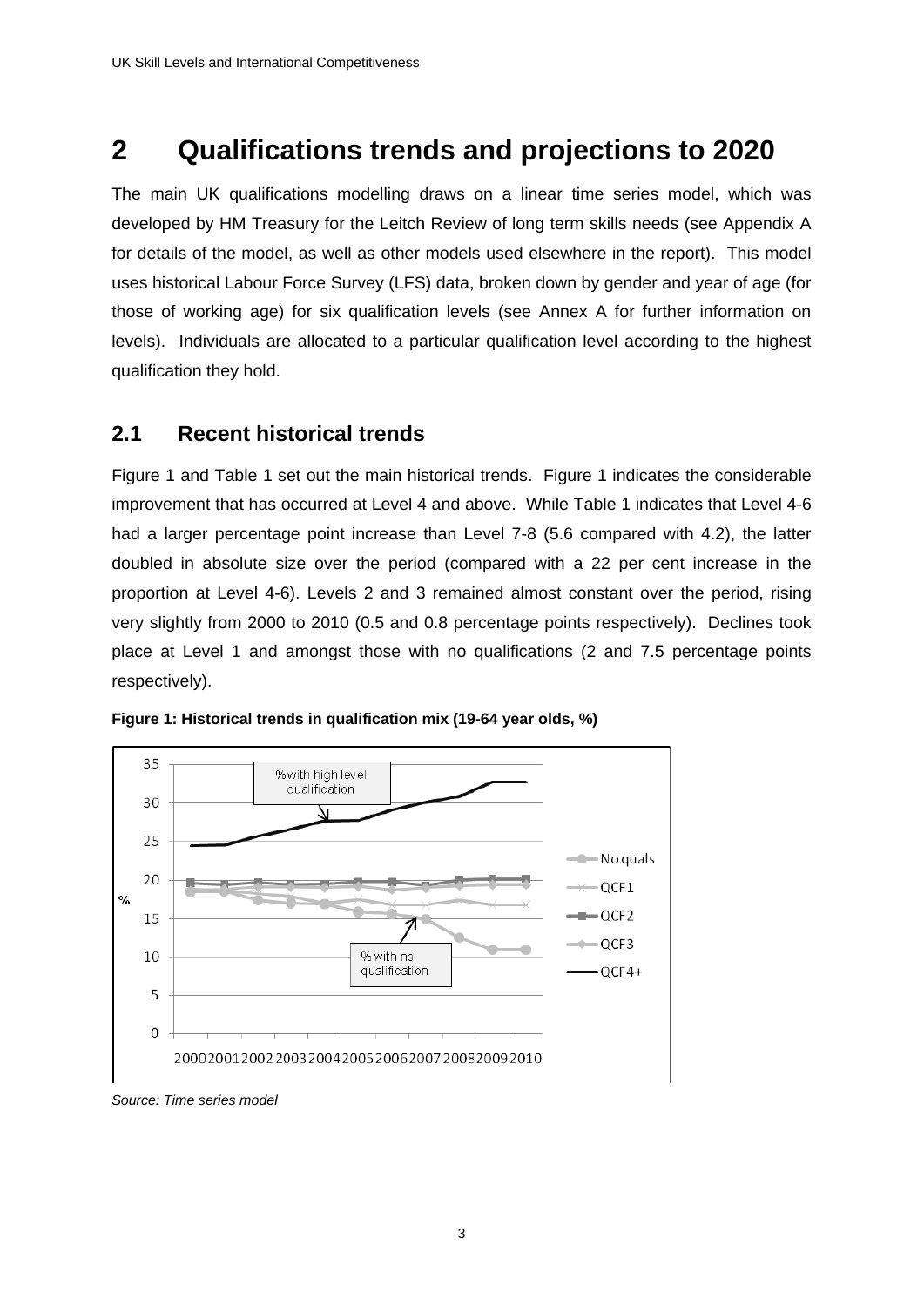# 2 Qualifications trends and projections to 2020

The main UK qualifications modelling draws on a linear time series model, which was developed by HM Treasury for the Leitch Review of long term skills needs (see Appendix A for details of the model, as well as other models used elsewhere in the report). This model uses historical Labour Force Survey (LFS) data, broken down by gender and year of age (for those of working age) for six qualification levels (see Annex A for further information on levels). Individuals are allocated to a particular qualification level according to the highest qualification they hold.

## 2.1 Recent historical trends

Figure 1 and Table 1 set out the main historical trends. Figure 1 indicates the considerable improvement that has occurred at Level 4 and above. While Table 1 indicates that Level 4-6 had a larger percentage point increase than Level 7-8 (5.6 compared with 4.2), the latter doubled in absolute size over the period (compared with a 22 per cent increase in the proportion at Level 4-6). Levels 2 and 3 remained almost constant over the period, rising very slightly from 2000 to 2010 (0.5 and 0.8 percentage points respectively). Declines took place at Level 1 and amongst those with no qualifications (2 and 7.5 percentage points respectively).

**Figure 1: Historical trends in qualification mix (19-64 year olds, %)**

*Source: Time series model*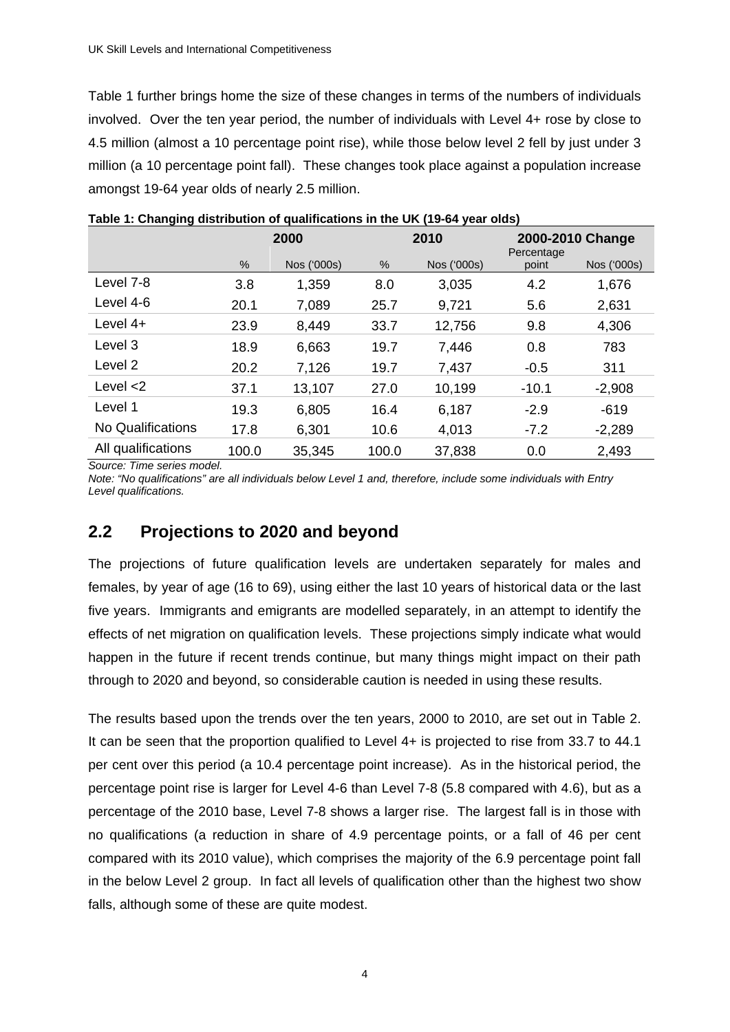Table 1 further brings home the size of these changes in terms of the numbers of individuals involved. Over the ten year period, the number of individuals with Level 4+ rose by close to 4.5 million (almost a 10 percentage point rise), while those below level 2 fell by just under 3 million (a 10 percentage point fall). These changes took place against a population increase amongst 19-64 year olds of nearly 2.5 million.

**Table 1: Changing distribution of qualifications in the UK (19-64 year olds)**

| | 2000 | | 2010 | | 2000-2010 Change | |
|---|---|---|---|---|---|---|
| | % | Nos ('000s) | % | Nos ('000s) | Percentage point | Nos ('000s) |
| Level 7-8 | 3.8 | 1,359 | 8.0 | 3,035 | 4.2 | 1,676 |
| Level 4-6 | 20.1 | 7,089 | 25.7 | 9,721 | 5.6 | 2,631 |
| Level 4+ | 23.9 | 8,449 | 33.7 | 12,756 | 9.8 | 4,306 |
| Level 3 | 18.9 | 6,663 | 19.7 | 7,446 | 0.8 | 783 |
| Level 2 | 20.2 | 7,126 | 19.7 | 7,437 | -0.5 | 311 |
| Level <2 | 37.1 | 13,107 | 27.0 | 10,199 | -10.1 | -2,908 |
| Level 1 | 19.3 | 6,805 | 16.4 | 6,187 | -2.9 | -619 |
| No Qualifications | 17.8 | 6,301 | 10.6 | 4,013 | -7.2 | -2,289 |
| All qualifications | 100.0 | 35,345 | 100.0 | 37,838 | 0.0 | 2,493 |

*Source: Time series model.*

*Note: "No qualifications" are all individuals below Level 1 and, therefore, include some individuals with Entry Level qualifications.*

## 2.2 Projections to 2020 and beyond

The projections of future qualification levels are undertaken separately for males and females, by year of age (16 to 69), using either the last 10 years of historical data or the last five years. Immigrants and emigrants are modelled separately, in an attempt to identify the effects of net migration on qualification levels. These projections simply indicate what would happen in the future if recent trends continue, but many things might impact on their path through to 2020 and beyond, so considerable caution is needed in using these results.

The results based upon the trends over the ten years, 2000 to 2010, are set out in Table 2. It can be seen that the proportion qualified to Level 4+ is projected to rise from 33.7 to 44.1 per cent over this period (a 10.4 percentage point increase). As in the historical period, the percentage point rise is larger for Level 4-6 than Level 7-8 (5.8 compared with 4.6), but as a percentage of the 2010 base, Level 7-8 shows a larger rise. The largest fall is in those with no qualifications (a reduction in share of 4.9 percentage points, or a fall of 46 per cent compared with its 2010 value), which comprises the majority of the 6.9 percentage point fall in the below Level 2 group. In fact all levels of qualification other than the highest two show falls, although some of these are quite modest.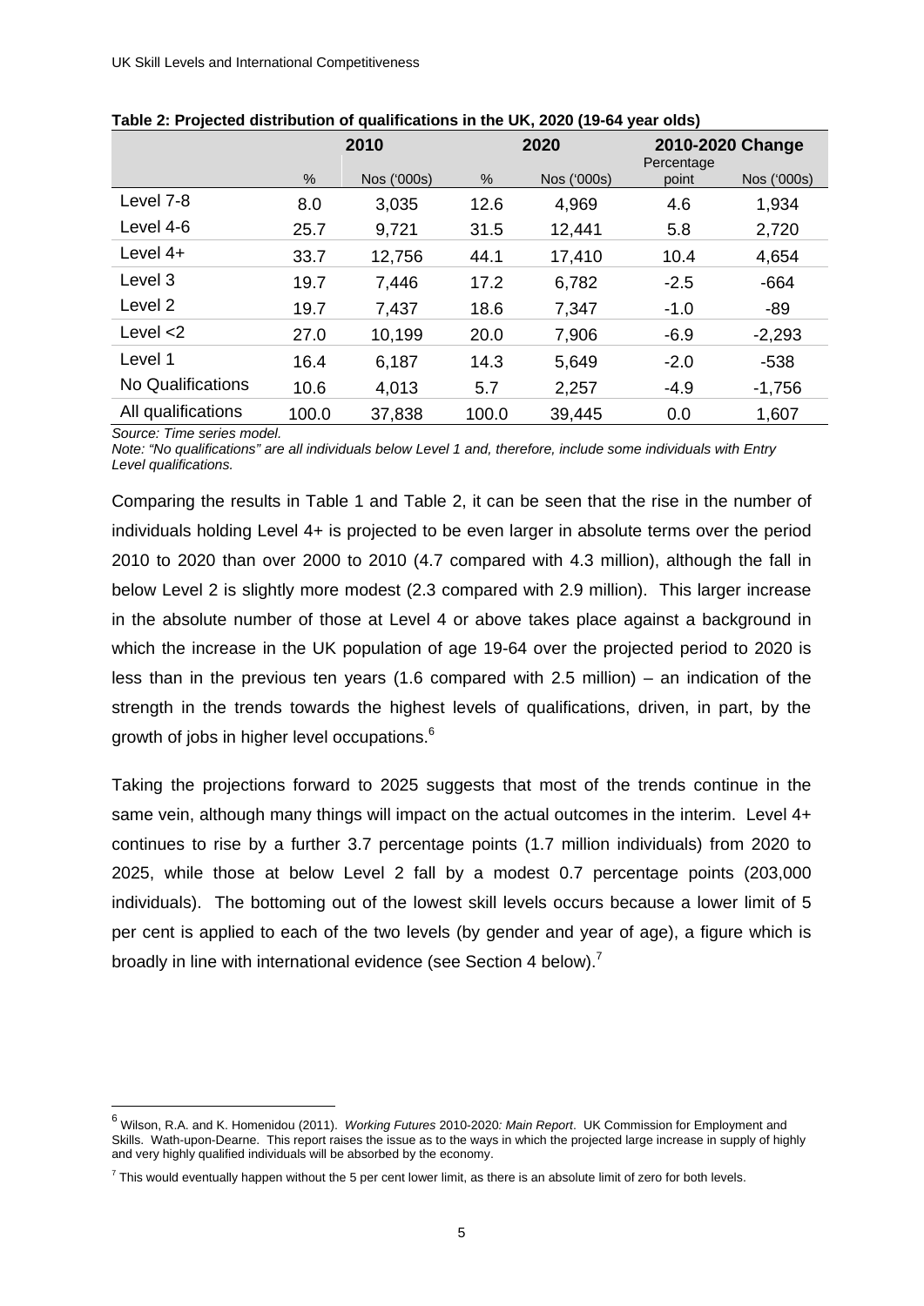**Table 2: Projected distribution of qualifications in the UK, 2020 (19-64 year olds)**

| | 2010 | | 2020 | | 2010-2020 Change | |
|---|---|---|---|---|---|---|
| | % | Nos ('000s) | % | Nos ('000s) | Percentage point | Nos ('000s) |
| Level 7-8 | 8.0 | 3,035 | 12.6 | 4,969 | 4.6 | 1,934 |
| Level 4-6 | 25.7 | 9,721 | 31.5 | 12,441 | 5.8 | 2,720 |
| Level 4+ | 33.7 | 12,756 | 44.1 | 17,410 | 10.4 | 4,654 |
| Level 3 | 19.7 | 7,446 | 17.2 | 6,782 | -2.5 | -664 |
| Level 2 | 19.7 | 7,437 | 18.6 | 7,347 | -1.0 | -89 |
| Level <2 | 27.0 | 10,199 | 20.0 | 7,906 | -6.9 | -2,293 |
| Level 1 | 16.4 | 6,187 | 14.3 | 5,649 | -2.0 | -538 |
| No Qualifications | 10.6 | 4,013 | 5.7 | 2,257 | -4.9 | -1,756 |
| All qualifications | 100.0 | 37,838 | 100.0 | 39,445 | 0.0 | 1,607 |

*Source: Time series model.*
*Note: "No qualifications" are all individuals below Level 1 and, therefore, include some individuals with Entry Level qualifications.*

Comparing the results in Table 1 and Table 2, it can be seen that the rise in the number of individuals holding Level 4+ is projected to be even larger in absolute terms over the period 2010 to 2020 than over 2000 to 2010 (4.7 compared with 4.3 million), although the fall in below Level 2 is slightly more modest (2.3 compared with 2.9 million). This larger increase in the absolute number of those at Level 4 or above takes place against a background in which the increase in the UK population of age 19-64 over the projected period to 2020 is less than in the previous ten years (1.6 compared with 2.5 million) – an indication of the strength in the trends towards the highest levels of qualifications, driven, in part, by the growth of jobs in higher level occupations.[6]

Taking the projections forward to 2025 suggests that most of the trends continue in the same vein, although many things will impact on the actual outcomes in the interim. Level 4+ continues to rise by a further 3.7 percentage points (1.7 million individuals) from 2020 to 2025, while those at below Level 2 fall by a modest 0.7 percentage points (203,000 individuals). The bottoming out of the lowest skill levels occurs because a lower limit of 5 per cent is applied to each of the two levels (by gender and year of age), a figure which is broadly in line with international evidence (see Section 4 below).[7]

---

[6] Wilson, R.A. and K. Homenidou (2011). *Working Futures* 2010-2020*: Main Report*. UK Commission for Employment and Skills. Wath-upon-Dearne. This report raises the issue as to the ways in which the projected large increase in supply of highly and very highly qualified individuals will be absorbed by the economy.

[7] This would eventually happen without the 5 per cent lower limit, as there is an absolute limit of zero for both levels.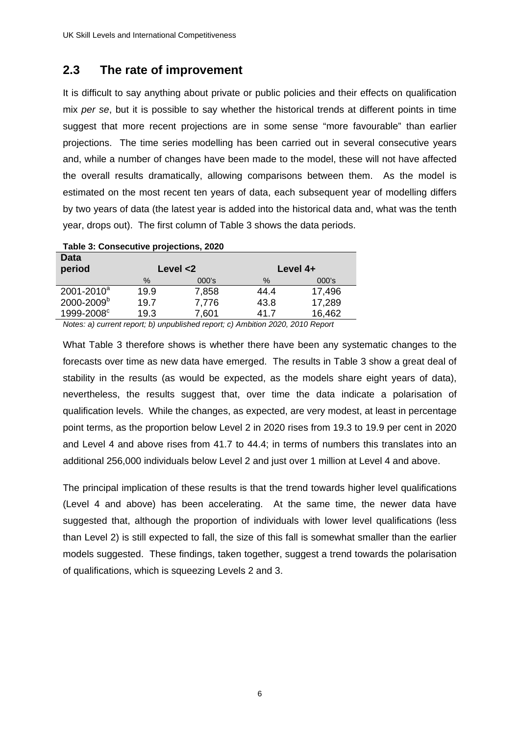## 2.3 The rate of improvement

It is difficult to say anything about private or public policies and their effects on qualification mix *per se*, but it is possible to say whether the historical trends at different points in time suggest that more recent projections are in some sense "more favourable" than earlier projections. The time series modelling has been carried out in several consecutive years and, while a number of changes have been made to the model, these will not have affected the overall results dramatically, allowing comparisons between them. As the model is estimated on the most recent ten years of data, each subsequent year of modelling differs by two years of data (the latest year is added into the historical data and, what was the tenth year, drops out). The first column of Table 3 shows the data periods.

**Table 3: Consecutive projections, 2020**

| Data period | Level <2 | | Level 4+ | |
|---|---|---|---|---|
| | % | 000's | % | 000's |
| 2001-2010[a] | 19.9 | 7,858 | 44.4 | 17,496 |
| 2000-2009[b] | 19.7 | 7,776 | 43.8 | 17,289 |
| 1999-2008[c] | 19.3 | 7,601 | 41.7 | 16,462 |

*Notes: a) current report; b) unpublished report; c) Ambition 2020, 2010 Report*

What Table 3 therefore shows is whether there have been any systematic changes to the forecasts over time as new data have emerged. The results in Table 3 show a great deal of stability in the results (as would be expected, as the models share eight years of data), nevertheless, the results suggest that, over time the data indicate a polarisation of qualification levels. While the changes, as expected, are very modest, at least in percentage point terms, as the proportion below Level 2 in 2020 rises from 19.3 to 19.9 per cent in 2020 and Level 4 and above rises from 41.7 to 44.4; in terms of numbers this translates into an additional 256,000 individuals below Level 2 and just over 1 million at Level 4 and above.

The principal implication of these results is that the trend towards higher level qualifications (Level 4 and above) has been accelerating. At the same time, the newer data have suggested that, although the proportion of individuals with lower level qualifications (less than Level 2) is still expected to fall, the size of this fall is somewhat smaller than the earlier models suggested. These findings, taken together, suggest a trend towards the polarisation of qualifications, which is squeezing Levels 2 and 3.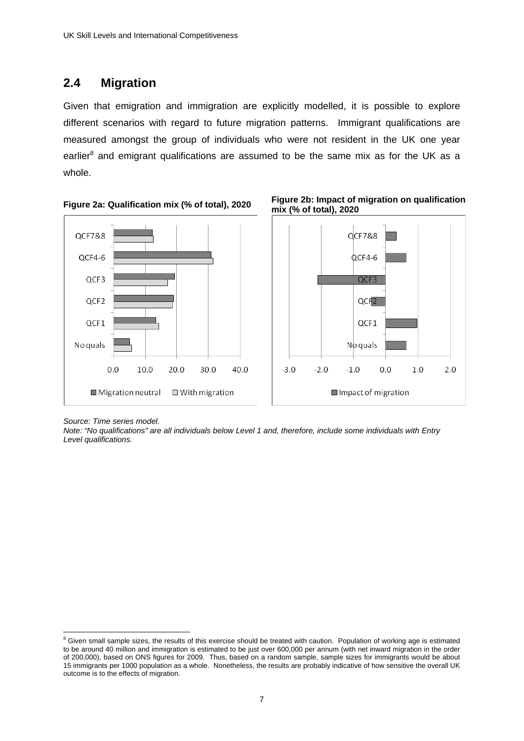## 2.4 Migration

Given that emigration and immigration are explicitly modelled, it is possible to explore different scenarios with regard to future migration patterns. Immigrant qualifications are measured amongst the group of individuals who were not resident in the UK one year earlier[8] and emigrant qualifications are assumed to be the same mix as for the UK as a whole.

**Figure 2a: Qualification mix (% of total), 2020**

**Figure 2b: Impact of migration on qualification mix (% of total), 2020**

*Source: Time series model.*

*Note: "No qualifications" are all individuals below Level 1 and, therefore, include some individuals with Entry Level qualifications.*

---

[8] Given small sample sizes, the results of this exercise should be treated with caution. Population of working age is estimated to be around 40 million and immigration is estimated to be just over 600,000 per annum (with net inward migration in the order of 200,000), based on ONS figures for 2009. Thus, based on a random sample, sample sizes for immigrants would be about 15 immigrants per 1000 population as a whole. Nonetheless, the results are probably indicative of how sensitive the overall UK outcome is to the effects of migration.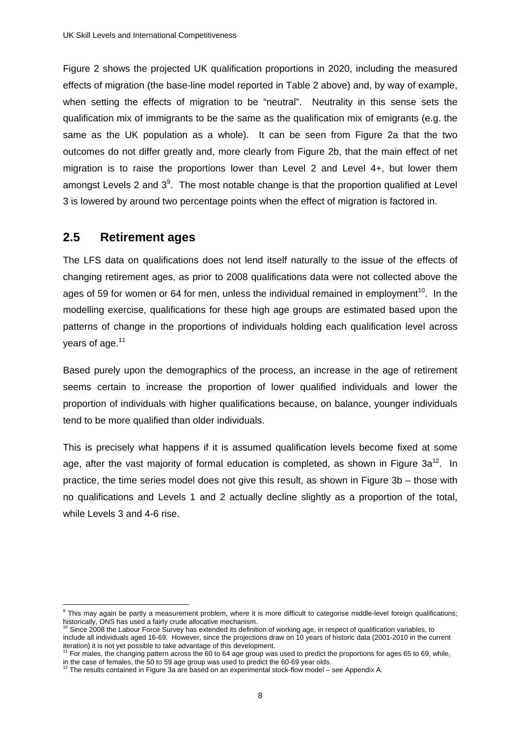Figure 2 shows the projected UK qualification proportions in 2020, including the measured effects of migration (the base-line model reported in Table 2 above) and, by way of example, when setting the effects of migration to be "neutral". Neutrality in this sense sets the qualification mix of immigrants to be the same as the qualification mix of emigrants (e.g. the same as the UK population as a whole). It can be seen from Figure 2a that the two outcomes do not differ greatly and, more clearly from Figure 2b, that the main effect of net migration is to raise the proportions lower than Level 2 and Level 4+, but lower them amongst Levels 2 and 3[9]. The most notable change is that the proportion qualified at Level 3 is lowered by around two percentage points when the effect of migration is factored in.

## 2.5 Retirement ages

The LFS data on qualifications does not lend itself naturally to the issue of the effects of changing retirement ages, as prior to 2008 qualifications data were not collected above the ages of 59 for women or 64 for men, unless the individual remained in employment[10]. In the modelling exercise, qualifications for these high age groups are estimated based upon the patterns of change in the proportions of individuals holding each qualification level across years of age.[11]

Based purely upon the demographics of the process, an increase in the age of retirement seems certain to increase the proportion of lower qualified individuals and lower the proportion of individuals with higher qualifications because, on balance, younger individuals tend to be more qualified than older individuals.

This is precisely what happens if it is assumed qualification levels become fixed at some age, after the vast majority of formal education is completed, as shown in Figure 3a[12]. In practice, the time series model does not give this result, as shown in Figure 3b – those with no qualifications and Levels 1 and 2 actually decline slightly as a proportion of the total, while Levels 3 and 4-6 rise.

---

[9] This may again be partly a measurement problem, where it is more difficult to categorise middle-level foreign qualifications; historically, ONS has used a fairly crude allocative mechanism.

[10] Since 2008 the Labour Force Survey has extended its definition of working age, in respect of qualification variables, to include all individuals aged 16-69. However, since the projections draw on 10 years of historic data (2001-2010 in the current iteration) it is not yet possible to take advantage of this development.

[11] For males, the changing pattern across the 60 to 64 age group was used to predict the proportions for ages 65 to 69, while, in the case of females, the 50 to 59 age group was used to predict the 60-69 year olds.

[12] The results contained in Figure 3a are based on an experimental stock-flow model – see Appendix A.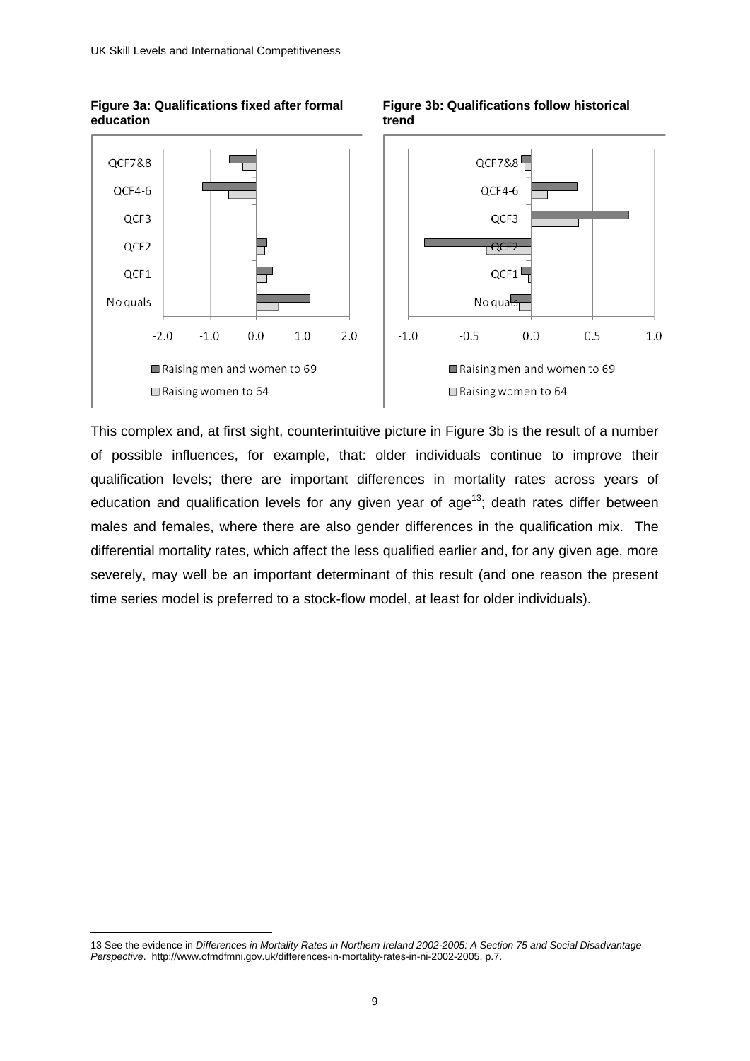**Figure 3a: Qualifications fixed after formal education**

**Figure 3b: Qualifications follow historical trend**

This complex and, at first sight, counterintuitive picture in Figure 3b is the result of a number of possible influences, for example, that: older individuals continue to improve their qualification levels; there are important differences in mortality rates across years of education and qualification levels for any given year of age[13]; death rates differ between males and females, where there are also gender differences in the qualification mix. The differential mortality rates, which affect the less qualified earlier and, for any given age, more severely, may well be an important determinant of this result (and one reason the present time series model is preferred to a stock-flow model, at least for older individuals).

---

13 See the evidence in *Differences in Mortality Rates in Northern Ireland 2002-2005: A Section 75 and Social Disadvantage Perspective*. http://www.ofmdfmni.gov.uk/differences-in-mortality-rates-in-ni-2002-2005, p.7.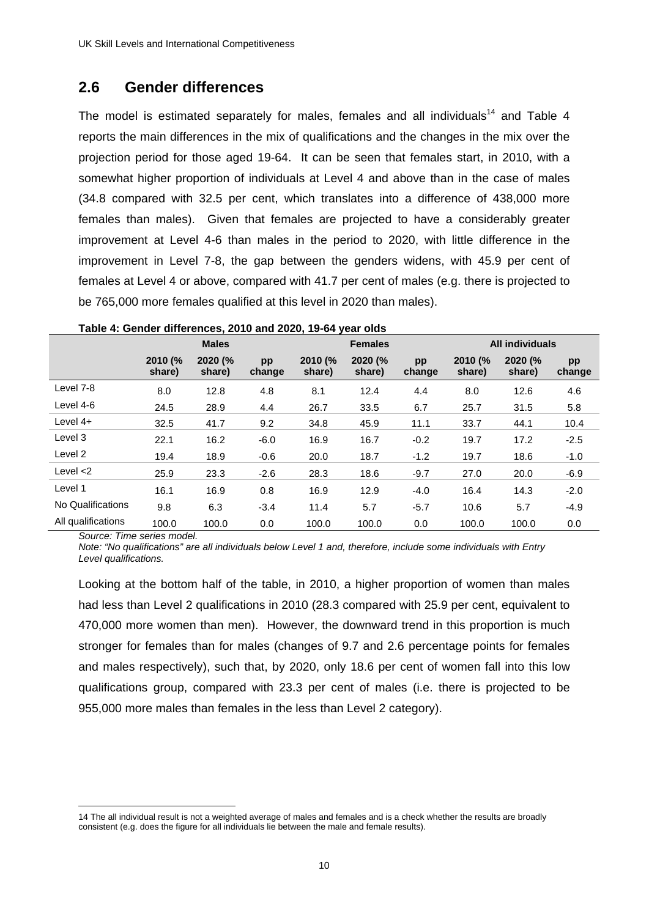## 2.6 Gender differences

The model is estimated separately for males, females and all individuals[14] and Table 4 reports the main differences in the mix of qualifications and the changes in the mix over the projection period for those aged 19-64. It can be seen that females start, in 2010, with a somewhat higher proportion of individuals at Level 4 and above than in the case of males (34.8 compared with 32.5 per cent, which translates into a difference of 438,000 more females than males). Given that females are projected to have a considerably greater improvement at Level 4-6 than males in the period to 2020, with little difference in the improvement in Level 7-8, the gap between the genders widens, with 45.9 per cent of females at Level 4 or above, compared with 41.7 per cent of males (e.g. there is projected to be 765,000 more females qualified at this level in 2020 than males).

**Table 4: Gender differences, 2010 and 2020, 19-64 year olds**

| | Males | | | Females | | | All individuals | | |
|---|---|---|---|---|---|---|---|---|---|
| | 2010 (% share) | 2020 (% share) | pp change | 2010 (% share) | 2020 (% share) | pp change | 2010 (% share) | 2020 (% share) | pp change |
| Level 7-8 | 8.0 | 12.8 | 4.8 | 8.1 | 12.4 | 4.4 | 8.0 | 12.6 | 4.6 |
| Level 4-6 | 24.5 | 28.9 | 4.4 | 26.7 | 33.5 | 6.7 | 25.7 | 31.5 | 5.8 |
| Level 4+ | 32.5 | 41.7 | 9.2 | 34.8 | 45.9 | 11.1 | 33.7 | 44.1 | 10.4 |
| Level 3 | 22.1 | 16.2 | -6.0 | 16.9 | 16.7 | -0.2 | 19.7 | 17.2 | -2.5 |
| Level 2 | 19.4 | 18.9 | -0.6 | 20.0 | 18.7 | -1.2 | 19.7 | 18.6 | -1.0 |
| Level <2 | 25.9 | 23.3 | -2.6 | 28.3 | 18.6 | -9.7 | 27.0 | 20.0 | -6.9 |
| Level 1 | 16.1 | 16.9 | 0.8 | 16.9 | 12.9 | -4.0 | 16.4 | 14.3 | -2.0 |
| No Qualifications | 9.8 | 6.3 | -3.4 | 11.4 | 5.7 | -5.7 | 10.6 | 5.7 | -4.9 |
| All qualifications | 100.0 | 100.0 | 0.0 | 100.0 | 100.0 | 0.0 | 100.0 | 100.0 | 0.0 |

*Source: Time series model.*

*Note: "No qualifications" are all individuals below Level 1 and, therefore, include some individuals with Entry Level qualifications.*

Looking at the bottom half of the table, in 2010, a higher proportion of women than males had less than Level 2 qualifications in 2010 (28.3 compared with 25.9 per cent, equivalent to 470,000 more women than men). However, the downward trend in this proportion is much stronger for females than for males (changes of 9.7 and 2.6 percentage points for females and males respectively), such that, by 2020, only 18.6 per cent of women fall into this low qualifications group, compared with 23.3 per cent of males (i.e. there is projected to be 955,000 more males than females in the less than Level 2 category).

---

14 The all individual result is not a weighted average of males and females and is a check whether the results are broadly consistent (e.g. does the figure for all individuals lie between the male and female results).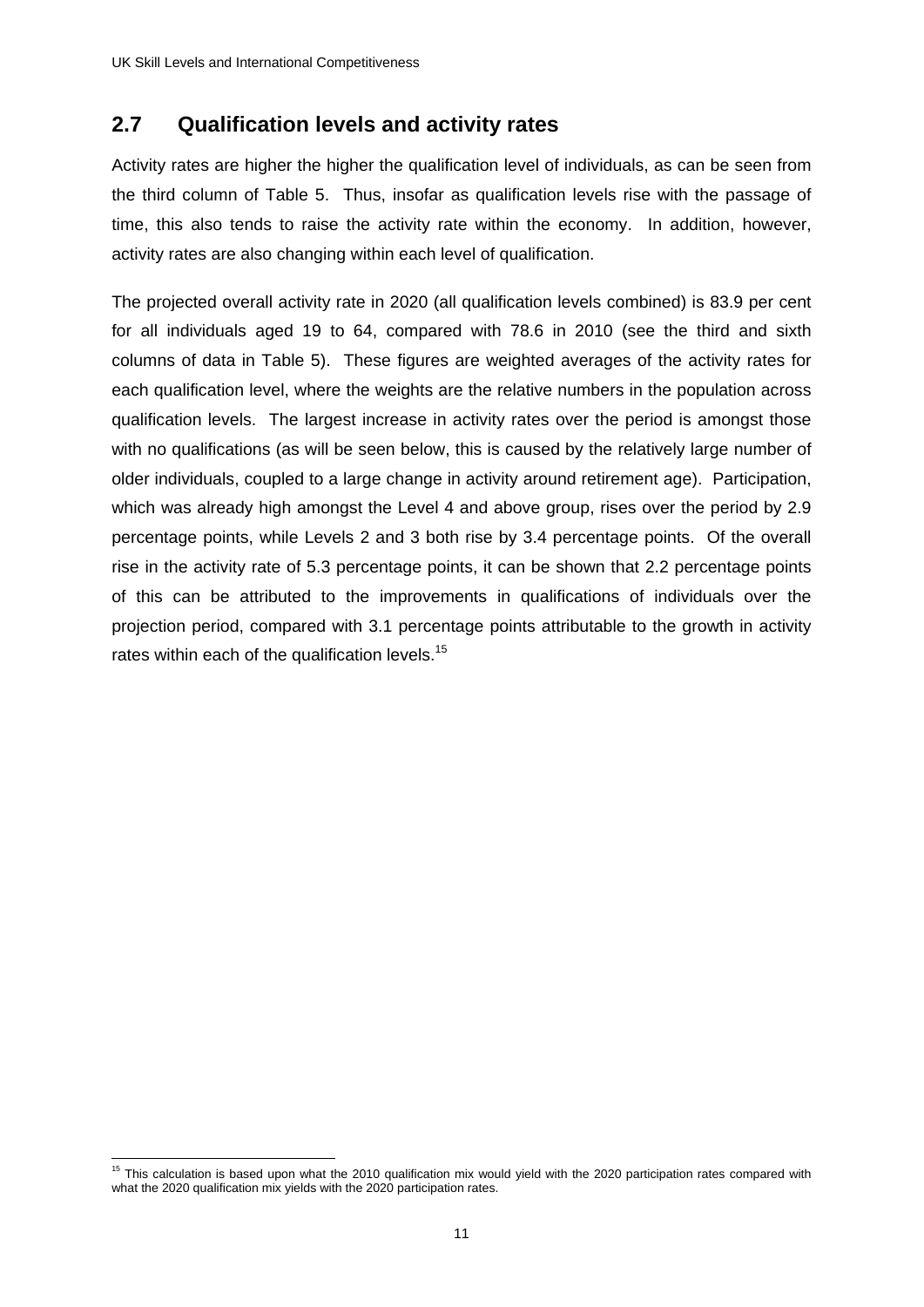## 2.7 Qualification levels and activity rates

Activity rates are higher the higher the qualification level of individuals, as can be seen from the third column of Table 5. Thus, insofar as qualification levels rise with the passage of time, this also tends to raise the activity rate within the economy. In addition, however, activity rates are also changing within each level of qualification.

The projected overall activity rate in 2020 (all qualification levels combined) is 83.9 per cent for all individuals aged 19 to 64, compared with 78.6 in 2010 (see the third and sixth columns of data in Table 5). These figures are weighted averages of the activity rates for each qualification level, where the weights are the relative numbers in the population across qualification levels. The largest increase in activity rates over the period is amongst those with no qualifications (as will be seen below, this is caused by the relatively large number of older individuals, coupled to a large change in activity around retirement age). Participation, which was already high amongst the Level 4 and above group, rises over the period by 2.9 percentage points, while Levels 2 and 3 both rise by 3.4 percentage points. Of the overall rise in the activity rate of 5.3 percentage points, it can be shown that 2.2 percentage points of this can be attributed to the improvements in qualifications of individuals over the projection period, compared with 3.1 percentage points attributable to the growth in activity rates within each of the qualification levels.[15]

[15] This calculation is based upon what the 2010 qualification mix would yield with the 2020 participation rates compared with what the 2020 qualification mix yields with the 2020 participation rates.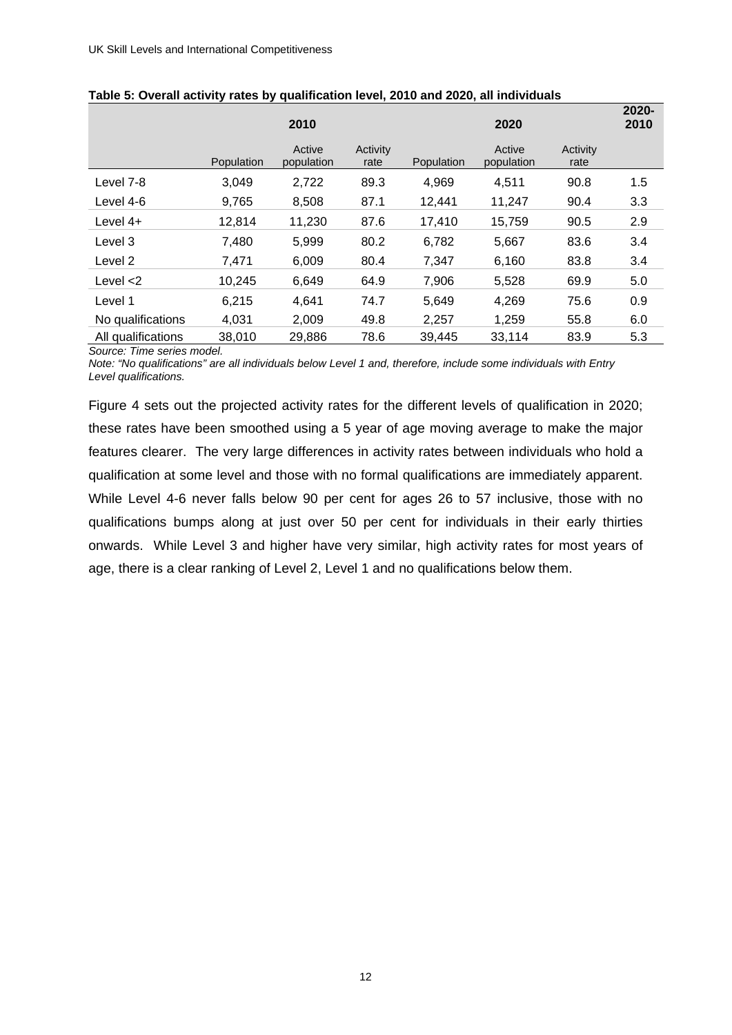**Table 5: Overall activity rates by qualification level, 2010 and 2020, all individuals**

| | 2010 | | | 2020 | | | 2020-2010 |
|---|---|---|---|---|---|---|---|
| | Population | Active population | Activity rate | Population | Active population | Activity rate | |
| Level 7-8 | 3,049 | 2,722 | 89.3 | 4,969 | 4,511 | 90.8 | 1.5 |
| Level 4-6 | 9,765 | 8,508 | 87.1 | 12,441 | 11,247 | 90.4 | 3.3 |
| Level 4+ | 12,814 | 11,230 | 87.6 | 17,410 | 15,759 | 90.5 | 2.9 |
| Level 3 | 7,480 | 5,999 | 80.2 | 6,782 | 5,667 | 83.6 | 3.4 |
| Level 2 | 7,471 | 6,009 | 80.4 | 7,347 | 6,160 | 83.8 | 3.4 |
| Level <2 | 10,245 | 6,649 | 64.9 | 7,906 | 5,528 | 69.9 | 5.0 |
| Level 1 | 6,215 | 4,641 | 74.7 | 5,649 | 4,269 | 75.6 | 0.9 |
| No qualifications | 4,031 | 2,009 | 49.8 | 2,257 | 1,259 | 55.8 | 6.0 |
| All qualifications | 38,010 | 29,886 | 78.6 | 39,445 | 33,114 | 83.9 | 5.3 |

*Source: Time series model.*

*Note: "No qualifications" are all individuals below Level 1 and, therefore, include some individuals with Entry Level qualifications.*

Figure 4 sets out the projected activity rates for the different levels of qualification in 2020; these rates have been smoothed using a 5 year of age moving average to make the major features clearer. The very large differences in activity rates between individuals who hold a qualification at some level and those with no formal qualifications are immediately apparent. While Level 4-6 never falls below 90 per cent for ages 26 to 57 inclusive, those with no qualifications bumps along at just over 50 per cent for individuals in their early thirties onwards. While Level 3 and higher have very similar, high activity rates for most years of age, there is a clear ranking of Level 2, Level 1 and no qualifications below them.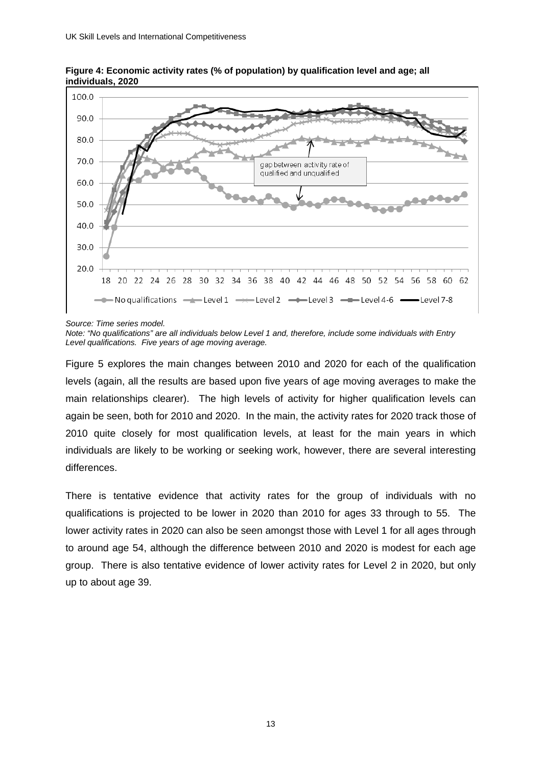**Figure 4: Economic activity rates (% of population) by qualification level and age; all individuals, 2020**

*Source: Time series model.*

*Note: "No qualifications" are all individuals below Level 1 and, therefore, include some individuals with Entry Level qualifications. Five years of age moving average.*

Figure 5 explores the main changes between 2010 and 2020 for each of the qualification levels (again, all the results are based upon five years of age moving averages to make the main relationships clearer). The high levels of activity for higher qualification levels can again be seen, both for 2010 and 2020. In the main, the activity rates for 2020 track those of 2010 quite closely for most qualification levels, at least for the main years in which individuals are likely to be working or seeking work, however, there are several interesting differences.

There is tentative evidence that activity rates for the group of individuals with no qualifications is projected to be lower in 2020 than 2010 for ages 33 through to 55. The lower activity rates in 2020 can also be seen amongst those with Level 1 for all ages through to around age 54, although the difference between 2010 and 2020 is modest for each age group. There is also tentative evidence of lower activity rates for Level 2 in 2020, but only up to about age 39.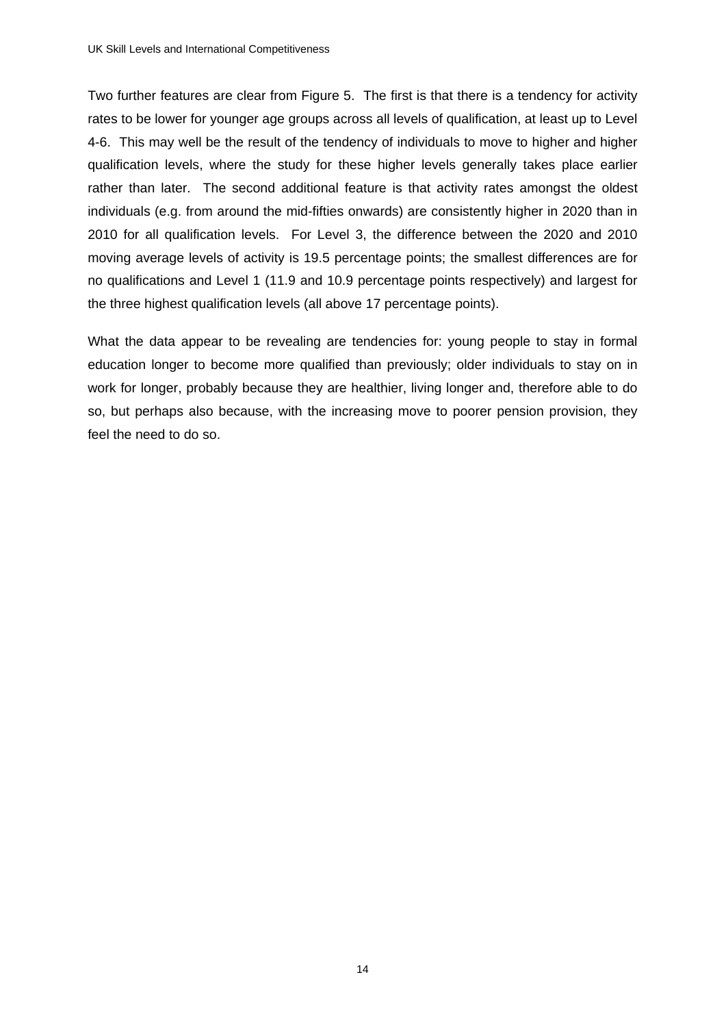Two further features are clear from Figure 5. The first is that there is a tendency for activity rates to be lower for younger age groups across all levels of qualification, at least up to Level 4-6. This may well be the result of the tendency of individuals to move to higher and higher qualification levels, where the study for these higher levels generally takes place earlier rather than later. The second additional feature is that activity rates amongst the oldest individuals (e.g. from around the mid-fifties onwards) are consistently higher in 2020 than in 2010 for all qualification levels. For Level 3, the difference between the 2020 and 2010 moving average levels of activity is 19.5 percentage points; the smallest differences are for no qualifications and Level 1 (11.9 and 10.9 percentage points respectively) and largest for the three highest qualification levels (all above 17 percentage points).

What the data appear to be revealing are tendencies for: young people to stay in formal education longer to become more qualified than previously; older individuals to stay on in work for longer, probably because they are healthier, living longer and, therefore able to do so, but perhaps also because, with the increasing move to poorer pension provision, they feel the need to do so.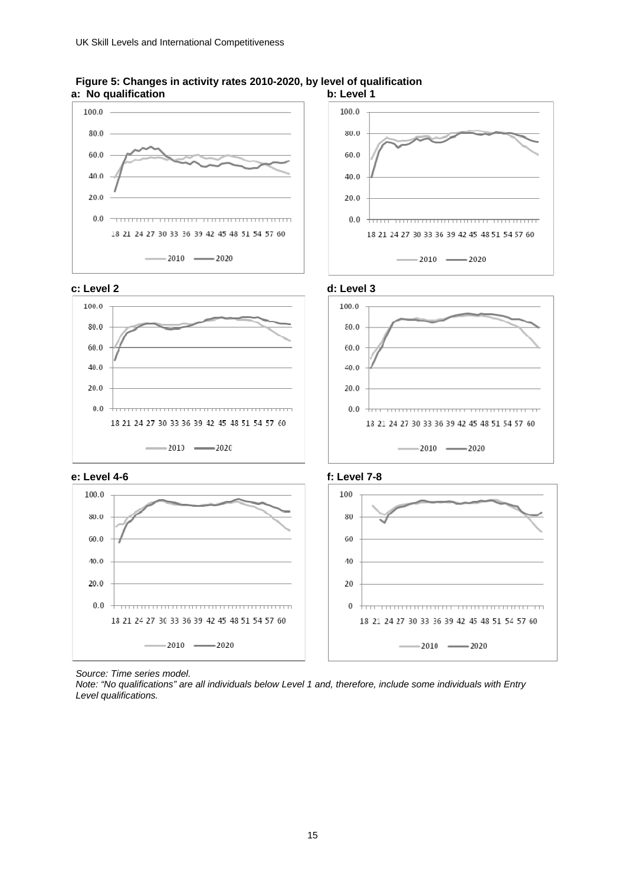**Figure 5: Changes in activity rates 2010-2020, by level of qualification**

**a: No qualification**

**b: Level 1**

**c: Level 2**

**d: Level 3**

**e: Level 4-6**

**f: Level 7-8**

*Source: Time series model.*

*Note: "No qualifications" are all individuals below Level 1 and, therefore, include some individuals with Entry Level qualifications.*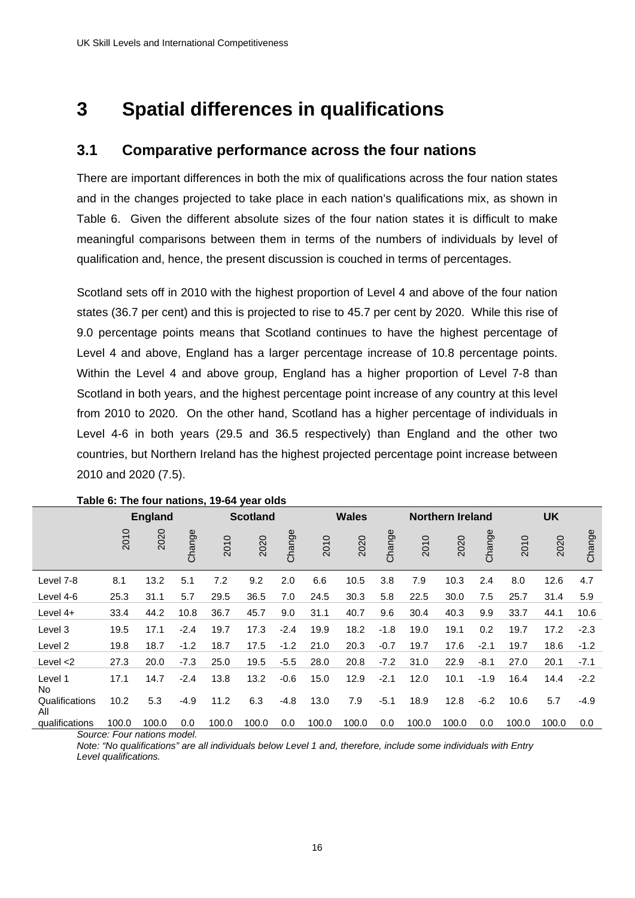# 3 Spatial differences in qualifications

## 3.1 Comparative performance across the four nations

There are important differences in both the mix of qualifications across the four nation states and in the changes projected to take place in each nation's qualifications mix, as shown in Table 6. Given the different absolute sizes of the four nation states it is difficult to make meaningful comparisons between them in terms of the numbers of individuals by level of qualification and, hence, the present discussion is couched in terms of percentages.

Scotland sets off in 2010 with the highest proportion of Level 4 and above of the four nation states (36.7 per cent) and this is projected to rise to 45.7 per cent by 2020. While this rise of 9.0 percentage points means that Scotland continues to have the highest percentage of Level 4 and above, England has a larger percentage increase of 10.8 percentage points. Within the Level 4 and above group, England has a higher proportion of Level 7-8 than Scotland in both years, and the highest percentage point increase of any country at this level from 2010 to 2020. On the other hand, Scotland has a higher percentage of individuals in Level 4-6 in both years (29.5 and 36.5 respectively) than England and the other two countries, but Northern Ireland has the highest projected percentage point increase between 2010 and 2020 (7.5).

**Table 6: The four nations, 19-64 year olds**

| | England | | | Scotland | | | Wales | | | Northern Ireland | | | UK | | |
|---|---|---|---|---|---|---|---|---|---|---|---|---|---|---|---|
| | 2010 | 2020 | Change | 2010 | 2020 | Change | 2010 | 2020 | Change | 2010 | 2020 | Change | 2010 | 2020 | Change |
| Level 7-8 | 8.1 | 13.2 | 5.1 | 7.2 | 9.2 | 2.0 | 6.6 | 10.5 | 3.8 | 7.9 | 10.3 | 2.4 | 8.0 | 12.6 | 4.7 |
| Level 4-6 | 25.3 | 31.1 | 5.7 | 29.5 | 36.5 | 7.0 | 24.5 | 30.3 | 5.8 | 22.5 | 30.0 | 7.5 | 25.7 | 31.4 | 5.9 |
| Level 4+ | 33.4 | 44.2 | 10.8 | 36.7 | 45.7 | 9.0 | 31.1 | 40.7 | 9.6 | 30.4 | 40.3 | 9.9 | 33.7 | 44.1 | 10.6 |
| Level 3 | 19.5 | 17.1 | -2.4 | 19.7 | 17.3 | -2.4 | 19.9 | 18.2 | -1.8 | 19.0 | 19.1 | 0.2 | 19.7 | 17.2 | -2.3 |
| Level 2 | 19.8 | 18.7 | -1.2 | 18.7 | 17.5 | -1.2 | 21.0 | 20.3 | -0.7 | 19.7 | 17.6 | -2.1 | 19.7 | 18.6 | -1.2 |
| Level <2 | 27.3 | 20.0 | -7.3 | 25.0 | 19.5 | -5.5 | 28.0 | 20.8 | -7.2 | 31.0 | 22.9 | -8.1 | 27.0 | 20.1 | -7.1 |
| Level 1 | 17.1 | 14.7 | -2.4 | 13.8 | 13.2 | -0.6 | 15.0 | 12.9 | -2.1 | 12.0 | 10.1 | -1.9 | 16.4 | 14.4 | -2.2 |
| No Qualifications | 10.2 | 5.3 | -4.9 | 11.2 | 6.3 | -4.8 | 13.0 | 7.9 | -5.1 | 18.9 | 12.8 | -6.2 | 10.6 | 5.7 | -4.9 |
| All qualifications | 100.0 | 100.0 | 0.0 | 100.0 | 100.0 | 0.0 | 100.0 | 100.0 | 0.0 | 100.0 | 100.0 | 0.0 | 100.0 | 100.0 | 0.0 |

*Source: Four nations model.*

*Note: "No qualifications" are all individuals below Level 1 and, therefore, include some individuals with Entry Level qualifications.*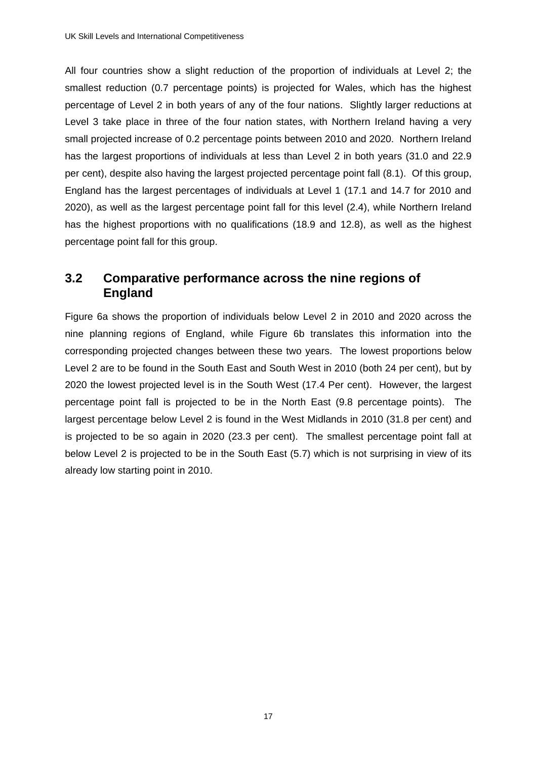All four countries show a slight reduction of the proportion of individuals at Level 2; the smallest reduction (0.7 percentage points) is projected for Wales, which has the highest percentage of Level 2 in both years of any of the four nations. Slightly larger reductions at Level 3 take place in three of the four nation states, with Northern Ireland having a very small projected increase of 0.2 percentage points between 2010 and 2020. Northern Ireland has the largest proportions of individuals at less than Level 2 in both years (31.0 and 22.9 per cent), despite also having the largest projected percentage point fall (8.1). Of this group, England has the largest percentages of individuals at Level 1 (17.1 and 14.7 for 2010 and 2020), as well as the largest percentage point fall for this level (2.4), while Northern Ireland has the highest proportions with no qualifications (18.9 and 12.8), as well as the highest percentage point fall for this group.

## 3.2 Comparative performance across the nine regions of England

Figure 6a shows the proportion of individuals below Level 2 in 2010 and 2020 across the nine planning regions of England, while Figure 6b translates this information into the corresponding projected changes between these two years. The lowest proportions below Level 2 are to be found in the South East and South West in 2010 (both 24 per cent), but by 2020 the lowest projected level is in the South West (17.4 Per cent). However, the largest percentage point fall is projected to be in the North East (9.8 percentage points). The largest percentage below Level 2 is found in the West Midlands in 2010 (31.8 per cent) and is projected to be so again in 2020 (23.3 per cent). The smallest percentage point fall at below Level 2 is projected to be in the South East (5.7) which is not surprising in view of its already low starting point in 2010.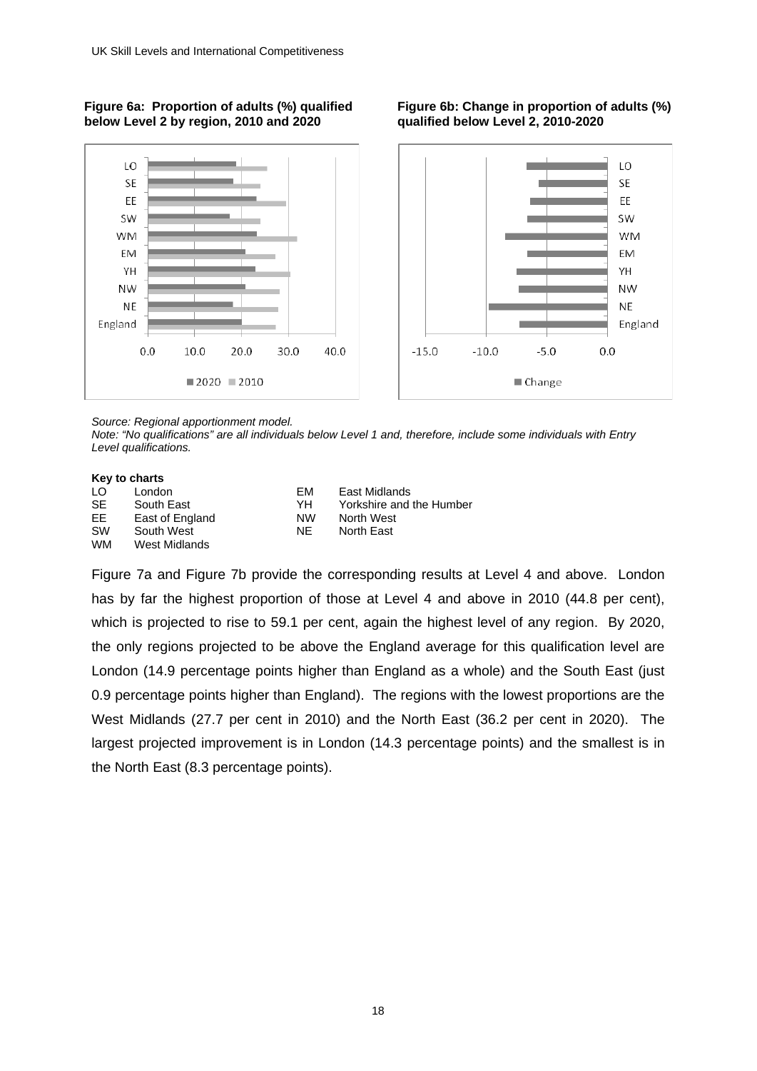**Figure 6a: Proportion of adults (%) qualified below Level 2 by region, 2010 and 2020**

**Figure 6b: Change in proportion of adults (%) qualified below Level 2, 2010-2020**

*Source: Regional apportionment model.*
*Note: "No qualifications" are all individuals below Level 1 and, therefore, include some individuals with Entry Level qualifications.*

**Key to charts**

| | | | |
|---|---|---|---|
| LO | London | EM | East Midlands |
| SE | South East | YH | Yorkshire and the Humber |
| EE | East of England | NW | North West |
| SW | South West | NE | North East |
| WM | West Midlands | | |

Figure 7a and Figure 7b provide the corresponding results at Level 4 and above. London has by far the highest proportion of those at Level 4 and above in 2010 (44.8 per cent), which is projected to rise to 59.1 per cent, again the highest level of any region. By 2020, the only regions projected to be above the England average for this qualification level are London (14.9 percentage points higher than England as a whole) and the South East (just 0.9 percentage points higher than England). The regions with the lowest proportions are the West Midlands (27.7 per cent in 2010) and the North East (36.2 per cent in 2020). The largest projected improvement is in London (14.3 percentage points) and the smallest is in the North East (8.3 percentage points).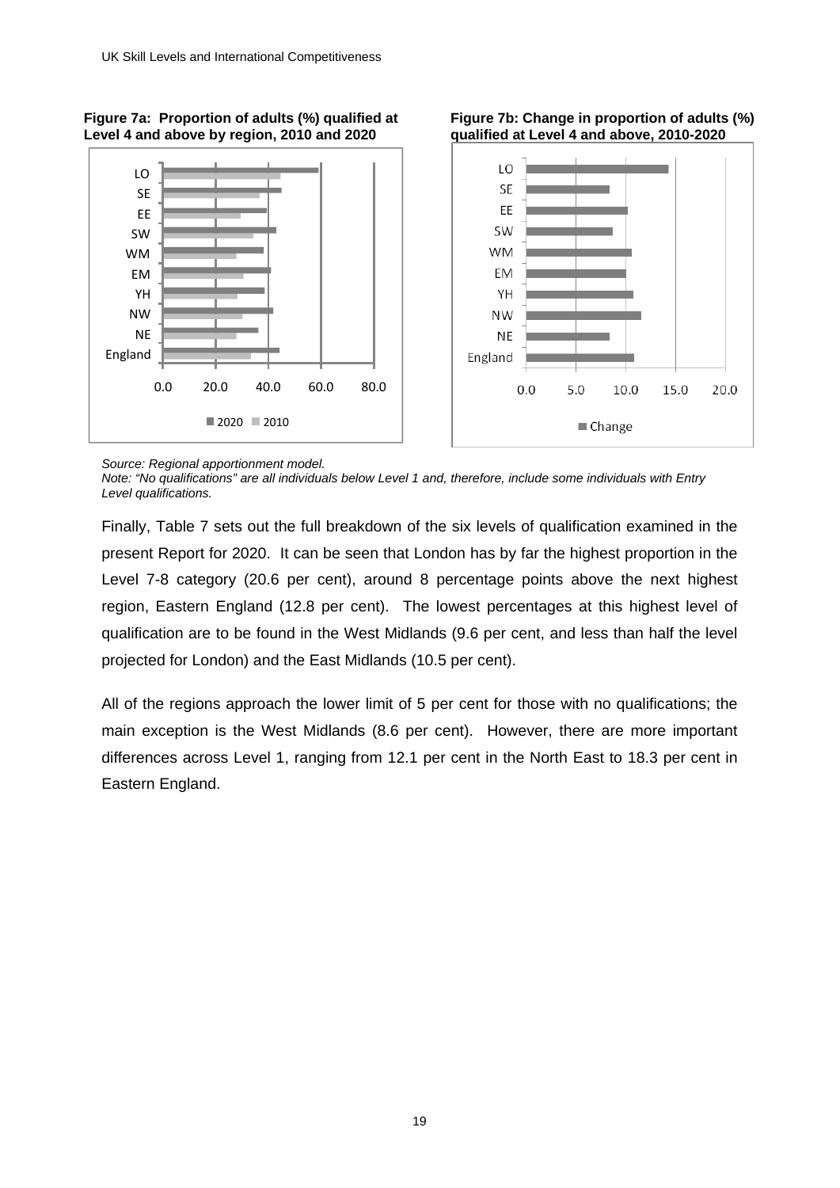**Figure 7a: Proportion of adults (%) qualified at Level 4 and above by region, 2010 and 2020**

**Figure 7b: Change in proportion of adults (%) qualified at Level 4 and above, 2010-2020**

*Source: Regional apportionment model.*
*Note: "No qualifications" are all individuals below Level 1 and, therefore, include some individuals with Entry Level qualifications.*

Finally, Table 7 sets out the full breakdown of the six levels of qualification examined in the present Report for 2020. It can be seen that London has by far the highest proportion in the Level 7-8 category (20.6 per cent), around 8 percentage points above the next highest region, Eastern England (12.8 per cent). The lowest percentages at this highest level of qualification are to be found in the West Midlands (9.6 per cent, and less than half the level projected for London) and the East Midlands (10.5 per cent).

All of the regions approach the lower limit of 5 per cent for those with no qualifications; the main exception is the West Midlands (8.6 per cent). However, there are more important differences across Level 1, ranging from 12.1 per cent in the North East to 18.3 per cent in Eastern England.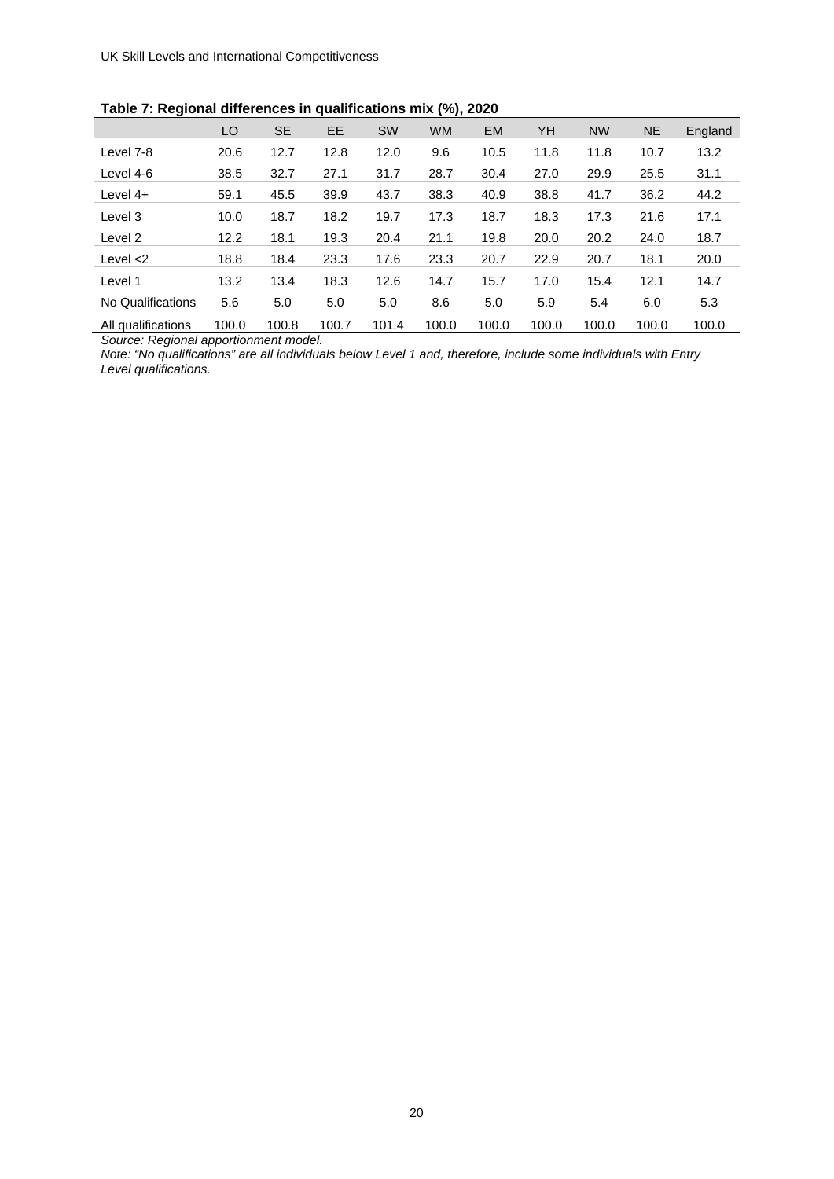**Table 7: Regional differences in qualifications mix (%), 2020**

| | LO | SE | EE | SW | WM | EM | YH | NW | NE | England |
|---|---|---|---|---|---|---|---|---|---|---|
| Level 7-8 | 20.6 | 12.7 | 12.8 | 12.0 | 9.6 | 10.5 | 11.8 | 11.8 | 10.7 | 13.2 |
| Level 4-6 | 38.5 | 32.7 | 27.1 | 31.7 | 28.7 | 30.4 | 27.0 | 29.9 | 25.5 | 31.1 |
| Level 4+ | 59.1 | 45.5 | 39.9 | 43.7 | 38.3 | 40.9 | 38.8 | 41.7 | 36.2 | 44.2 |
| Level 3 | 10.0 | 18.7 | 18.2 | 19.7 | 17.3 | 18.7 | 18.3 | 17.3 | 21.6 | 17.1 |
| Level 2 | 12.2 | 18.1 | 19.3 | 20.4 | 21.1 | 19.8 | 20.0 | 20.2 | 24.0 | 18.7 |
| Level <2 | 18.8 | 18.4 | 23.3 | 17.6 | 23.3 | 20.7 | 22.9 | 20.7 | 18.1 | 20.0 |
| Level 1 | 13.2 | 13.4 | 18.3 | 12.6 | 14.7 | 15.7 | 17.0 | 15.4 | 12.1 | 14.7 |
| No Qualifications | 5.6 | 5.0 | 5.0 | 5.0 | 8.6 | 5.0 | 5.9 | 5.4 | 6.0 | 5.3 |
| All qualifications | 100.0 | 100.8 | 100.7 | 101.4 | 100.0 | 100.0 | 100.0 | 100.0 | 100.0 | 100.0 |

*Source: Regional apportionment model.*

*Note: "No qualifications" are all individuals below Level 1 and, therefore, include some individuals with Entry Level qualifications.*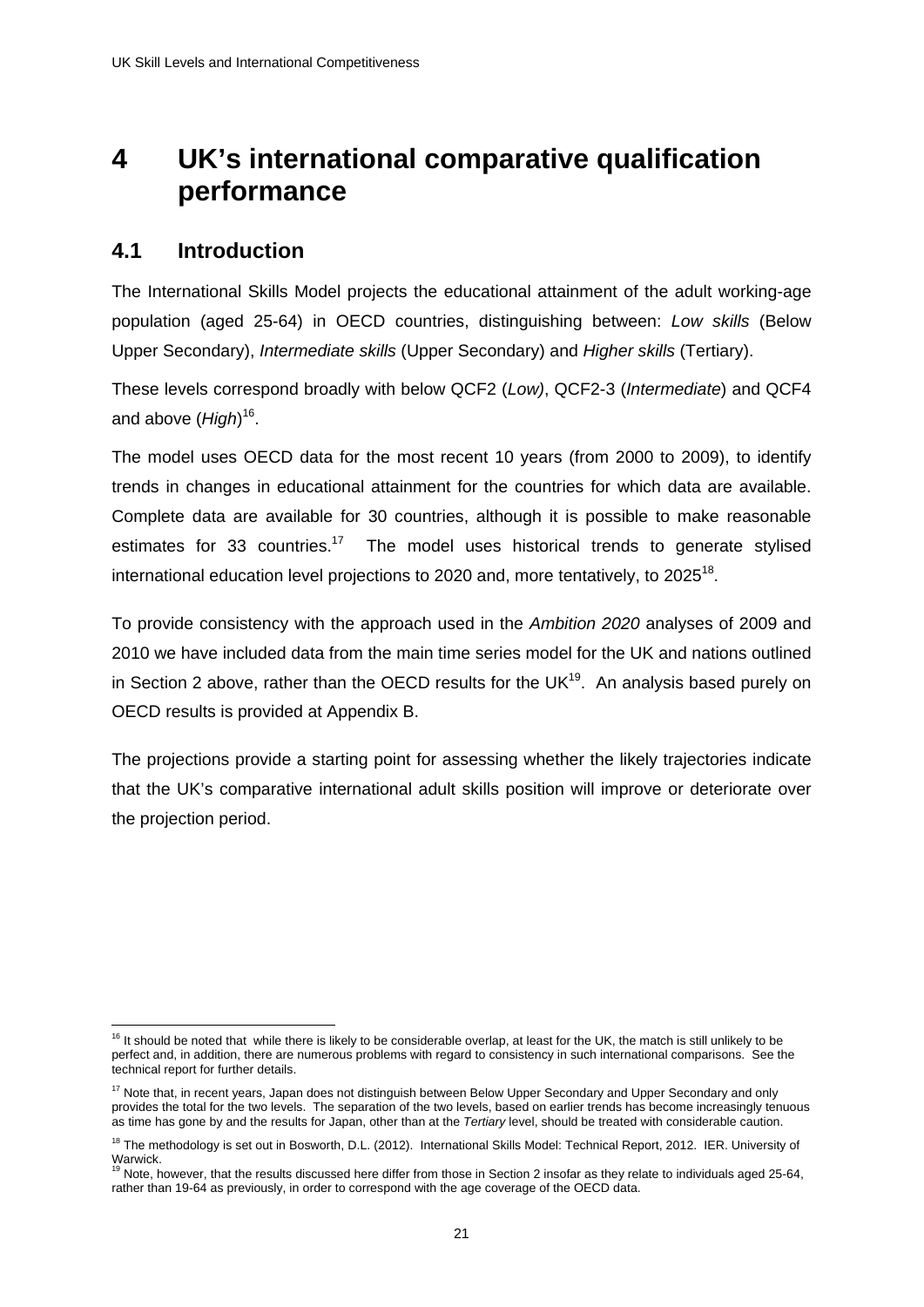# 4 UK's international comparative qualification performance

## 4.1 Introduction

The International Skills Model projects the educational attainment of the adult working-age population (aged 25-64) in OECD countries, distinguishing between: *Low skills* (Below Upper Secondary), *Intermediate skills* (Upper Secondary) and *Higher skills* (Tertiary).

These levels correspond broadly with below QCF2 (*Low)*, QCF2-3 (*Intermediate*) and QCF4 and above (*High*)[16].

The model uses OECD data for the most recent 10 years (from 2000 to 2009), to identify trends in changes in educational attainment for the countries for which data are available. Complete data are available for 30 countries, although it is possible to make reasonable estimates for 33 countries.[17] The model uses historical trends to generate stylised international education level projections to 2020 and, more tentatively, to 2025[18].

To provide consistency with the approach used in the *Ambition 2020* analyses of 2009 and 2010 we have included data from the main time series model for the UK and nations outlined in Section 2 above, rather than the OECD results for the UK[19]. An analysis based purely on OECD results is provided at Appendix B.

The projections provide a starting point for assessing whether the likely trajectories indicate that the UK's comparative international adult skills position will improve or deteriorate over the projection period.

---

[16] It should be noted that while there is likely to be considerable overlap, at least for the UK, the match is still unlikely to be perfect and, in addition, there are numerous problems with regard to consistency in such international comparisons. See the technical report for further details.

[17] Note that, in recent years, Japan does not distinguish between Below Upper Secondary and Upper Secondary and only provides the total for the two levels. The separation of the two levels, based on earlier trends has become increasingly tenuous as time has gone by and the results for Japan, other than at the *Tertiary* level, should be treated with considerable caution.

[18] The methodology is set out in Bosworth, D.L. (2012). International Skills Model: Technical Report, 2012. IER. University of Warwick.

[19] Note, however, that the results discussed here differ from those in Section 2 insofar as they relate to individuals aged 25-64, rather than 19-64 as previously, in order to correspond with the age coverage of the OECD data.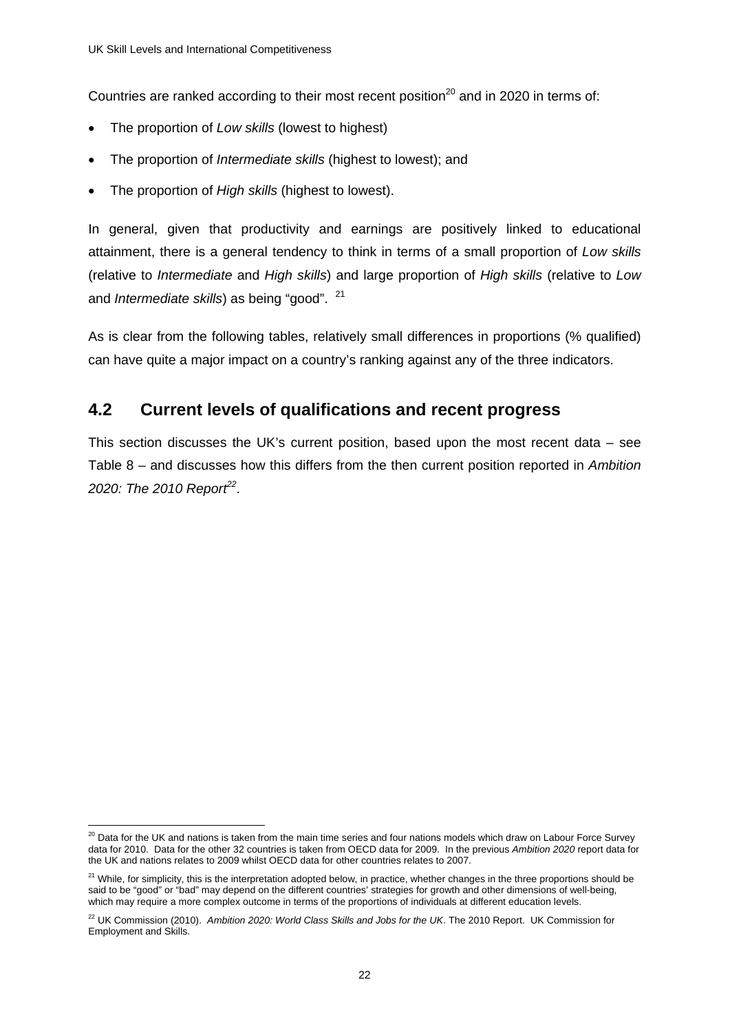Countries are ranked according to their most recent position[20] and in 2020 in terms of:

- The proportion of *Low skills* (lowest to highest)
- The proportion of *Intermediate skills* (highest to lowest); and
- The proportion of *High skills* (highest to lowest).

In general, given that productivity and earnings are positively linked to educational attainment, there is a general tendency to think in terms of a small proportion of *Low skills* (relative to *Intermediate* and *High skills*) and large proportion of *High skills* (relative to *Low* and *Intermediate skills*) as being "good". [21]

As is clear from the following tables, relatively small differences in proportions (% qualified) can have quite a major impact on a country's ranking against any of the three indicators.

## 4.2 Current levels of qualifications and recent progress

This section discusses the UK's current position, based upon the most recent data – see Table 8 – and discusses how this differs from the then current position reported in *Ambition 2020: The 2010 Report*[22].

---

[20] Data for the UK and nations is taken from the main time series and four nations models which draw on Labour Force Survey data for 2010. Data for the other 32 countries is taken from OECD data for 2009. In the previous *Ambition 2020* report data for the UK and nations relates to 2009 whilst OECD data for other countries relates to 2007.

[21] While, for simplicity, this is the interpretation adopted below, in practice, whether changes in the three proportions should be said to be "good" or "bad" may depend on the different countries' strategies for growth and other dimensions of well-being, which may require a more complex outcome in terms of the proportions of individuals at different education levels.

[22] UK Commission (2010). *Ambition 2020: World Class Skills and Jobs for the UK*. The 2010 Report. UK Commission for Employment and Skills.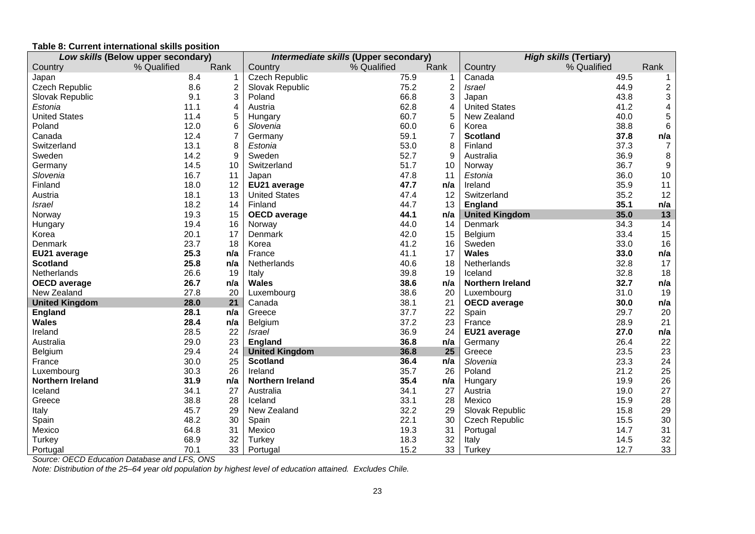**Table 8: Current international skills position**

| *Low skills* (Below upper secondary) | | | *Intermediate skills* (Upper secondary) | | | *High skills* (Tertiary) | | |
|---|---|---|---|---|---|---|---|---|
| Country | % Qualified | Rank | Country | % Qualified | Rank | Country | % Qualified | Rank |
| Japan | 8.4 | 1 | Czech Republic | 75.9 | 1 | Canada | 49.5 | 1 |
| Czech Republic | 8.6 | 2 | Slovak Republic | 75.2 | 2 | *Israel* | 44.9 | 2 |
| Slovak Republic | 9.1 | 3 | Poland | 66.8 | 3 | Japan | 43.8 | 3 |
| *Estonia* | 11.1 | 4 | Austria | 62.8 | 4 | United States | 41.2 | 4 |
| United States | 11.4 | 5 | Hungary | 60.7 | 5 | New Zealand | 40.0 | 5 |
| Poland | 12.0 | 6 | *Slovenia* | 60.0 | 6 | Korea | 38.8 | 6 |
| Canada | 12.4 | 7 | Germany | 59.1 | 7 | **Scotland** | **37.8** | **n/a** |
| Switzerland | 13.1 | 8 | *Estonia* | 53.0 | 8 | Finland | 37.3 | 7 |
| Sweden | 14.2 | 9 | Sweden | 52.7 | 9 | Australia | 36.9 | 8 |
| Germany | 14.5 | 10 | Switzerland | 51.7 | 10 | Norway | 36.7 | 9 |
| *Slovenia* | 16.7 | 11 | Japan | 47.8 | 11 | *Estonia* | 36.0 | 10 |
| Finland | 18.0 | 12 | **EU21 average** | **47.7** | **n/a** | Ireland | 35.9 | 11 |
| Austria | 18.1 | 13 | United States | 47.4 | 12 | Switzerland | 35.2 | 12 |
| *Israel* | 18.2 | 14 | Finland | 44.7 | 13 | **England** | **35.1** | **n/a** |
| Norway | 19.3 | 15 | **OECD average** | **44.1** | **n/a** | **United Kingdom** | **35.0** | **13** |
| Hungary | 19.4 | 16 | Norway | 44.0 | 14 | Denmark | 34.3 | 14 |
| Korea | 20.1 | 17 | Denmark | 42.0 | 15 | Belgium | 33.4 | 15 |
| Denmark | 23.7 | 18 | Korea | 41.2 | 16 | Sweden | 33.0 | 16 |
| **EU21 average** | **25.3** | **n/a** | France | 41.1 | 17 | **Wales** | **33.0** | **n/a** |
| **Scotland** | **25.8** | **n/a** | Netherlands | 40.6 | 18 | Netherlands | 32.8 | 17 |
| Netherlands | 26.6 | 19 | Italy | 39.8 | 19 | Iceland | 32.8 | 18 |
| **OECD average** | **26.7** | **n/a** | **Wales** | **38.6** | **n/a** | **Northern Ireland** | **32.7** | **n/a** |
| New Zealand | 27.8 | 20 | Luxembourg | 38.6 | 20 | Luxembourg | 31.0 | 19 |
| **United Kingdom** | **28.0** | **21** | Canada | 38.1 | 21 | **OECD average** | **30.0** | **n/a** |
| **England** | **28.1** | **n/a** | Greece | 37.7 | 22 | Spain | 29.7 | 20 |
| **Wales** | **28.4** | **n/a** | Belgium | 37.2 | 23 | France | 28.9 | 21 |
| Ireland | 28.5 | 22 | *Israel* | 36.9 | 24 | **EU21 average** | **27.0** | **n/a** |
| Australia | 29.0 | 23 | **England** | **36.8** | **n/a** | Germany | 26.4 | 22 |
| Belgium | 29.4 | 24 | **United Kingdom** | **36.8** | **25** | Greece | 23.5 | 23 |
| France | 30.0 | 25 | **Scotland** | **36.4** | **n/a** | *Slovenia* | 23.3 | 24 |
| Luxembourg | 30.3 | 26 | Ireland | 35.7 | 26 | Poland | 21.2 | 25 |
| **Northern Ireland** | **31.9** | **n/a** | **Northern Ireland** | **35.4** | **n/a** | Hungary | 19.9 | 26 |
| Iceland | 34.1 | 27 | Australia | 34.1 | 27 | Austria | 19.0 | 27 |
| Greece | 38.8 | 28 | Iceland | 33.1 | 28 | Mexico | 15.9 | 28 |
| Italy | 45.7 | 29 | New Zealand | 32.2 | 29 | Slovak Republic | 15.8 | 29 |
| Spain | 48.2 | 30 | Spain | 22.1 | 30 | Czech Republic | 15.5 | 30 |
| Mexico | 64.8 | 31 | Mexico | 19.3 | 31 | Portugal | 14.7 | 31 |
| Turkey | 68.9 | 32 | Turkey | 18.3 | 32 | Italy | 14.5 | 32 |
| Portugal | 70.1 | 33 | Portugal | 15.2 | 33 | Turkey | 12.7 | 33 |

*Source: OECD Education Database and LFS, ONS*

*Note: Distribution of the 25–64 year old population by highest level of education attained. Excludes Chile.*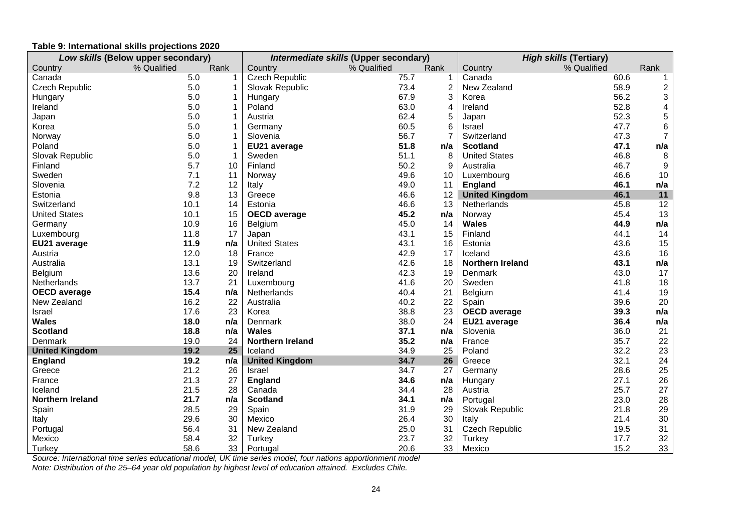**Table 9: International skills projections 2020**

| *Low skills* (Below upper secondary) | | | *Intermediate skills* (Upper secondary) | | | *High skills* (Tertiary) | | |
|---|---|---|---|---|---|---|---|---|
| Country | % Qualified | Rank | Country | % Qualified | Rank | Country | % Qualified | Rank |
| Canada | 5.0 | 1 | Czech Republic | 75.7 | 1 | Canada | 60.6 | 1 |
| Czech Republic | 5.0 | 1 | Slovak Republic | 73.4 | 2 | New Zealand | 58.9 | 2 |
| Hungary | 5.0 | 1 | Hungary | 67.9 | 3 | Korea | 56.2 | 3 |
| Ireland | 5.0 | 1 | Poland | 63.0 | 4 | Ireland | 52.8 | 4 |
| Japan | 5.0 | 1 | Austria | 62.4 | 5 | Japan | 52.3 | 5 |
| Korea | 5.0 | 1 | Germany | 60.5 | 6 | Israel | 47.7 | 6 |
| Norway | 5.0 | 1 | Slovenia | 56.7 | 7 | Switzerland | 47.3 | 7 |
| Poland | 5.0 | 1 | **EU21 average** | **51.8** | **n/a** | **Scotland** | **47.1** | **n/a** |
| Slovak Republic | 5.0 | 1 | Sweden | 51.1 | 8 | United States | 46.8 | 8 |
| Finland | 5.7 | 10 | Finland | 50.2 | 9 | Australia | 46.7 | 9 |
| Sweden | 7.1 | 11 | Norway | 49.6 | 10 | Luxembourg | 46.6 | 10 |
| Slovenia | 7.2 | 12 | Italy | 49.0 | 11 | **England** | **46.1** | **n/a** |
| Estonia | 9.8 | 13 | Greece | 46.6 | 12 | **United Kingdom** | **46.1** | **11** |
| Switzerland | 10.1 | 14 | Estonia | 46.6 | 13 | Netherlands | 45.8 | 12 |
| United States | 10.1 | 15 | **OECD average** | **45.2** | **n/a** | Norway | 45.4 | 13 |
| Germany | 10.9 | 16 | Belgium | 45.0 | 14 | **Wales** | **44.9** | **n/a** |
| Luxembourg | 11.8 | 17 | Japan | 43.1 | 15 | Finland | 44.1 | 14 |
| **EU21 average** | **11.9** | **n/a** | United States | 43.1 | 16 | Estonia | 43.6 | 15 |
| Austria | 12.0 | 18 | France | 42.9 | 17 | Iceland | 43.6 | 16 |
| Australia | 13.1 | 19 | Switzerland | 42.6 | 18 | **Northern Ireland** | **43.1** | **n/a** |
| Belgium | 13.6 | 20 | Ireland | 42.3 | 19 | Denmark | 43.0 | 17 |
| Netherlands | 13.7 | 21 | Luxembourg | 41.6 | 20 | Sweden | 41.8 | 18 |
| **OECD average** | **15.4** | **n/a** | Netherlands | 40.4 | 21 | Belgium | 41.4 | 19 |
| New Zealand | 16.2 | 22 | Australia | 40.2 | 22 | Spain | 39.6 | 20 |
| Israel | 17.6 | 23 | Korea | 38.8 | 23 | **OECD average** | **39.3** | **n/a** |
| **Wales** | **18.0** | **n/a** | Denmark | 38.0 | 24 | **EU21 average** | **36.4** | **n/a** |
| **Scotland** | **18.8** | **n/a** | **Wales** | **37.1** | **n/a** | Slovenia | 36.0 | 21 |
| Denmark | 19.0 | 24 | **Northern Ireland** | **35.2** | **n/a** | France | 35.7 | 22 |
| **United Kingdom** | **19.2** | **25** | Iceland | 34.9 | 25 | Poland | 32.2 | 23 |
| **England** | **19.2** | **n/a** | **United Kingdom** | **34.7** | **26** | Greece | 32.1 | 24 |
| Greece | 21.2 | 26 | Israel | 34.7 | 27 | Germany | 28.6 | 25 |
| France | 21.3 | 27 | **England** | **34.6** | **n/a** | Hungary | 27.1 | 26 |
| Iceland | 21.5 | 28 | Canada | 34.4 | 28 | Austria | 25.7 | 27 |
| **Northern Ireland** | **21.7** | **n/a** | **Scotland** | **34.1** | **n/a** | Portugal | 23.0 | 28 |
| Spain | 28.5 | 29 | Spain | 31.9 | 29 | Slovak Republic | 21.8 | 29 |
| Italy | 29.6 | 30 | Mexico | 26.4 | 30 | Italy | 21.4 | 30 |
| Portugal | 56.4 | 31 | New Zealand | 25.0 | 31 | Czech Republic | 19.5 | 31 |
| Mexico | 58.4 | 32 | Turkey | 23.7 | 32 | Turkey | 17.7 | 32 |
| Turkey | 58.6 | 33 | Portugal | 20.6 | 33 | Mexico | 15.2 | 33 |

*Source: International time series educational model, UK time series model, four nations apportionment model*
*Note: Distribution of the 25–64 year old population by highest level of education attained. Excludes Chile.*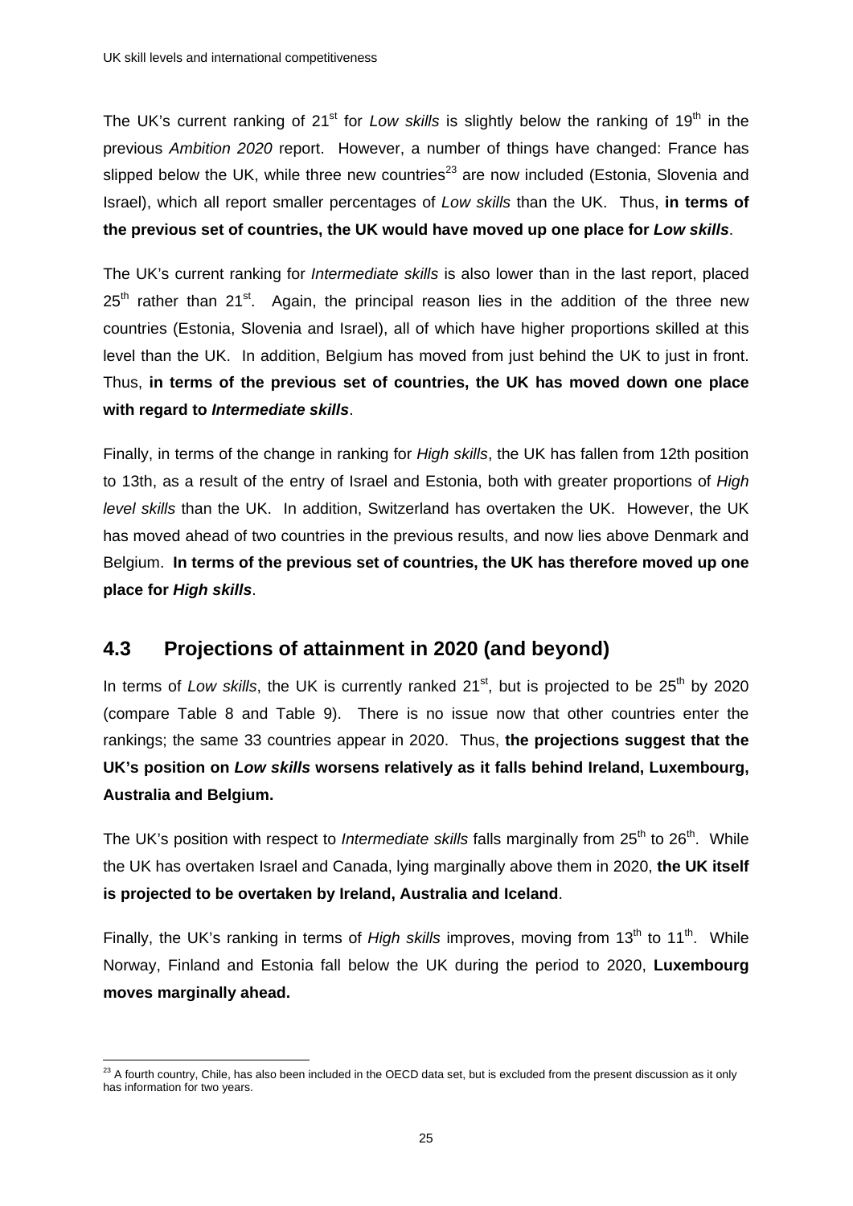The UK's current ranking of 21st for *Low skills* is slightly below the ranking of 19th in the previous *Ambition 2020* report. However, a number of things have changed: France has slipped below the UK, while three new countries[23] are now included (Estonia, Slovenia and Israel), which all report smaller percentages of *Low skills* than the UK. Thus, **in terms of the previous set of countries, the UK would have moved up one place for *Low skills***.

The UK's current ranking for *Intermediate skills* is also lower than in the last report, placed 25th rather than 21st. Again, the principal reason lies in the addition of the three new countries (Estonia, Slovenia and Israel), all of which have higher proportions skilled at this level than the UK. In addition, Belgium has moved from just behind the UK to just in front. Thus, **in terms of the previous set of countries, the UK has moved down one place with regard to *Intermediate skills***.

Finally, in terms of the change in ranking for *High skills*, the UK has fallen from 12th position to 13th, as a result of the entry of Israel and Estonia, both with greater proportions of *High level skills* than the UK. In addition, Switzerland has overtaken the UK. However, the UK has moved ahead of two countries in the previous results, and now lies above Denmark and Belgium. **In terms of the previous set of countries, the UK has therefore moved up one place for *High skills***.

## 4.3 Projections of attainment in 2020 (and beyond)

In terms of *Low skills*, the UK is currently ranked 21st, but is projected to be 25th by 2020 (compare Table 8 and Table 9). There is no issue now that other countries enter the rankings; the same 33 countries appear in 2020. Thus, **the projections suggest that the UK's position on *Low skills* worsens relatively as it falls behind Ireland, Luxembourg, Australia and Belgium.**

The UK's position with respect to *Intermediate skills* falls marginally from 25th to 26th. While the UK has overtaken Israel and Canada, lying marginally above them in 2020, **the UK itself is projected to be overtaken by Ireland, Australia and Iceland**.

Finally, the UK's ranking in terms of *High skills* improves, moving from 13th to 11th. While Norway, Finland and Estonia fall below the UK during the period to 2020, **Luxembourg moves marginally ahead.**

---

[23] A fourth country, Chile, has also been included in the OECD data set, but is excluded from the present discussion as it only has information for two years.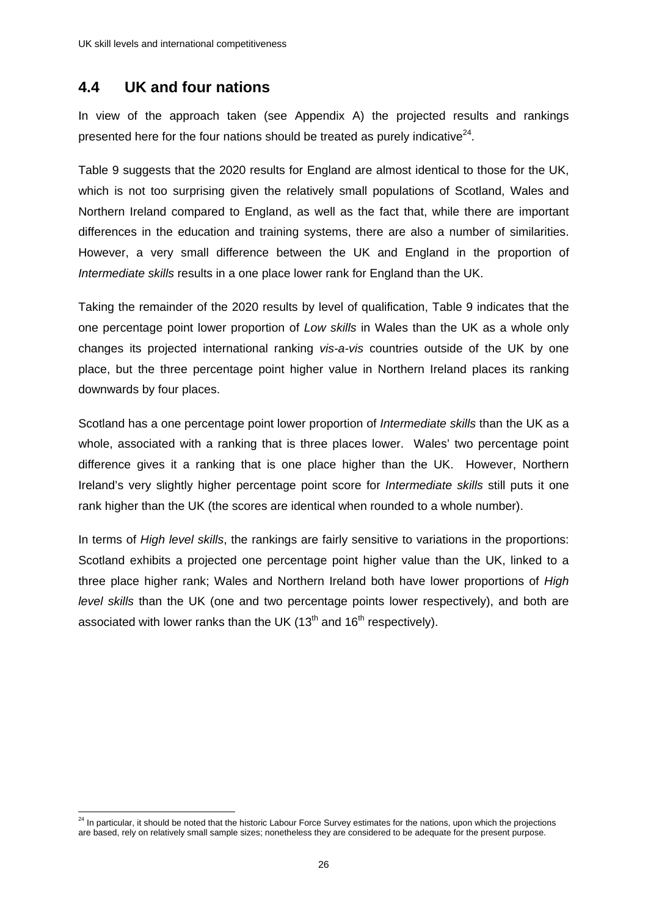## 4.4 UK and four nations

In view of the approach taken (see Appendix A) the projected results and rankings presented here for the four nations should be treated as purely indicative[24].

Table 9 suggests that the 2020 results for England are almost identical to those for the UK, which is not too surprising given the relatively small populations of Scotland, Wales and Northern Ireland compared to England, as well as the fact that, while there are important differences in the education and training systems, there are also a number of similarities. However, a very small difference between the UK and England in the proportion of *Intermediate skills* results in a one place lower rank for England than the UK.

Taking the remainder of the 2020 results by level of qualification, Table 9 indicates that the one percentage point lower proportion of *Low skills* in Wales than the UK as a whole only changes its projected international ranking *vis-a-vis* countries outside of the UK by one place, but the three percentage point higher value in Northern Ireland places its ranking downwards by four places.

Scotland has a one percentage point lower proportion of *Intermediate skills* than the UK as a whole, associated with a ranking that is three places lower. Wales' two percentage point difference gives it a ranking that is one place higher than the UK. However, Northern Ireland's very slightly higher percentage point score for *Intermediate skills* still puts it one rank higher than the UK (the scores are identical when rounded to a whole number).

In terms of *High level skills*, the rankings are fairly sensitive to variations in the proportions: Scotland exhibits a projected one percentage point higher value than the UK, linked to a three place higher rank; Wales and Northern Ireland both have lower proportions of *High level skills* than the UK (one and two percentage points lower respectively), and both are associated with lower ranks than the UK (13th and 16th respectively).

[24] In particular, it should be noted that the historic Labour Force Survey estimates for the nations, upon which the projections are based, rely on relatively small sample sizes; nonetheless they are considered to be adequate for the present purpose.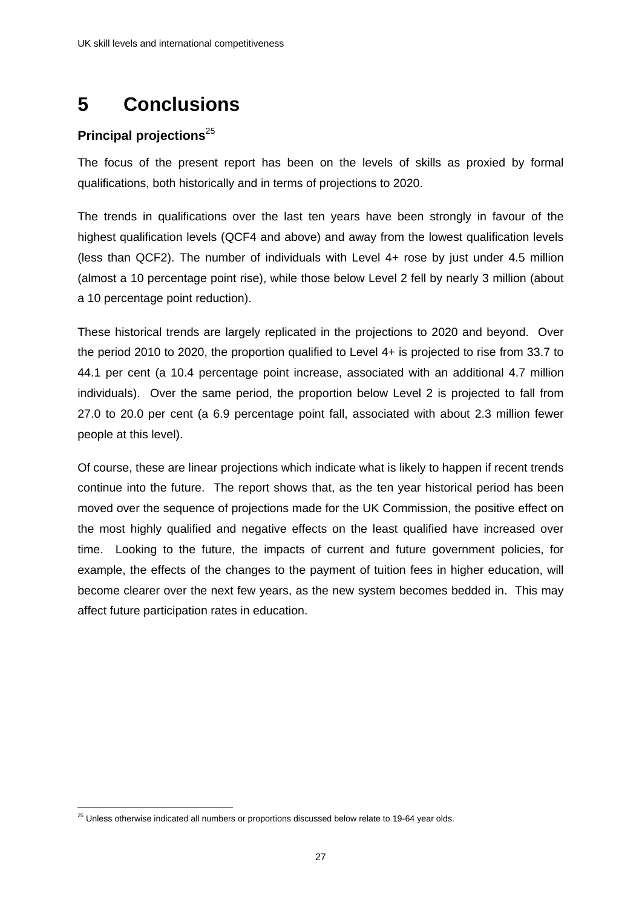# 5 Conclusions

**Principal projections**[25]

The focus of the present report has been on the levels of skills as proxied by formal qualifications, both historically and in terms of projections to 2020.

The trends in qualifications over the last ten years have been strongly in favour of the highest qualification levels (QCF4 and above) and away from the lowest qualification levels (less than QCF2). The number of individuals with Level 4+ rose by just under 4.5 million (almost a 10 percentage point rise), while those below Level 2 fell by nearly 3 million (about a 10 percentage point reduction).

These historical trends are largely replicated in the projections to 2020 and beyond. Over the period 2010 to 2020, the proportion qualified to Level 4+ is projected to rise from 33.7 to 44.1 per cent (a 10.4 percentage point increase, associated with an additional 4.7 million individuals). Over the same period, the proportion below Level 2 is projected to fall from 27.0 to 20.0 per cent (a 6.9 percentage point fall, associated with about 2.3 million fewer people at this level).

Of course, these are linear projections which indicate what is likely to happen if recent trends continue into the future. The report shows that, as the ten year historical period has been moved over the sequence of projections made for the UK Commission, the positive effect on the most highly qualified and negative effects on the least qualified have increased over time. Looking to the future, the impacts of current and future government policies, for example, the effects of the changes to the payment of tuition fees in higher education, will become clearer over the next few years, as the new system becomes bedded in. This may affect future participation rates in education.

[25] Unless otherwise indicated all numbers or proportions discussed below relate to 19-64 year olds.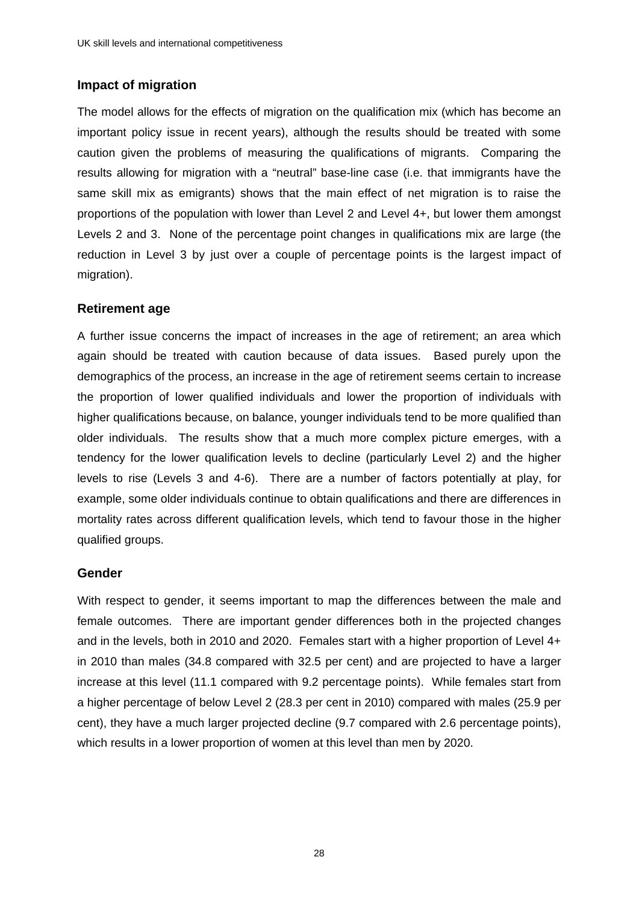## Impact of migration

The model allows for the effects of migration on the qualification mix (which has become an important policy issue in recent years), although the results should be treated with some caution given the problems of measuring the qualifications of migrants. Comparing the results allowing for migration with a "neutral" base-line case (i.e. that immigrants have the same skill mix as emigrants) shows that the main effect of net migration is to raise the proportions of the population with lower than Level 2 and Level 4+, but lower them amongst Levels 2 and 3. None of the percentage point changes in qualifications mix are large (the reduction in Level 3 by just over a couple of percentage points is the largest impact of migration).

## Retirement age

A further issue concerns the impact of increases in the age of retirement; an area which again should be treated with caution because of data issues. Based purely upon the demographics of the process, an increase in the age of retirement seems certain to increase the proportion of lower qualified individuals and lower the proportion of individuals with higher qualifications because, on balance, younger individuals tend to be more qualified than older individuals. The results show that a much more complex picture emerges, with a tendency for the lower qualification levels to decline (particularly Level 2) and the higher levels to rise (Levels 3 and 4-6). There are a number of factors potentially at play, for example, some older individuals continue to obtain qualifications and there are differences in mortality rates across different qualification levels, which tend to favour those in the higher qualified groups.

## Gender

With respect to gender, it seems important to map the differences between the male and female outcomes. There are important gender differences both in the projected changes and in the levels, both in 2010 and 2020. Females start with a higher proportion of Level 4+ in 2010 than males (34.8 compared with 32.5 per cent) and are projected to have a larger increase at this level (11.1 compared with 9.2 percentage points). While females start from a higher percentage of below Level 2 (28.3 per cent in 2010) compared with males (25.9 per cent), they have a much larger projected decline (9.7 compared with 2.6 percentage points), which results in a lower proportion of women at this level than men by 2020.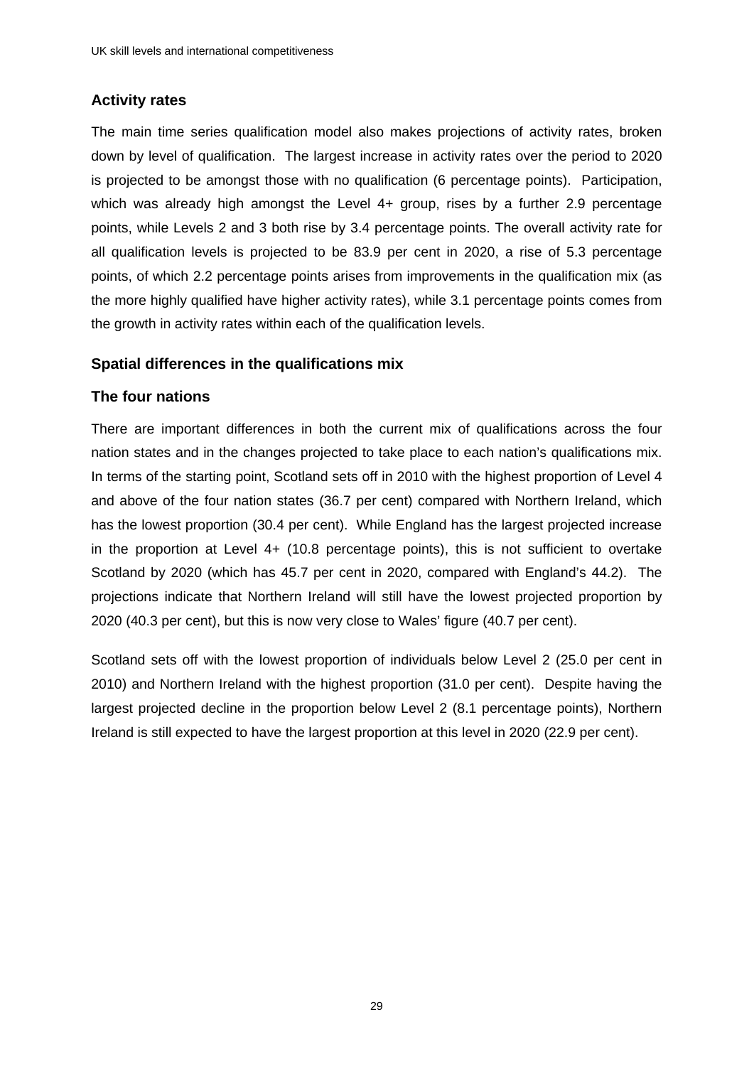## Activity rates

The main time series qualification model also makes projections of activity rates, broken down by level of qualification. The largest increase in activity rates over the period to 2020 is projected to be amongst those with no qualification (6 percentage points). Participation, which was already high amongst the Level 4+ group, rises by a further 2.9 percentage points, while Levels 2 and 3 both rise by 3.4 percentage points. The overall activity rate for all qualification levels is projected to be 83.9 per cent in 2020, a rise of 5.3 percentage points, of which 2.2 percentage points arises from improvements in the qualification mix (as the more highly qualified have higher activity rates), while 3.1 percentage points comes from the growth in activity rates within each of the qualification levels.

## Spatial differences in the qualifications mix

## The four nations

There are important differences in both the current mix of qualifications across the four nation states and in the changes projected to take place to each nation's qualifications mix. In terms of the starting point, Scotland sets off in 2010 with the highest proportion of Level 4 and above of the four nation states (36.7 per cent) compared with Northern Ireland, which has the lowest proportion (30.4 per cent). While England has the largest projected increase in the proportion at Level 4+ (10.8 percentage points), this is not sufficient to overtake Scotland by 2020 (which has 45.7 per cent in 2020, compared with England's 44.2). The projections indicate that Northern Ireland will still have the lowest projected proportion by 2020 (40.3 per cent), but this is now very close to Wales' figure (40.7 per cent).

Scotland sets off with the lowest proportion of individuals below Level 2 (25.0 per cent in 2010) and Northern Ireland with the highest proportion (31.0 per cent). Despite having the largest projected decline in the proportion below Level 2 (8.1 percentage points), Northern Ireland is still expected to have the largest proportion at this level in 2020 (22.9 per cent).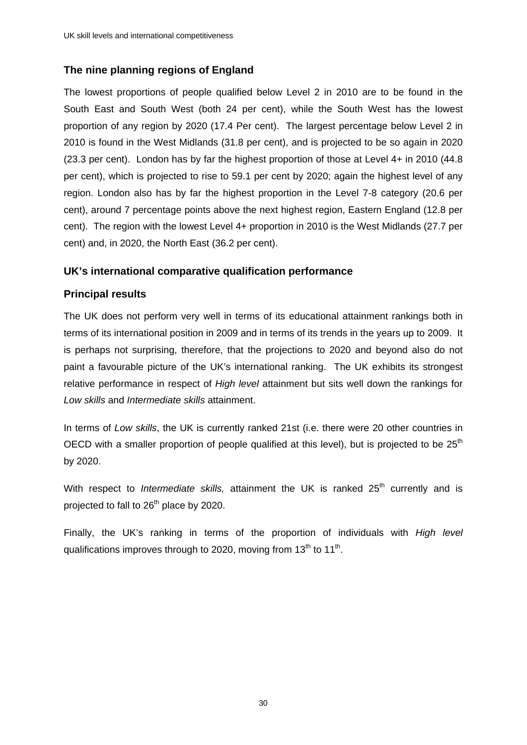## The nine planning regions of England

The lowest proportions of people qualified below Level 2 in 2010 are to be found in the South East and South West (both 24 per cent), while the South West has the lowest proportion of any region by 2020 (17.4 Per cent). The largest percentage below Level 2 in 2010 is found in the West Midlands (31.8 per cent), and is projected to be so again in 2020 (23.3 per cent). London has by far the highest proportion of those at Level 4+ in 2010 (44.8 per cent), which is projected to rise to 59.1 per cent by 2020; again the highest level of any region. London also has by far the highest proportion in the Level 7-8 category (20.6 per cent), around 7 percentage points above the next highest region, Eastern England (12.8 per cent). The region with the lowest Level 4+ proportion in 2010 is the West Midlands (27.7 per cent) and, in 2020, the North East (36.2 per cent).

## UK's international comparative qualification performance

## Principal results

The UK does not perform very well in terms of its educational attainment rankings both in terms of its international position in 2009 and in terms of its trends in the years up to 2009. It is perhaps not surprising, therefore, that the projections to 2020 and beyond also do not paint a favourable picture of the UK's international ranking. The UK exhibits its strongest relative performance in respect of *High level* attainment but sits well down the rankings for *Low skills* and *Intermediate skills* attainment.

In terms of *Low skills*, the UK is currently ranked 21st (i.e. there were 20 other countries in OECD with a smaller proportion of people qualified at this level), but is projected to be 25th by 2020.

With respect to *Intermediate skills,* attainment the UK is ranked 25th currently and is projected to fall to 26th place by 2020.

Finally, the UK's ranking in terms of the proportion of individuals with *High level* qualifications improves through to 2020, moving from 13th to 11th.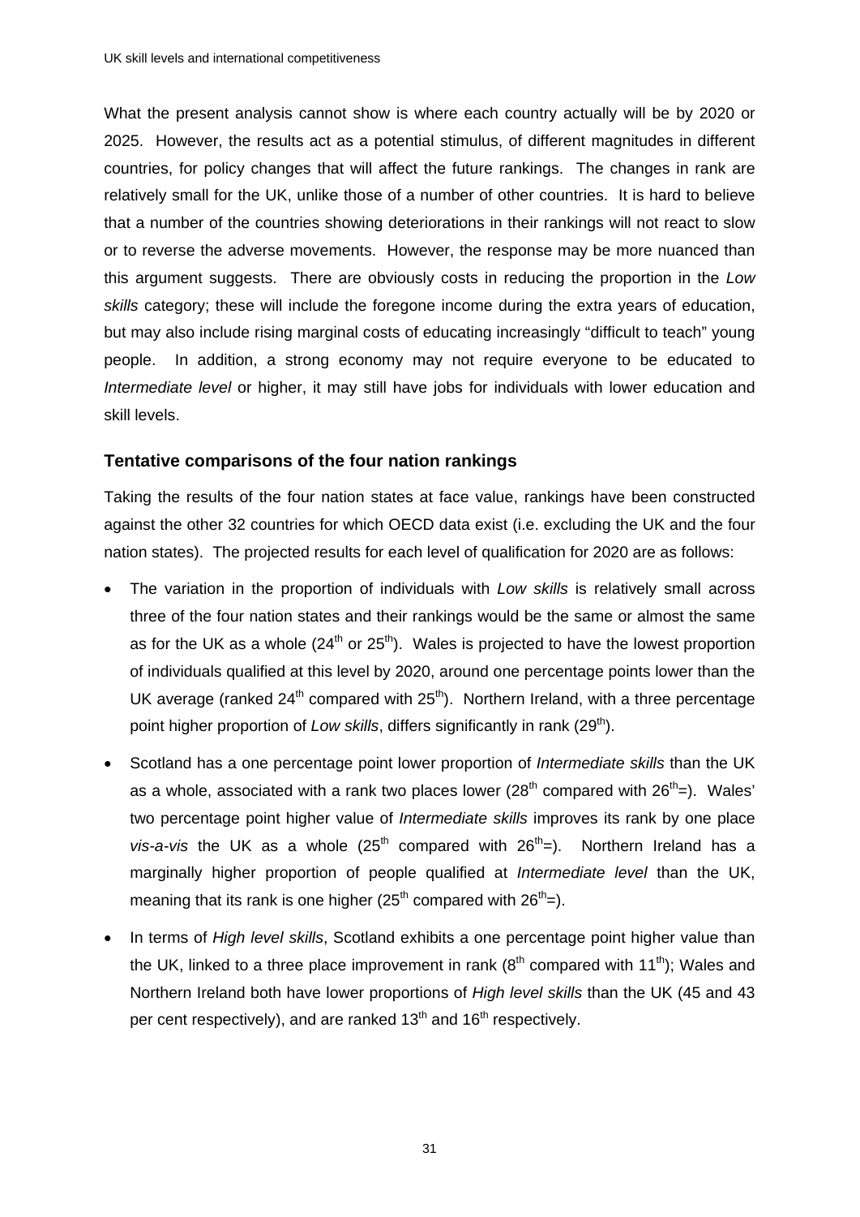What the present analysis cannot show is where each country actually will be by 2020 or 2025. However, the results act as a potential stimulus, of different magnitudes in different countries, for policy changes that will affect the future rankings. The changes in rank are relatively small for the UK, unlike those of a number of other countries. It is hard to believe that a number of the countries showing deteriorations in their rankings will not react to slow or to reverse the adverse movements. However, the response may be more nuanced than this argument suggests. There are obviously costs in reducing the proportion in the *Low skills* category; these will include the foregone income during the extra years of education, but may also include rising marginal costs of educating increasingly "difficult to teach" young people. In addition, a strong economy may not require everyone to be educated to *Intermediate level* or higher, it may still have jobs for individuals with lower education and skill levels.

### Tentative comparisons of the four nation rankings

Taking the results of the four nation states at face value, rankings have been constructed against the other 32 countries for which OECD data exist (i.e. excluding the UK and the four nation states). The projected results for each level of qualification for 2020 are as follows:

- The variation in the proportion of individuals with *Low skills* is relatively small across three of the four nation states and their rankings would be the same or almost the same as for the UK as a whole (24th or 25th). Wales is projected to have the lowest proportion of individuals qualified at this level by 2020, around one percentage points lower than the UK average (ranked 24th compared with 25th). Northern Ireland, with a three percentage point higher proportion of *Low skills*, differs significantly in rank (29th).
- Scotland has a one percentage point lower proportion of *Intermediate skills* than the UK as a whole, associated with a rank two places lower (28th compared with 26th=). Wales' two percentage point higher value of *Intermediate skills* improves its rank by one place *vis-a-vis* the UK as a whole (25th compared with 26th=). Northern Ireland has a marginally higher proportion of people qualified at *Intermediate level* than the UK, meaning that its rank is one higher (25th compared with 26th=).
- In terms of *High level skills*, Scotland exhibits a one percentage point higher value than the UK, linked to a three place improvement in rank (8th compared with 11th); Wales and Northern Ireland both have lower proportions of *High level skills* than the UK (45 and 43 per cent respectively), and are ranked 13th and 16th respectively.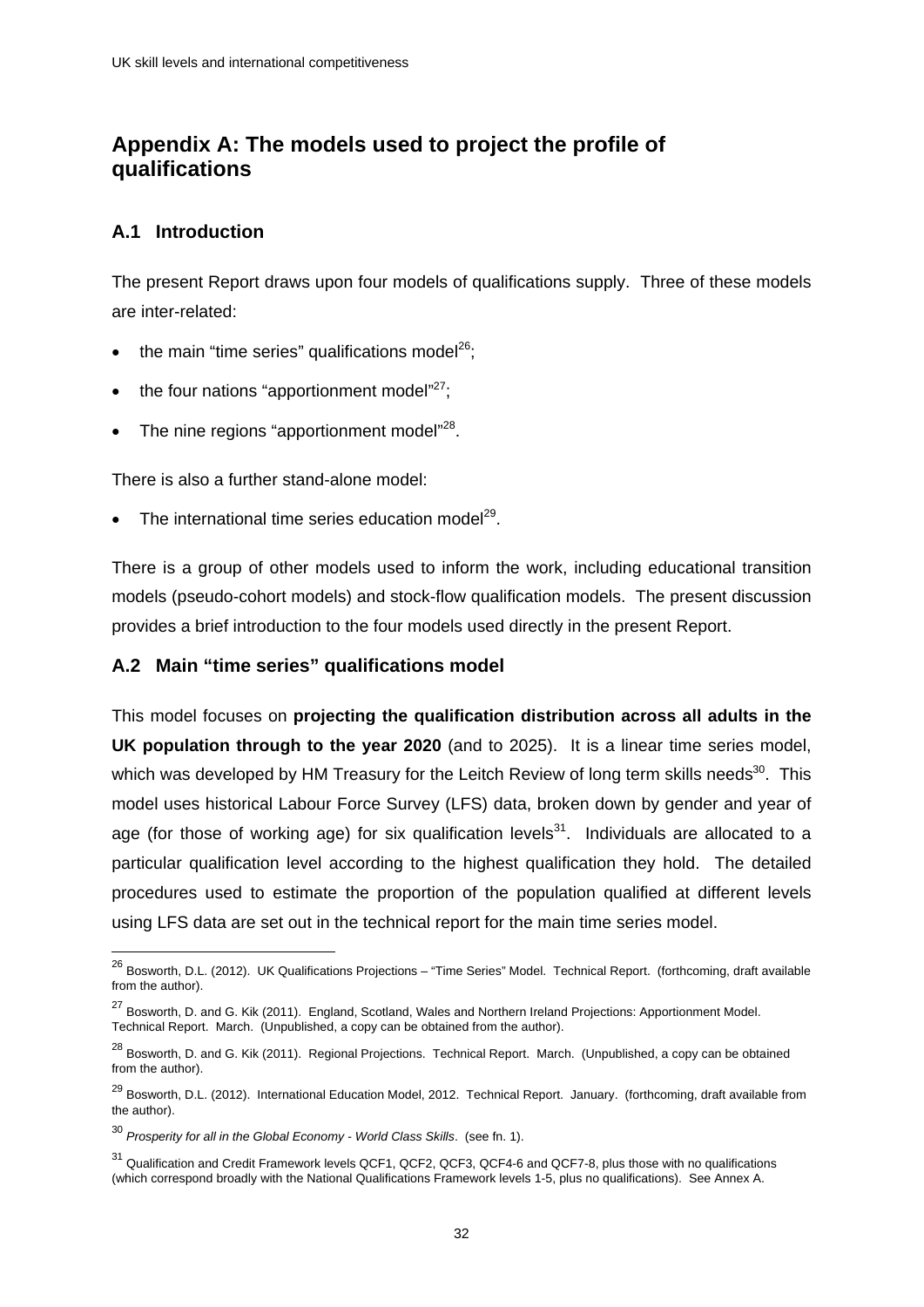# Appendix A: The models used to project the profile of qualifications

## A.1 Introduction

The present Report draws upon four models of qualifications supply. Three of these models are inter-related:

- the main "time series" qualifications model[26];
- the four nations "apportionment model"[27];
- The nine regions "apportionment model"[28].

There is also a further stand-alone model:

- The international time series education model[29].

There is a group of other models used to inform the work, including educational transition models (pseudo-cohort models) and stock-flow qualification models. The present discussion provides a brief introduction to the four models used directly in the present Report.

## A.2 Main "time series" qualifications model

This model focuses on **projecting the qualification distribution across all adults in the UK population through to the year 2020** (and to 2025). It is a linear time series model, which was developed by HM Treasury for the Leitch Review of long term skills needs[30]. This model uses historical Labour Force Survey (LFS) data, broken down by gender and year of age (for those of working age) for six qualification levels[31]. Individuals are allocated to a particular qualification level according to the highest qualification they hold. The detailed procedures used to estimate the proportion of the population qualified at different levels using LFS data are set out in the technical report for the main time series model.

---

[26] Bosworth, D.L. (2012). UK Qualifications Projections – "Time Series" Model. Technical Report. (forthcoming, draft available from the author).

[27] Bosworth, D. and G. Kik (2011). England, Scotland, Wales and Northern Ireland Projections: Apportionment Model. Technical Report. March. (Unpublished, a copy can be obtained from the author).

[28] Bosworth, D. and G. Kik (2011). Regional Projections. Technical Report. March. (Unpublished, a copy can be obtained from the author).

[29] Bosworth, D.L. (2012). International Education Model, 2012. Technical Report. January. (forthcoming, draft available from the author).

[30] *Prosperity for all in the Global Economy - World Class Skills*. (see fn. 1).

[31] Qualification and Credit Framework levels QCF1, QCF2, QCF3, QCF4-6 and QCF7-8, plus those with no qualifications (which correspond broadly with the National Qualifications Framework levels 1-5, plus no qualifications). See Annex A.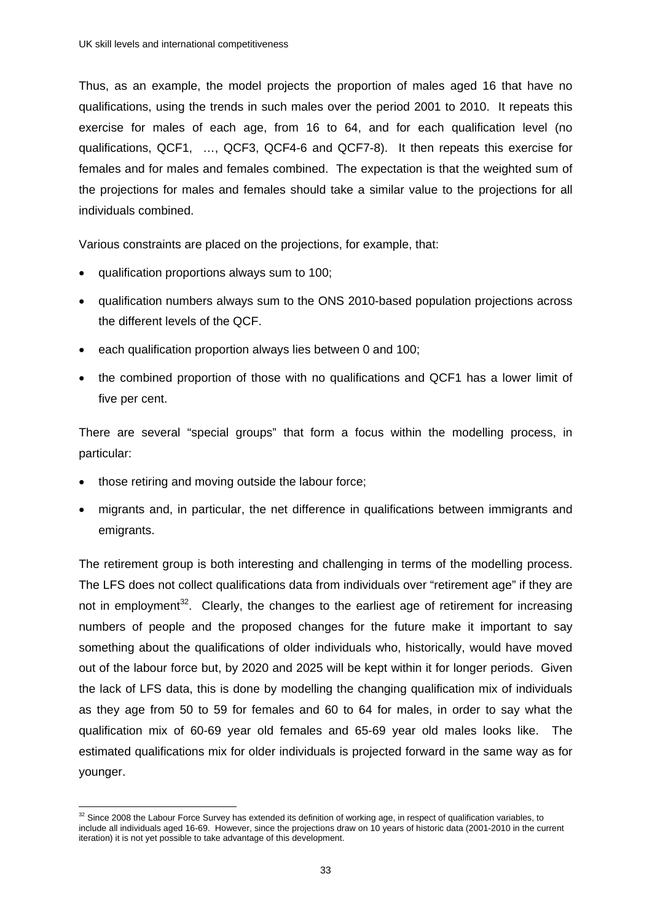Thus, as an example, the model projects the proportion of males aged 16 that have no qualifications, using the trends in such males over the period 2001 to 2010. It repeats this exercise for males of each age, from 16 to 64, and for each qualification level (no qualifications, QCF1, …, QCF3, QCF4-6 and QCF7-8). It then repeats this exercise for females and for males and females combined. The expectation is that the weighted sum of the projections for males and females should take a similar value to the projections for all individuals combined.

Various constraints are placed on the projections, for example, that:

- qualification proportions always sum to 100;
- qualification numbers always sum to the ONS 2010-based population projections across the different levels of the QCF.
- each qualification proportion always lies between 0 and 100;
- the combined proportion of those with no qualifications and QCF1 has a lower limit of five per cent.

There are several "special groups" that form a focus within the modelling process, in particular:

- those retiring and moving outside the labour force;
- migrants and, in particular, the net difference in qualifications between immigrants and emigrants.

The retirement group is both interesting and challenging in terms of the modelling process. The LFS does not collect qualifications data from individuals over "retirement age" if they are not in employment[32]. Clearly, the changes to the earliest age of retirement for increasing numbers of people and the proposed changes for the future make it important to say something about the qualifications of older individuals who, historically, would have moved out of the labour force but, by 2020 and 2025 will be kept within it for longer periods. Given the lack of LFS data, this is done by modelling the changing qualification mix of individuals as they age from 50 to 59 for females and 60 to 64 for males, in order to say what the qualification mix of 60-69 year old females and 65-69 year old males looks like. The estimated qualifications mix for older individuals is projected forward in the same way as for younger.

---

[32] Since 2008 the Labour Force Survey has extended its definition of working age, in respect of qualification variables, to include all individuals aged 16-69. However, since the projections draw on 10 years of historic data (2001-2010 in the current iteration) it is not yet possible to take advantage of this development.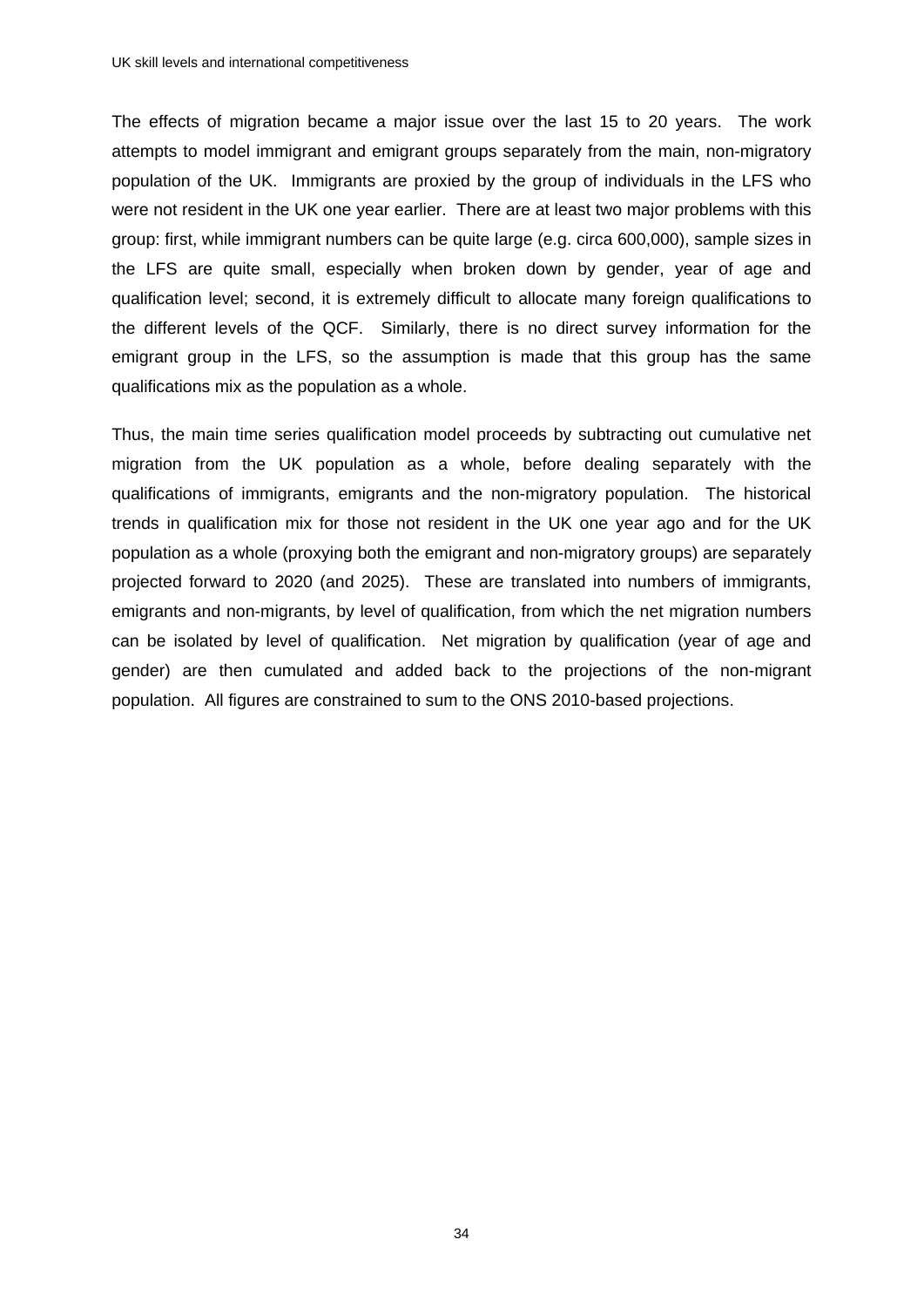The effects of migration became a major issue over the last 15 to 20 years. The work attempts to model immigrant and emigrant groups separately from the main, non-migratory population of the UK. Immigrants are proxied by the group of individuals in the LFS who were not resident in the UK one year earlier. There are at least two major problems with this group: first, while immigrant numbers can be quite large (e.g. circa 600,000), sample sizes in the LFS are quite small, especially when broken down by gender, year of age and qualification level; second, it is extremely difficult to allocate many foreign qualifications to the different levels of the QCF. Similarly, there is no direct survey information for the emigrant group in the LFS, so the assumption is made that this group has the same qualifications mix as the population as a whole.

Thus, the main time series qualification model proceeds by subtracting out cumulative net migration from the UK population as a whole, before dealing separately with the qualifications of immigrants, emigrants and the non-migratory population. The historical trends in qualification mix for those not resident in the UK one year ago and for the UK population as a whole (proxying both the emigrant and non-migratory groups) are separately projected forward to 2020 (and 2025). These are translated into numbers of immigrants, emigrants and non-migrants, by level of qualification, from which the net migration numbers can be isolated by level of qualification. Net migration by qualification (year of age and gender) are then cumulated and added back to the projections of the non-migrant population. All figures are constrained to sum to the ONS 2010-based projections.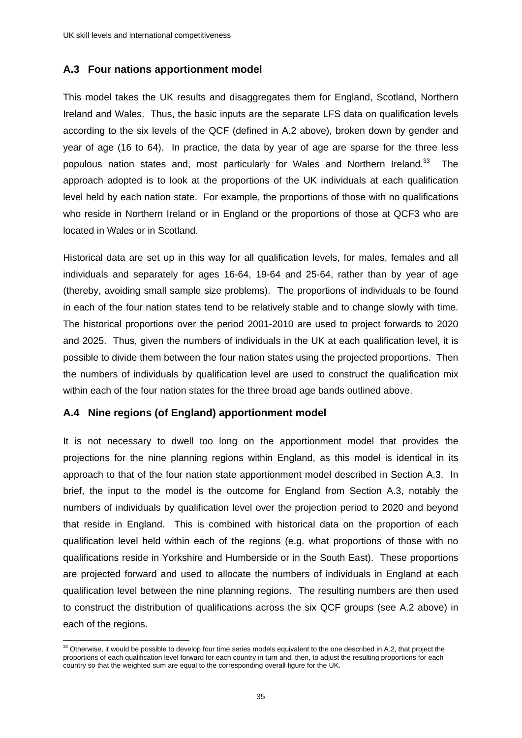## A.3 Four nations apportionment model

This model takes the UK results and disaggregates them for England, Scotland, Northern Ireland and Wales. Thus, the basic inputs are the separate LFS data on qualification levels according to the six levels of the QCF (defined in A.2 above), broken down by gender and year of age (16 to 64). In practice, the data by year of age are sparse for the three less populous nation states and, most particularly for Wales and Northern Ireland.[33] The approach adopted is to look at the proportions of the UK individuals at each qualification level held by each nation state. For example, the proportions of those with no qualifications who reside in Northern Ireland or in England or the proportions of those at QCF3 who are located in Wales or in Scotland.

Historical data are set up in this way for all qualification levels, for males, females and all individuals and separately for ages 16-64, 19-64 and 25-64, rather than by year of age (thereby, avoiding small sample size problems). The proportions of individuals to be found in each of the four nation states tend to be relatively stable and to change slowly with time. The historical proportions over the period 2001-2010 are used to project forwards to 2020 and 2025. Thus, given the numbers of individuals in the UK at each qualification level, it is possible to divide them between the four nation states using the projected proportions. Then the numbers of individuals by qualification level are used to construct the qualification mix within each of the four nation states for the three broad age bands outlined above.

## A.4 Nine regions (of England) apportionment model

It is not necessary to dwell too long on the apportionment model that provides the projections for the nine planning regions within England, as this model is identical in its approach to that of the four nation state apportionment model described in Section A.3. In brief, the input to the model is the outcome for England from Section A.3, notably the numbers of individuals by qualification level over the projection period to 2020 and beyond that reside in England. This is combined with historical data on the proportion of each qualification level held within each of the regions (e.g. what proportions of those with no qualifications reside in Yorkshire and Humberside or in the South East). These proportions are projected forward and used to allocate the numbers of individuals in England at each qualification level between the nine planning regions. The resulting numbers are then used to construct the distribution of qualifications across the six QCF groups (see A.2 above) in each of the regions.

[33] Otherwise, it would be possible to develop four time series models equivalent to the one described in A.2, that project the proportions of each qualification level forward for each country in turn and, then, to adjust the resulting proportions for each country so that the weighted sum are equal to the corresponding overall figure for the UK.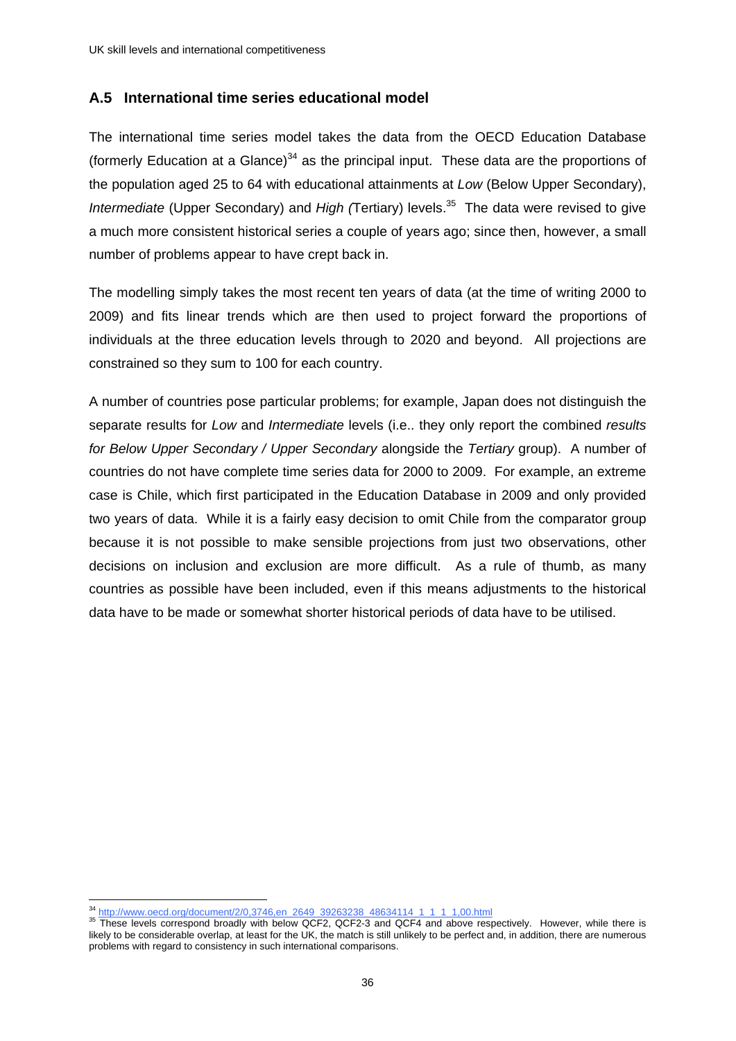## A.5 International time series educational model

The international time series model takes the data from the OECD Education Database (formerly Education at a Glance)[34] as the principal input. These data are the proportions of the population aged 25 to 64 with educational attainments at *Low* (Below Upper Secondary), *Intermediate* (Upper Secondary) and *High (*Tertiary) levels.[35] The data were revised to give a much more consistent historical series a couple of years ago; since then, however, a small number of problems appear to have crept back in.

The modelling simply takes the most recent ten years of data (at the time of writing 2000 to 2009) and fits linear trends which are then used to project forward the proportions of individuals at the three education levels through to 2020 and beyond. All projections are constrained so they sum to 100 for each country.

A number of countries pose particular problems; for example, Japan does not distinguish the separate results for *Low* and *Intermediate* levels (i.e.. they only report the combined *results for Below Upper Secondary / Upper Secondary* alongside the *Tertiary* group). A number of countries do not have complete time series data for 2000 to 2009. For example, an extreme case is Chile, which first participated in the Education Database in 2009 and only provided two years of data. While it is a fairly easy decision to omit Chile from the comparator group because it is not possible to make sensible projections from just two observations, other decisions on inclusion and exclusion are more difficult. As a rule of thumb, as many countries as possible have been included, even if this means adjustments to the historical data have to be made or somewhat shorter historical periods of data have to be utilised.

---

[34] http://www.oecd.org/document/2/0,3746,en_2649_39263238_48634114_1_1_1_1,00.html

[35] These levels correspond broadly with below QCF2, QCF2-3 and QCF4 and above respectively. However, while there is likely to be considerable overlap, at least for the UK, the match is still unlikely to be perfect and, in addition, there are numerous problems with regard to consistency in such international comparisons.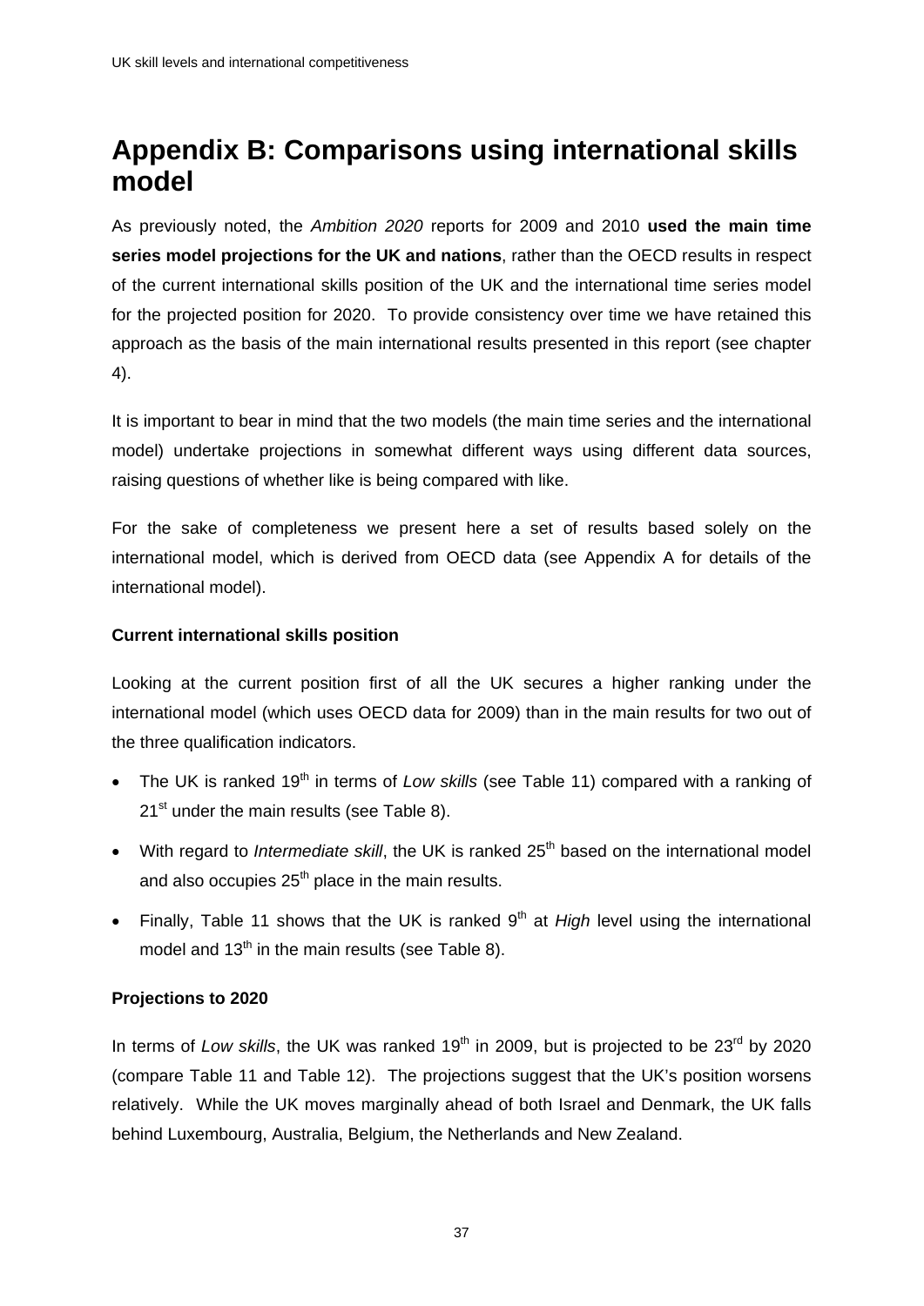# Appendix B: Comparisons using international skills model

As previously noted, the *Ambition 2020* reports for 2009 and 2010 **used the main time series model projections for the UK and nations**, rather than the OECD results in respect of the current international skills position of the UK and the international time series model for the projected position for 2020. To provide consistency over time we have retained this approach as the basis of the main international results presented in this report (see chapter 4).

It is important to bear in mind that the two models (the main time series and the international model) undertake projections in somewhat different ways using different data sources, raising questions of whether like is being compared with like.

For the sake of completeness we present here a set of results based solely on the international model, which is derived from OECD data (see Appendix A for details of the international model).

**Current international skills position**

Looking at the current position first of all the UK secures a higher ranking under the international model (which uses OECD data for 2009) than in the main results for two out of the three qualification indicators.

- The UK is ranked 19th in terms of *Low skills* (see Table 11) compared with a ranking of 21st under the main results (see Table 8).
- With regard to *Intermediate skill*, the UK is ranked 25th based on the international model and also occupies 25th place in the main results.
- Finally, Table 11 shows that the UK is ranked 9th at *High* level using the international model and 13th in the main results (see Table 8).

**Projections to 2020**

In terms of *Low skills*, the UK was ranked 19th in 2009, but is projected to be 23rd by 2020 (compare Table 11 and Table 12). The projections suggest that the UK's position worsens relatively. While the UK moves marginally ahead of both Israel and Denmark, the UK falls behind Luxembourg, Australia, Belgium, the Netherlands and New Zealand.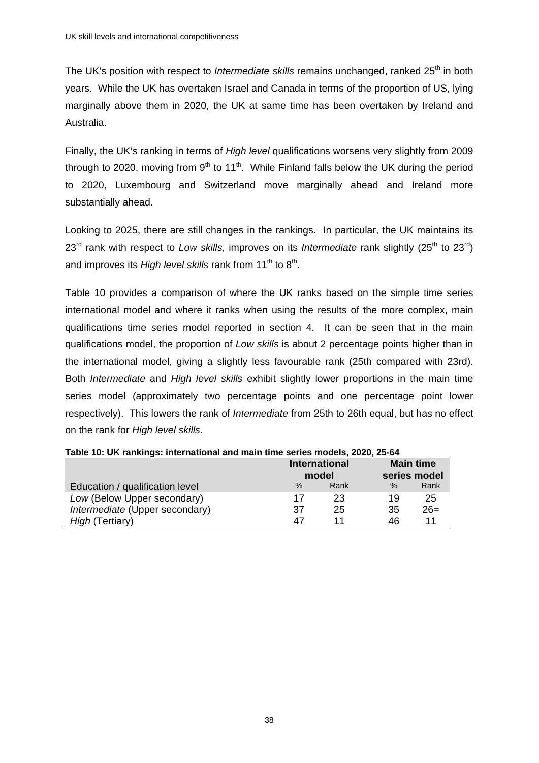The UK's position with respect to *Intermediate skills* remains unchanged, ranked 25th in both years. While the UK has overtaken Israel and Canada in terms of the proportion of US, lying marginally above them in 2020, the UK at same time has been overtaken by Ireland and Australia.

Finally, the UK's ranking in terms of *High level* qualifications worsens very slightly from 2009 through to 2020, moving from 9th to 11th. While Finland falls below the UK during the period to 2020, Luxembourg and Switzerland move marginally ahead and Ireland more substantially ahead.

Looking to 2025, there are still changes in the rankings. In particular, the UK maintains its 23rd rank with respect to *Low skills*, improves on its *Intermediate* rank slightly (25th to 23rd) and improves its *High level skills* rank from 11th to 8th.

Table 10 provides a comparison of where the UK ranks based on the simple time series international model and where it ranks when using the results of the more complex, main qualifications time series model reported in section 4. It can be seen that in the main qualifications model, the proportion of *Low skills* is about 2 percentage points higher than in the international model, giving a slightly less favourable rank (25th compared with 23rd). Both *Intermediate* and *High level skills* exhibit slightly lower proportions in the main time series model (approximately two percentage points and one percentage point lower respectively). This lowers the rank of *Intermediate* from 25th to 26th equal, but has no effect on the rank for *High level skills*.

**Table 10: UK rankings: international and main time series models, 2020, 25-64**

| | International model | | Main time series model | |
|---|---|---|---|---|
| Education / qualification level | % | Rank | % | Rank |
| *Low* (Below Upper secondary) | 17 | 23 | 19 | 25 |
| *Intermediate* (Upper secondary) | 37 | 25 | 35 | 26= |
| *High* (Tertiary) | 47 | 11 | 46 | 11 |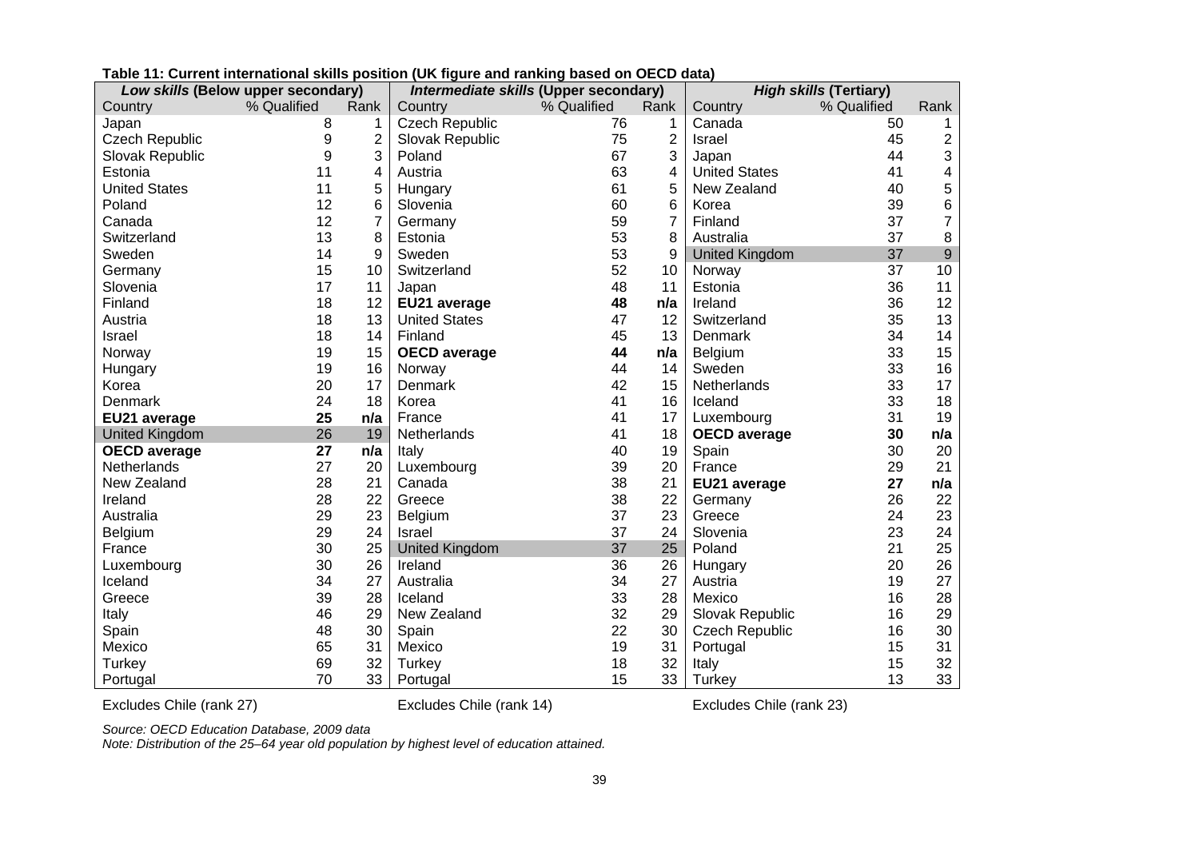**Table 11: Current international skills position (UK figure and ranking based on OECD data)**

| *Low skills* (Below upper secondary) | | | *Intermediate skills* (Upper secondary) | | | *High skills* (Tertiary) | | |
|---|---|---|---|---|---|---|---|---|
| Country | % Qualified | Rank | Country | % Qualified | Rank | Country | % Qualified | Rank |
| Japan | 8 | 1 | Czech Republic | 76 | 1 | Canada | 50 | 1 |
| Czech Republic | 9 | 2 | Slovak Republic | 75 | 2 | Israel | 45 | 2 |
| Slovak Republic | 9 | 3 | Poland | 67 | 3 | Japan | 44 | 3 |
| Estonia | 11 | 4 | Austria | 63 | 4 | United States | 41 | 4 |
| United States | 11 | 5 | Hungary | 61 | 5 | New Zealand | 40 | 5 |
| Poland | 12 | 6 | Slovenia | 60 | 6 | Korea | 39 | 6 |
| Canada | 12 | 7 | Germany | 59 | 7 | Finland | 37 | 7 |
| Switzerland | 13 | 8 | Estonia | 53 | 8 | Australia | 37 | 8 |
| Sweden | 14 | 9 | Sweden | 53 | 9 | United Kingdom | 37 | 9 |
| Germany | 15 | 10 | Switzerland | 52 | 10 | Norway | 37 | 10 |
| Slovenia | 17 | 11 | Japan | 48 | 11 | Estonia | 36 | 11 |
| Finland | 18 | 12 | **EU21 average** | **48** | **n/a** | Ireland | 36 | 12 |
| Austria | 18 | 13 | United States | 47 | 12 | Switzerland | 35 | 13 |
| Israel | 18 | 14 | Finland | 45 | 13 | Denmark | 34 | 14 |
| Norway | 19 | 15 | **OECD average** | **44** | **n/a** | Belgium | 33 | 15 |
| Hungary | 19 | 16 | Norway | 44 | 14 | Sweden | 33 | 16 |
| Korea | 20 | 17 | Denmark | 42 | 15 | Netherlands | 33 | 17 |
| Denmark | 24 | 18 | Korea | 41 | 16 | Iceland | 33 | 18 |
| **EU21 average** | **25** | **n/a** | France | 41 | 17 | Luxembourg | 31 | 19 |
| United Kingdom | 26 | 19 | Netherlands | 41 | 18 | **OECD average** | **30** | **n/a** |
| **OECD average** | **27** | **n/a** | Italy | 40 | 19 | Spain | 30 | 20 |
| Netherlands | 27 | 20 | Luxembourg | 39 | 20 | France | 29 | 21 |
| New Zealand | 28 | 21 | Canada | 38 | 21 | **EU21 average** | **27** | **n/a** |
| Ireland | 28 | 22 | Greece | 38 | 22 | Germany | 26 | 22 |
| Australia | 29 | 23 | Belgium | 37 | 23 | Greece | 24 | 23 |
| Belgium | 29 | 24 | Israel | 37 | 24 | Slovenia | 23 | 24 |
| France | 30 | 25 | United Kingdom | 37 | 25 | Poland | 21 | 25 |
| Luxembourg | 30 | 26 | Ireland | 36 | 26 | Hungary | 20 | 26 |
| Iceland | 34 | 27 | Australia | 34 | 27 | Austria | 19 | 27 |
| Greece | 39 | 28 | Iceland | 33 | 28 | Mexico | 16 | 28 |
| Italy | 46 | 29 | New Zealand | 32 | 29 | Slovak Republic | 16 | 29 |
| Spain | 48 | 30 | Spain | 22 | 30 | Czech Republic | 16 | 30 |
| Mexico | 65 | 31 | Mexico | 19 | 31 | Portugal | 15 | 31 |
| Turkey | 69 | 32 | Turkey | 18 | 32 | Italy | 15 | 32 |
| Portugal | 70 | 33 | Portugal | 15 | 33 | Turkey | 13 | 33 |

Excludes Chile (rank 27) | Excludes Chile (rank 14) | Excludes Chile (rank 23)

*Source: OECD Education Database, 2009 data*

*Note: Distribution of the 25–64 year old population by highest level of education attained.*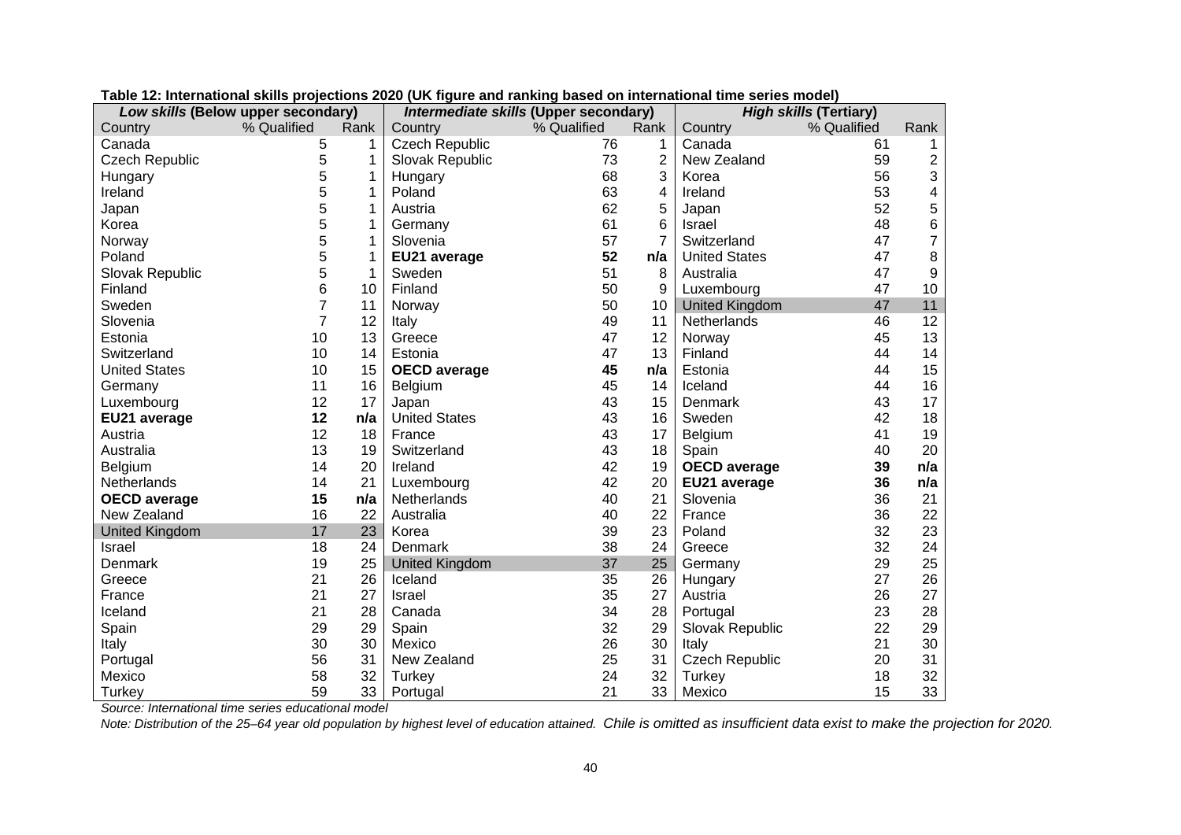**Table 12: International skills projections 2020 (UK figure and ranking based on international time series model)**

| ***Low skills*** **(Below upper secondary)** | | | ***Intermediate skills*** **(Upper secondary)** | | | ***High skills*** **(Tertiary)** | | |
|---|---|---|---|---|---|---|---|---|
| Country | % Qualified | Rank | Country | % Qualified | Rank | Country | % Qualified | Rank |
| Canada | 5 | 1 | Czech Republic | 76 | 1 | Canada | 61 | 1 |
| Czech Republic | 5 | 1 | Slovak Republic | 73 | 2 | New Zealand | 59 | 2 |
| Hungary | 5 | 1 | Hungary | 68 | 3 | Korea | 56 | 3 |
| Ireland | 5 | 1 | Poland | 63 | 4 | Ireland | 53 | 4 |
| Japan | 5 | 1 | Austria | 62 | 5 | Japan | 52 | 5 |
| Korea | 5 | 1 | Germany | 61 | 6 | Israel | 48 | 6 |
| Norway | 5 | 1 | Slovenia | 57 | 7 | Switzerland | 47 | 7 |
| Poland | 5 | 1 | **EU21 average** | **52** | **n/a** | United States | 47 | 8 |
| Slovak Republic | 5 | 1 | Sweden | 51 | 8 | Australia | 47 | 9 |
| Finland | 6 | 10 | Finland | 50 | 9 | Luxembourg | 47 | 10 |
| Sweden | 7 | 11 | Norway | 50 | 10 | United Kingdom | 47 | 11 |
| Slovenia | 7 | 12 | Italy | 49 | 11 | Netherlands | 46 | 12 |
| Estonia | 10 | 13 | Greece | 47 | 12 | Norway | 45 | 13 |
| Switzerland | 10 | 14 | Estonia | 47 | 13 | Finland | 44 | 14 |
| United States | 10 | 15 | **OECD average** | **45** | **n/a** | Estonia | 44 | 15 |
| Germany | 11 | 16 | Belgium | 45 | 14 | Iceland | 44 | 16 |
| Luxembourg | 12 | 17 | Japan | 43 | 15 | Denmark | 43 | 17 |
| **EU21 average** | **12** | **n/a** | United States | 43 | 16 | Sweden | 42 | 18 |
| Austria | 12 | 18 | France | 43 | 17 | Belgium | 41 | 19 |
| Australia | 13 | 19 | Switzerland | 43 | 18 | Spain | 40 | 20 |
| Belgium | 14 | 20 | Ireland | 42 | 19 | **OECD average** | **39** | **n/a** |
| Netherlands | 14 | 21 | Luxembourg | 42 | 20 | **EU21 average** | **36** | **n/a** |
| **OECD average** | **15** | **n/a** | Netherlands | 40 | 21 | Slovenia | 36 | 21 |
| New Zealand | 16 | 22 | Australia | 40 | 22 | France | 36 | 22 |
| United Kingdom | 17 | 23 | Korea | 39 | 23 | Poland | 32 | 23 |
| Israel | 18 | 24 | Denmark | 38 | 24 | Greece | 32 | 24 |
| Denmark | 19 | 25 | United Kingdom | 37 | 25 | Germany | 29 | 25 |
| Greece | 21 | 26 | Iceland | 35 | 26 | Hungary | 27 | 26 |
| France | 21 | 27 | Israel | 35 | 27 | Austria | 26 | 27 |
| Iceland | 21 | 28 | Canada | 34 | 28 | Portugal | 23 | 28 |
| Spain | 29 | 29 | Spain | 32 | 29 | Slovak Republic | 22 | 29 |
| Italy | 30 | 30 | Mexico | 26 | 30 | Italy | 21 | 30 |
| Portugal | 56 | 31 | New Zealand | 25 | 31 | Czech Republic | 20 | 31 |
| Mexico | 58 | 32 | Turkey | 24 | 32 | Turkey | 18 | 32 |
| Turkey | 59 | 33 | Portugal | 21 | 33 | Mexico | 15 | 33 |

*Source: International time series educational model*

*Note: Distribution of the 25–64 year old population by highest level of education attained. Chile is omitted as insufficient data exist to make the projection for 2020.*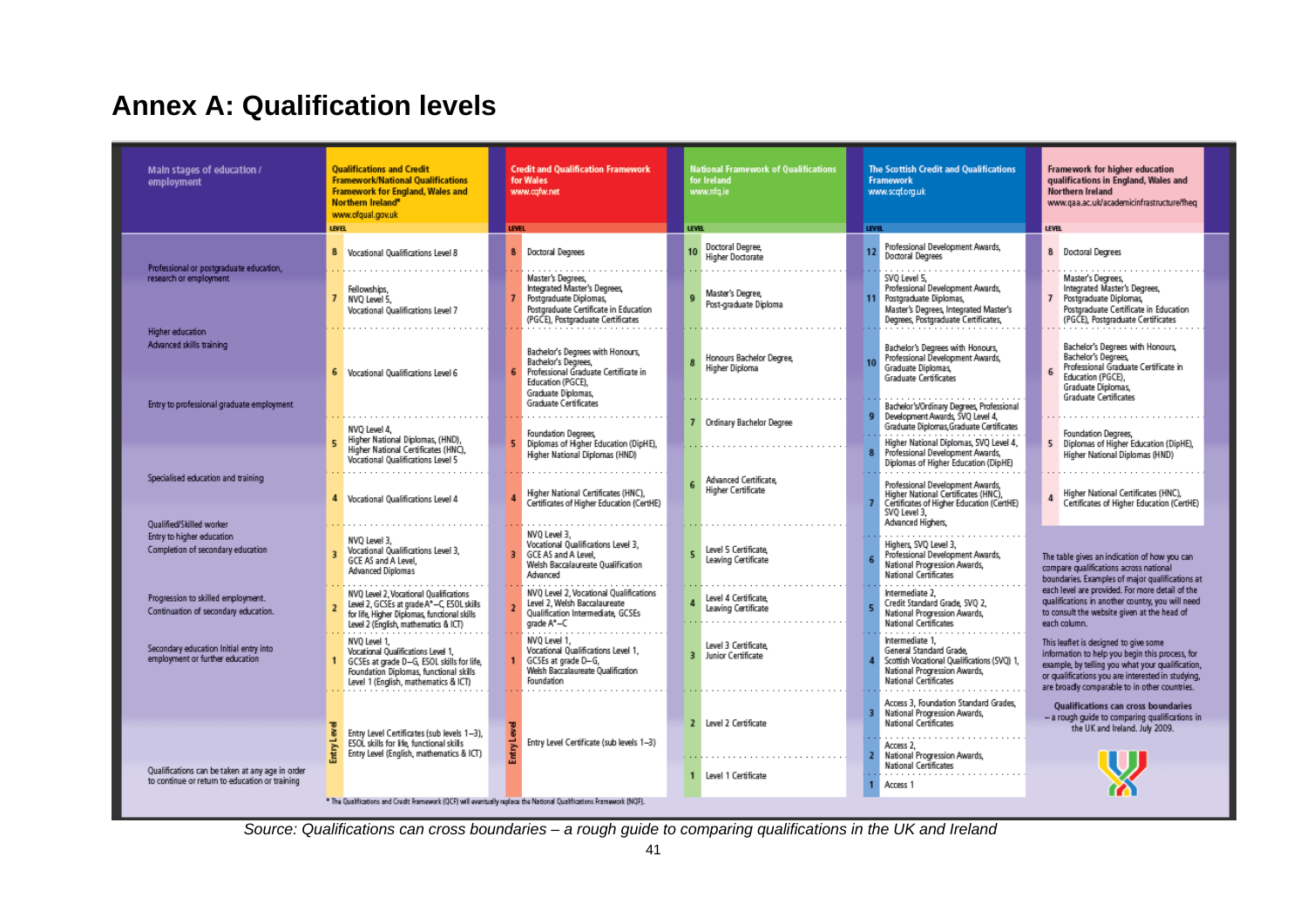# Annex A: Qualification levels

| Main stages of education / employment | Qualifications and Credit Framework/National Qualifications Framework for England, Wales and Northern Ireland* www.ofqual.gov.uk | Credit and Qualification Framework for Wales www.cqfw.net | National Framework of Qualifications for Ireland www.nfq.ie | The Scottish Credit and Qualifications Framework www.scqf.org.uk | Framework for higher education qualifications in England, Wales and Northern Ireland www.qaa.ac.uk/academicinfrastructure/fheq |
|---|---|---|---|---|---|
| Professional or postgraduate education, research or employment | 8 Vocational Qualifications Level 8 | 8 Doctoral Degrees | 10 Doctoral Degree, Higher Doctorate | 12 Professional Development Awards, Doctoral Degrees | 8 Doctoral Degrees |
| | 7 Fellowships, NVQ Level 5, Vocational Qualifications Level 7 | 7 Master's Degrees, Integrated Master's Degrees, Postgraduate Diplomas, Postgraduate Certificate in Education (PGCE), Postgraduate Certificates | 9 Master's Degree, Post-graduate Diploma | 11 SVQ Level 5, Professional Development Awards, Postgraduate Diplomas, Master's Degrees, Integrated Master's Degrees, Postgraduate Certificates, | 7 Master's Degrees, Integrated Master's Degrees, Postgraduate Diplomas, Postgraduate Certificate in Education (PGCE), Postgraduate Certificates |
| Higher education Advanced skills training / Entry to professional graduate employment | 6 Vocational Qualifications Level 6 | 6 Bachelor's Degrees with Honours, Bachelor's Degrees, Professional Graduate Certificate in Education (PGCE), Graduate Diplomas, Graduate Certificates | 8 Honours Bachelor Degree, Higher Diploma | 10 Bachelor's Degrees with Honours, Professional Development Awards, Graduate Diplomas, Graduate Certificates | 6 Bachelor's Degrees with Honours, Bachelor's Degrees, Professional Graduate Certificate in Education (PGCE), Graduate Diplomas, Graduate Certificates |
| | | | 7 Ordinary Bachelor Degree | 9 Bachelor's/Ordinary Degrees, Professional Development Awards, SVQ Level 4, Graduate Diplomas, Graduate Certificates | |
| | 5 NVQ Level 4, Higher National Diplomas, (HND), Higher National Certificates (HNC), Vocational Qualifications Level 5 | 5 Foundation Degrees, Diplomas of Higher Education (DipHE), Higher National Diplomas (HND) | | 8 Higher National Diplomas, SVQ Level 4, Professional Development Awards, Diplomas of Higher Education (DipHE) | 5 Foundation Degrees, Diplomas of Higher Education (DipHE), Higher National Diplomas (HND) |
| Specialised education and training | 4 Vocational Qualifications Level 4 | 4 Higher National Certificates (HNC), Certificates of Higher Education (CertHE) | 6 Advanced Certificate, Higher Certificate | 7 Professional Development Awards, Higher National Certificates (HNC), Certificates of Higher Education (CertHE) SVQ Level 3, Advanced Highers, | 4 Higher National Certificates (HNC), Certificates of Higher Education (CertHE) |
| Qualified/Skilled worker Entry to higher education Completion of secondary education | 3 NVQ Level 3, Vocational Qualifications Level 3, GCE AS and A Level, Advanced Diplomas | 3 NVQ Level 3, Vocational Qualifications Level 3, GCE AS and A Level, Welsh Baccalaureate Qualification Advanced | 5 Level 5 Certificate, Leaving Certificate | 6 Highers, SVQ Level 3, Professional Development Awards, National Progression Awards, National Certificates | |
| Progression to skilled employment. Continuation of secondary education. | 2 NVQ Level 2, Vocational Qualifications Level 2, GCSEs at grade A*–C, ESOL skills for life, Higher Diplomas, functional skills Level 2 (English, mathematics & ICT) | 2 NVQ Level 2, Vocational Qualifications Level 2, Welsh Baccalaureate Qualification Intermediate, GCSEs grade A*–C | 4 Level 4 Certificate, Leaving Certificate | 5 Intermediate 2, Credit Standard Grade, SVQ 2, National Progression Awards, National Certificates | |
| Secondary education Initial entry into employment or further education | 1 NVQ Level 1, Vocational Qualifications Level 1, GCSEs at grade D–G, ESOL skills for life, Foundation Diplomas, functional skills Level 1 (English, mathematics & ICT) | 1 NVQ Level 1, Vocational Qualifications Level 1, GCSEs at grade D–G, Welsh Baccalaureate Qualification Foundation | 3 Level 3 Certificate, Junior Certificate | 4 Intermediate 1, General Standard Grade, Scottish Vocational Qualifications (SVQ) 1, National Progression Awards, National Certificates | |
| | | | | 3 Access 3, Foundation Standard Grades, National Progression Awards, National Certificates | |
| | Entry Level: Entry Level Certificates (sub levels 1–3), ESOL skills for life, functional skills Entry Level (English, mathematics & ICT) | Entry Level: Entry Level Certificate (sub levels 1–3) | 2 Level 2 Certificate | 2 Access 2, National Progression Awards, National Certificates | |
| Qualifications can be taken at any age in order to continue or return to education or training | | | 1 Level 1 Certificate | 1 Access 1 | |

\* The Qualifications and Credit Framework (QCF) will eventually replace the National Qualifications Framework (NQF).

The table gives an indication of how you can compare qualifications across national boundaries. Examples of major qualifications at each level are provided. For more detail of the qualifications in another country, you will need to consult the website given at the head of each column.

This leaflet is designed to give some information to help you begin this process, for example, by telling you what your qualification, or qualifications you are interested in studying, are broadly comparable to in other countries.

**Qualifications can cross boundaries** – a rough guide to comparing qualifications in the UK and Ireland. July 2009.

*Source: Qualifications can cross boundaries – a rough guide to comparing qualifications in the UK and Ireland*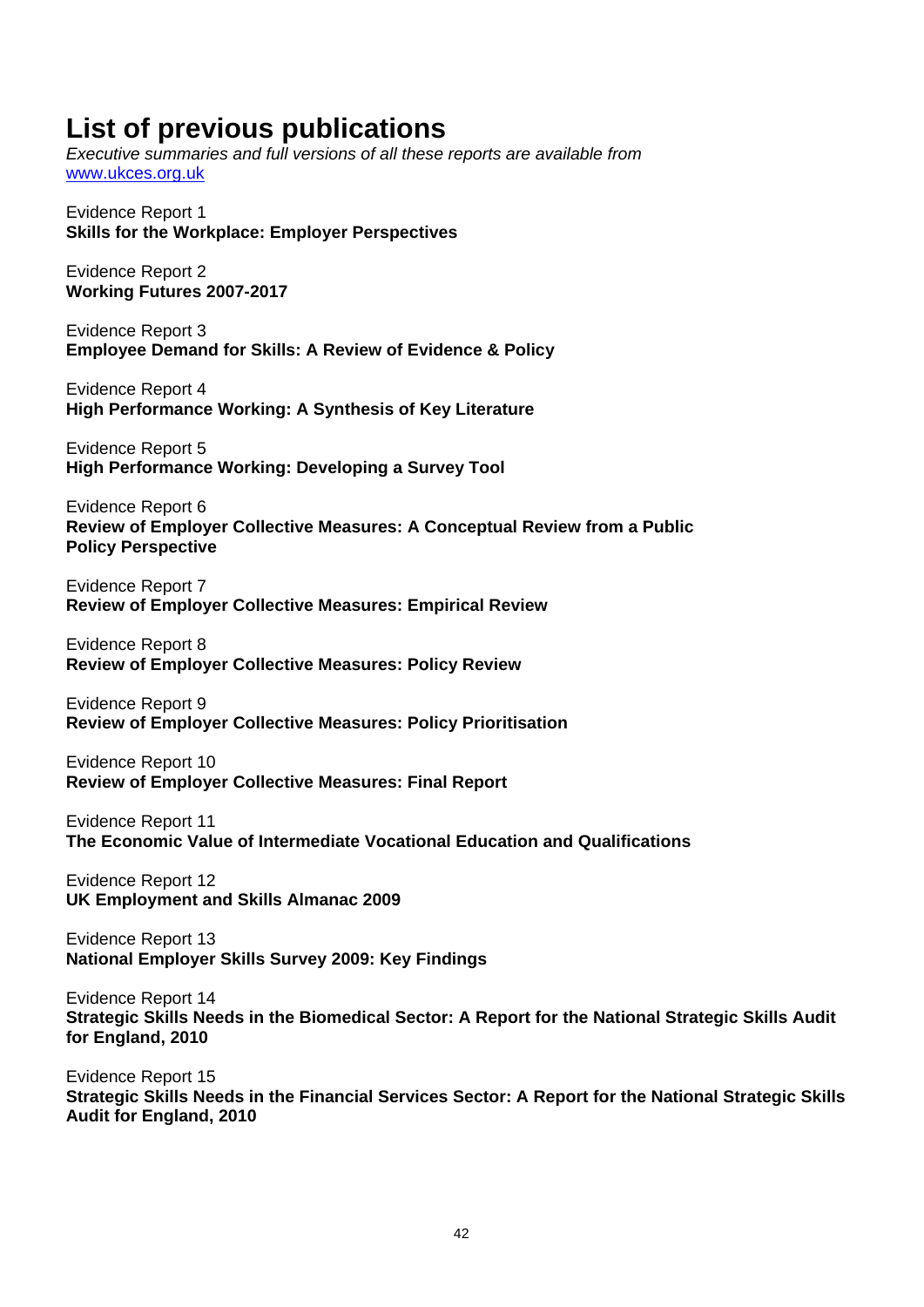# List of previous publications

*Executive summaries and full versions of all these reports are available from* www.ukces.org.uk

Evidence Report 1
**Skills for the Workplace: Employer Perspectives**

Evidence Report 2
**Working Futures 2007-2017**

Evidence Report 3
**Employee Demand for Skills: A Review of Evidence & Policy**

Evidence Report 4
**High Performance Working: A Synthesis of Key Literature**

Evidence Report 5
**High Performance Working: Developing a Survey Tool**

Evidence Report 6
**Review of Employer Collective Measures: A Conceptual Review from a Public Policy Perspective**

Evidence Report 7
**Review of Employer Collective Measures: Empirical Review**

Evidence Report 8
**Review of Employer Collective Measures: Policy Review**

Evidence Report 9
**Review of Employer Collective Measures: Policy Prioritisation**

Evidence Report 10
**Review of Employer Collective Measures: Final Report**

Evidence Report 11
**The Economic Value of Intermediate Vocational Education and Qualifications**

Evidence Report 12
**UK Employment and Skills Almanac 2009**

Evidence Report 13
**National Employer Skills Survey 2009: Key Findings**

Evidence Report 14
**Strategic Skills Needs in the Biomedical Sector: A Report for the National Strategic Skills Audit for England, 2010**

Evidence Report 15
**Strategic Skills Needs in the Financial Services Sector: A Report for the National Strategic Skills Audit for England, 2010**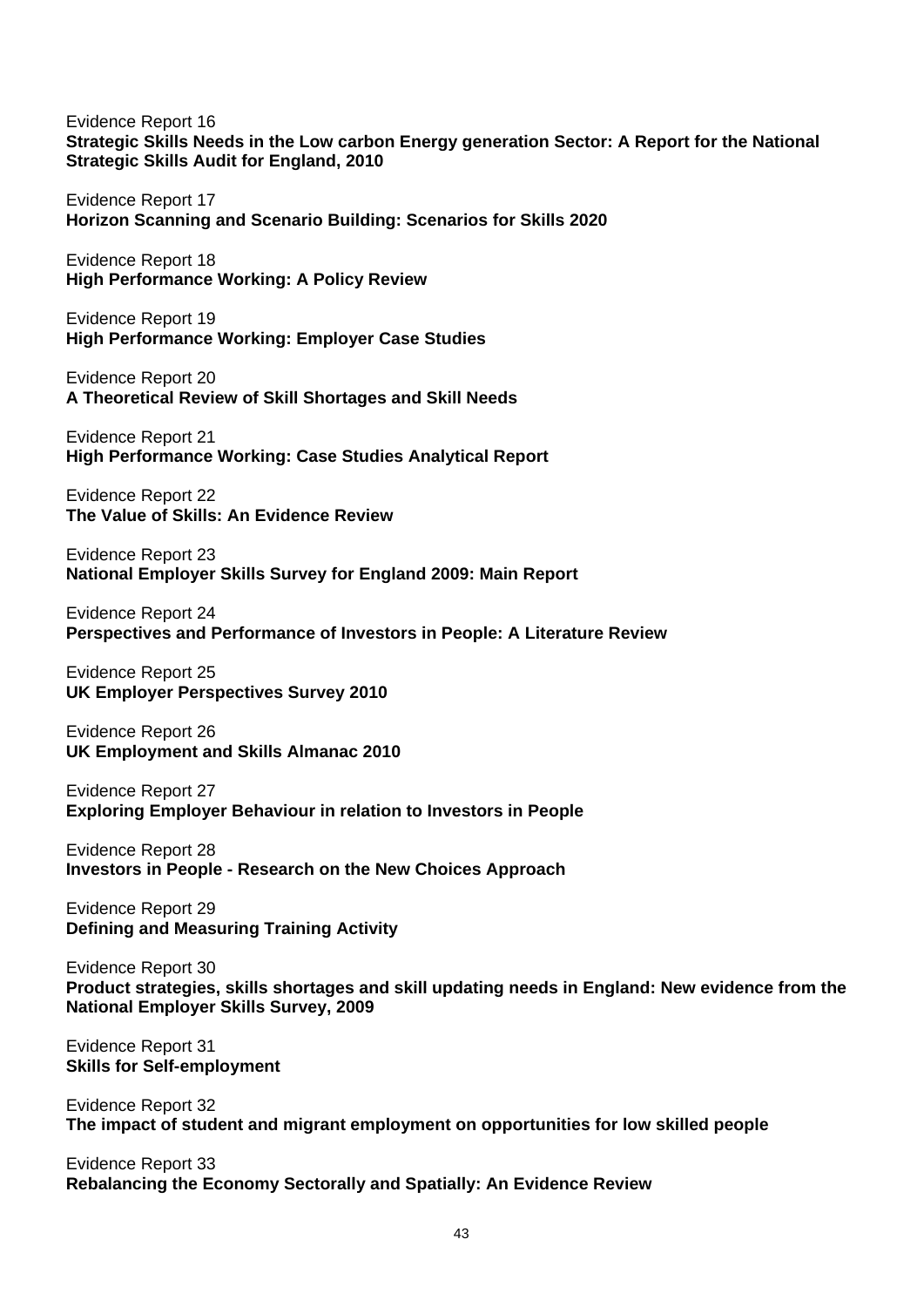Evidence Report 16
**Strategic Skills Needs in the Low carbon Energy generation Sector: A Report for the National Strategic Skills Audit for England, 2010**

Evidence Report 17
**Horizon Scanning and Scenario Building: Scenarios for Skills 2020**

Evidence Report 18
**High Performance Working: A Policy Review**

Evidence Report 19
**High Performance Working: Employer Case Studies**

Evidence Report 20
**A Theoretical Review of Skill Shortages and Skill Needs**

Evidence Report 21
**High Performance Working: Case Studies Analytical Report**

Evidence Report 22
**The Value of Skills: An Evidence Review**

Evidence Report 23
**National Employer Skills Survey for England 2009: Main Report**

Evidence Report 24
**Perspectives and Performance of Investors in People: A Literature Review**

Evidence Report 25
**UK Employer Perspectives Survey 2010**

Evidence Report 26
**UK Employment and Skills Almanac 2010**

Evidence Report 27
**Exploring Employer Behaviour in relation to Investors in People**

Evidence Report 28
**Investors in People - Research on the New Choices Approach**

Evidence Report 29
**Defining and Measuring Training Activity**

Evidence Report 30
**Product strategies, skills shortages and skill updating needs in England: New evidence from the National Employer Skills Survey, 2009**

Evidence Report 31
**Skills for Self-employment**

Evidence Report 32
**The impact of student and migrant employment on opportunities for low skilled people**

Evidence Report 33
**Rebalancing the Economy Sectorally and Spatially: An Evidence Review**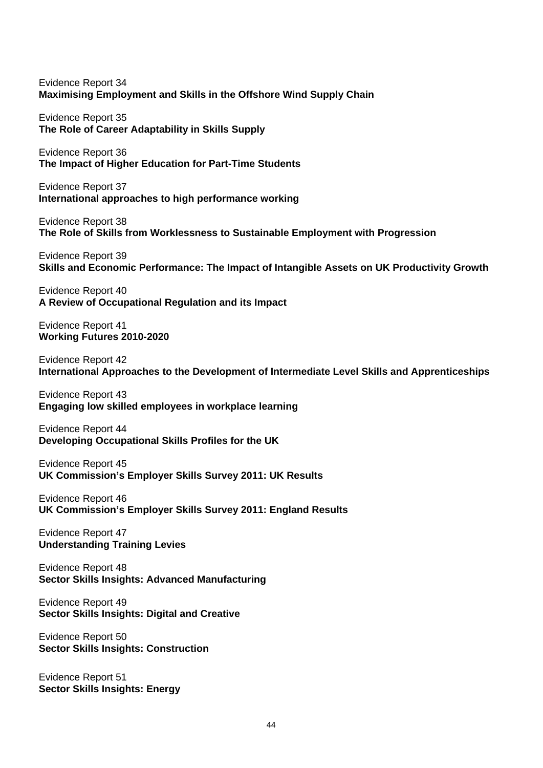Evidence Report 34
**Maximising Employment and Skills in the Offshore Wind Supply Chain**

Evidence Report 35
**The Role of Career Adaptability in Skills Supply**

Evidence Report 36
**The Impact of Higher Education for Part-Time Students**

Evidence Report 37
**International approaches to high performance working**

Evidence Report 38
**The Role of Skills from Worklessness to Sustainable Employment with Progression**

Evidence Report 39
**Skills and Economic Performance: The Impact of Intangible Assets on UK Productivity Growth**

Evidence Report 40
**A Review of Occupational Regulation and its Impact**

Evidence Report 41
**Working Futures 2010-2020**

Evidence Report 42
**International Approaches to the Development of Intermediate Level Skills and Apprenticeships**

Evidence Report 43
**Engaging low skilled employees in workplace learning**

Evidence Report 44
**Developing Occupational Skills Profiles for the UK**

Evidence Report 45
**UK Commission's Employer Skills Survey 2011: UK Results**

Evidence Report 46
**UK Commission's Employer Skills Survey 2011: England Results**

Evidence Report 47
**Understanding Training Levies**

Evidence Report 48
**Sector Skills Insights: Advanced Manufacturing**

Evidence Report 49
**Sector Skills Insights: Digital and Creative**

Evidence Report 50
**Sector Skills Insights: Construction**

Evidence Report 51
**Sector Skills Insights: Energy**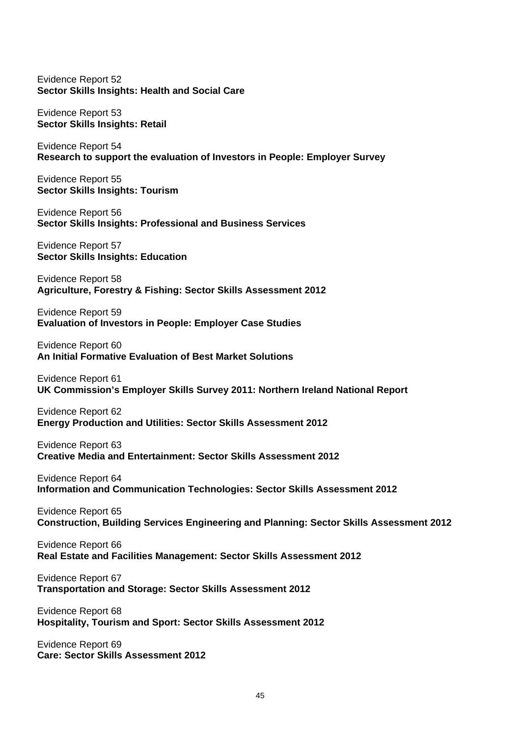Evidence Report 52
**Sector Skills Insights: Health and Social Care**

Evidence Report 53
**Sector Skills Insights: Retail**

Evidence Report 54
**Research to support the evaluation of Investors in People: Employer Survey**

Evidence Report 55
**Sector Skills Insights: Tourism**

Evidence Report 56
**Sector Skills Insights: Professional and Business Services**

Evidence Report 57
**Sector Skills Insights: Education**

Evidence Report 58
**Agriculture, Forestry & Fishing: Sector Skills Assessment 2012**

Evidence Report 59
**Evaluation of Investors in People: Employer Case Studies**

Evidence Report 60
**An Initial Formative Evaluation of Best Market Solutions**

Evidence Report 61
**UK Commission's Employer Skills Survey 2011: Northern Ireland National Report**

Evidence Report 62
**Energy Production and Utilities: Sector Skills Assessment 2012**

Evidence Report 63
**Creative Media and Entertainment: Sector Skills Assessment 2012**

Evidence Report 64
**Information and Communication Technologies: Sector Skills Assessment 2012**

Evidence Report 65
**Construction, Building Services Engineering and Planning: Sector Skills Assessment 2012**

Evidence Report 66
**Real Estate and Facilities Management: Sector Skills Assessment 2012**

Evidence Report 67
**Transportation and Storage: Sector Skills Assessment 2012**

Evidence Report 68
**Hospitality, Tourism and Sport: Sector Skills Assessment 2012**

Evidence Report 69
**Care: Sector Skills Assessment 2012**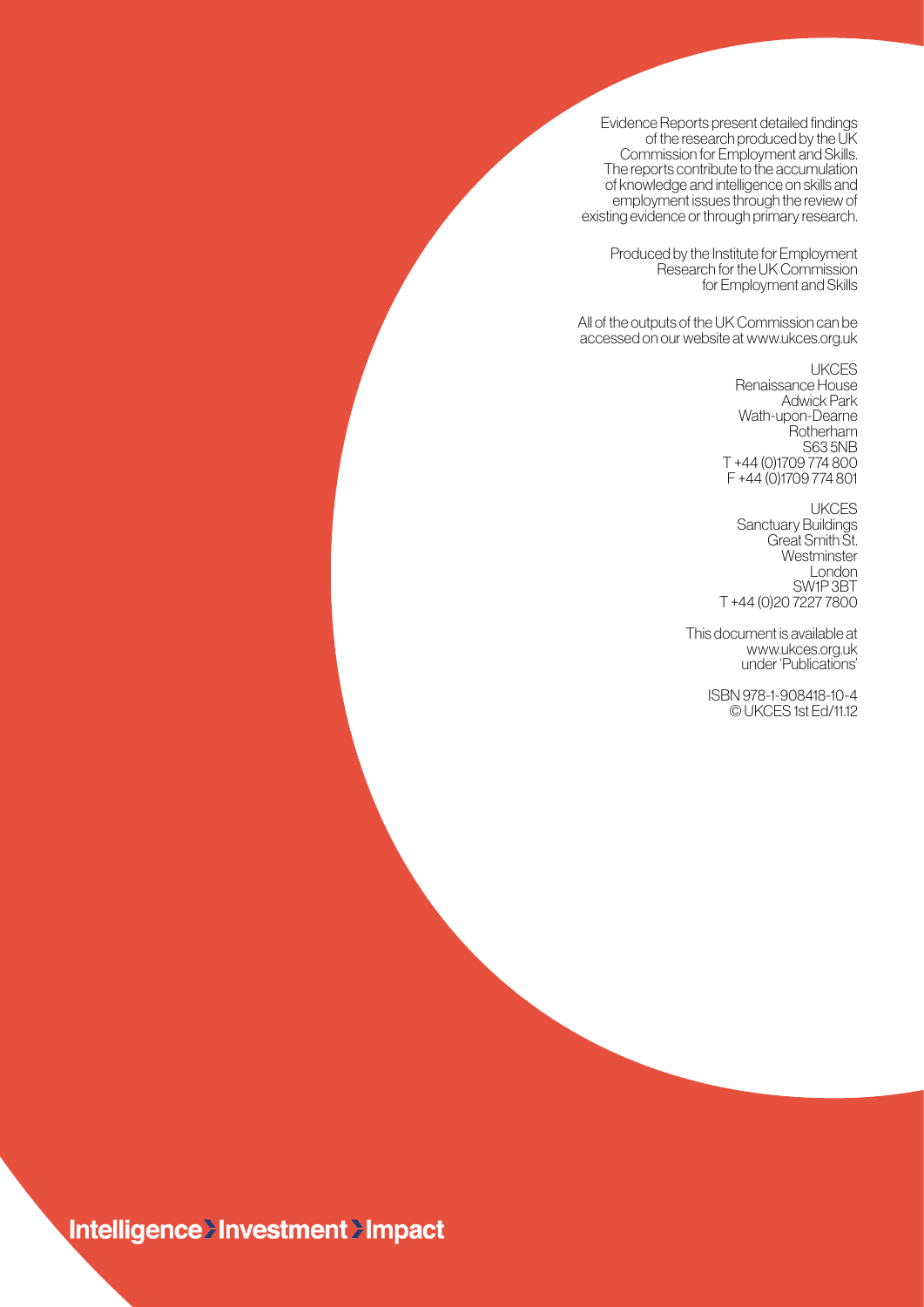Evidence Reports present detailed findings of the research produced by the UK Commission for Employment and Skills. The reports contribute to the accumulation of knowledge and intelligence on skills and employment issues through the review of existing evidence or through primary research.

Produced by the Institute for Employment Research for the UK Commission for Employment and Skills

All of the outputs of the UK Commission can be accessed on our website at www.ukces.org.uk

UKCES
Renaissance House
Adwick Park
Wath-upon-Dearne
Rotherham
S63 5NB
T +44 (0)1709 774 800
F +44 (0)1709 774 801

UKCES
Sanctuary Buildings
Great Smith St.
Westminster
London
SW1P 3BT
T +44 (0)20 7227 7800

This document is available at www.ukces.org.uk under 'Publications'

ISBN 978-1-908418-10-4
© UKCES 1st Ed/11.12

**Intelligence > Investment > Impact**